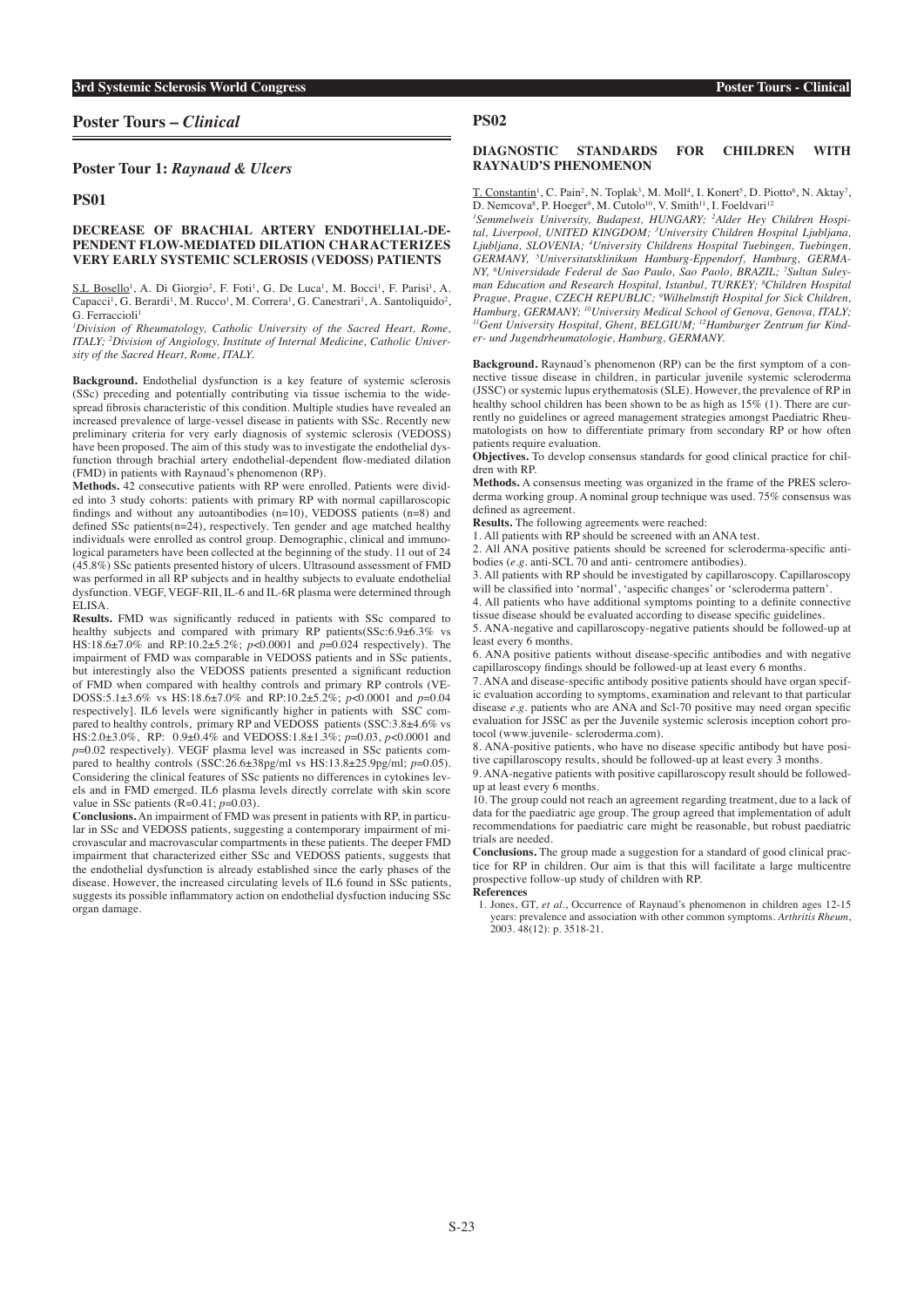# Poster Tours – *Clinical*

## Poster Tour 1: *Raynaud & Ulcers*

### PS01

#### DECREASE OF BRACHIAL ARTERY ENDOTHELIAL-DEPENDENT FLOW-MEDIATED DILATION CHARACTERIZES VERY EARLY SYSTEMIC SCLEROSIS (VEDOSS) PATIENTS

S.L Bosello[1], A. Di Giorgio[2], F. Foti[1], G. De Luca[1], M. Bocci[1], F. Parisi[1], A. Capacci[1], G. Berardi[1], M. Rucco[1], M. Correra[1], G. Canestrari[1], A. Santoliquido[2], G. Ferraccioli[1]

[1]*Division of Rheumatology, Catholic University of the Sacred Heart, Rome, ITALY;* [2]*Division of Angiology, Institute of Internal Medicine, Catholic University of the Sacred Heart, Rome, ITALY.*

**Background.** Endothelial dysfunction is a key feature of systemic sclerosis (SSc) preceding and potentially contributing via tissue ischemia to the widespread fibrosis characteristic of this condition. Multiple studies have revealed an increased prevalence of large-vessel disease in patients with SSc. Recently new preliminary criteria for very early diagnosis of systemic sclerosis (VEDOSS) have been proposed. The aim of this study was to investigate the endothelial dysfunction through brachial artery endothelial-dependent flow-mediated dilation (FMD) in patients with Raynaud's phenomenon (RP).

**Methods.** 42 consecutive patients with RP were enrolled. Patients were divided into 3 study cohorts: patients with primary RP with normal capillaroscopic findings and without any autoantibodies (n=10), VEDOSS patients (n=8) and defined SSc patients(n=24), respectively. Ten gender and age matched healthy individuals were enrolled as control group. Demographic, clinical and immunological parameters have been collected at the beginning of the study. 11 out of 24 (45.8%) SSc patients presented history of ulcers. Ultrasound assessment of FMD was performed in all RP subjects and in healthy subjects to evaluate endothelial dysfunction. VEGF, VEGF-RII, IL-6 and IL-6R plasma were determined through ELISA.

**Results.** FMD was significantly reduced in patients with SSc compared to healthy subjects and compared with primary RP patients(SSc:6.9±6.3% vs HS:18.6±7.0% and RP:10.2±5.2%; *p*<0.0001 and *p*=0.024 respectively). The impairment of FMD was comparable in VEDOSS patients and in SSc patients, but interestingly also the VEDOSS patients presented a significant reduction of FMD when compared with healthy controls and primary RP controls (VEDOSS:5.1±3.6% vs HS:18.6±7.0% and RP:10.2±5.2%; *p*<0.0001 and *p*=0.04 respectively]. IL6 levels were significantly higher in patients with SSc compared to healthy controls, primary RP and VEDOSS patients (SSC:3.8±4.6% vs HS:2.0±3.0%, RP: 0.9±0.4% and VEDOSS:1.8±1.3%; *p*=0.03, *p*<0.0001 and *p*=0.02 respectively). VEGF plasma level was increased in SSc patients compared to healthy controls (SSC:26.6±38pg/ml vs HS:13.8±25.9pg/ml; *p*=0.05). Considering the clinical features of SSc patients no differences in cytokines levels and in FMD emerged. IL6 plasma levels directly correlate with skin score value in SSc patients (R=0.41; *p*=0.03).

**Conclusions.** An impairment of FMD was present in patients with RP, in particular in SSc and VEDOSS patients, suggesting a contemporary impairment of microvascular and macrovascular compartments in these patients. The deeper FMD impairment that characterized either SSc and VEDOSS patients, suggests that the endothelial dysfunction is already established since the early phases of the disease. However, the increased circulating levels of IL6 found in SSc patients, suggests its possible inflammatory action on endothelial dysfunction inducing SSc organ damage.

### PS02

#### DIAGNOSTIC STANDARDS FOR CHILDREN WITH RAYNAUD'S PHENOMENON

T. Constantin[1], C. Pain[2], N. Toplak[3], M. Moll[4], I. Konert[5], D. Piotto[6], N. Aktay[7], D. Nemcova[8], P. Hoeger[9], M. Cutolo[10], V. Smith[11], I. Foeldvari[12]

[1]*Semmelweis University, Budapest, HUNGARY;* [2]*Alder Hey Children Hospital, Liverpool, UNITED KINGDOM;* [3]*University Children Hospital Ljubljana, Ljubljana, SLOVENIA;* [4]*University Childrens Hospital Tuebingen, Tuebingen, GERMANY,* [5]*Universitatsklinikum Hamburg-Eppendorf, Hamburg, GERMANY,* [6]*Universidade Federal de Sao Paulo, Sao Paolo, BRAZIL;* [7]*Sultan Suleyman Education and Research Hospital, Istanbul, TURKEY;* [8]*Children Hospital Prague, Prague, CZECH REPUBLIC;* [9]*Wilhelmstift Hospital for Sick Children, Hamburg, GERMANY;* [10]*University Medical School of Genova, Genova, ITALY;* [11]*Gent University Hospital, Ghent, BELGIUM;* [12]*Hamburger Zentrum fur Kinder- und Jugendrheumatologie, Hamburg, GERMANY.*

**Background.** Raynaud's phenomenon (RP) can be the first symptom of a connective tissue disease in children, in particular juvenile systemic scleroderma (JSSC) or systemic lupus erythematosis (SLE). However, the prevalence of RP in healthy school children has been shown to be as high as 15% (1). There are currently no guidelines or agreed management strategies amongst Paediatric Rheumatologists on how to differentiate primary from secondary RP or how often patients require evaluation.

**Objectives.** To develop consensus standards for good clinical practice for children with RP.

**Methods.** A consensus meeting was organized in the frame of the PRES scleroderma working group. A nominal group technique was used. 75% consensus was defined as agreement.

**Results.** The following agreements were reached:

1. All patients with RP should be screened with an ANA test.
2. All ANA positive patients should be screened for scleroderma-specific antibodies (*e.g.* anti-SCL 70 and anti- centromere antibodies).
3. All patients with RP should be investigated by capillaroscopy. Capillaroscopy will be classified into 'normal', 'aspecific changes' or 'scleroderma pattern'.
4. All patients who have additional symptoms pointing to a definite connective tissue disease should be evaluated according to disease specific guidelines.
5. ANA-negative and capillaroscopy-negative patients should be followed-up at least every 6 months.
6. ANA positive patients without disease-specific antibodies and with negative capillaroscopy findings should be followed-up at least every 6 months.
7. ANA and disease-specific antibody positive patients should have organ specific evaluation according to symptoms, examination and relevant to that particular disease *e.g.* patients who are ANA and Scl-70 positive may need organ specific evaluation for JSSC as per the Juvenile systemic sclerosis inception cohort protocol (www.juvenile- scleroderma.com).
8. ANA-positive patients, who have no disease specific antibody but have positive capillaroscopy results, should be followed-up at least every 3 months.
9. ANA-negative patients with positive capillaroscopy result should be followed-up at least every 6 months.
10. The group could not reach an agreement regarding treatment, due to a lack of data for the paediatric age group. The group agreed that implementation of adult recommendations for paediatric care might be reasonable, but robust paediatric trials are needed.

**Conclusions.** The group made a suggestion for a standard of good clinical practice for RP in children. Our aim is that this will facilitate a large multicentre prospective follow-up study of children with RP.

**References**

1. Jones, GT, *et al*., Occurrence of Raynaud's phenomenon in children ages 12-15 years: prevalence and association with other common symptoms. *Arthritis Rheum*, 2003. 48(12): p. 3518-21.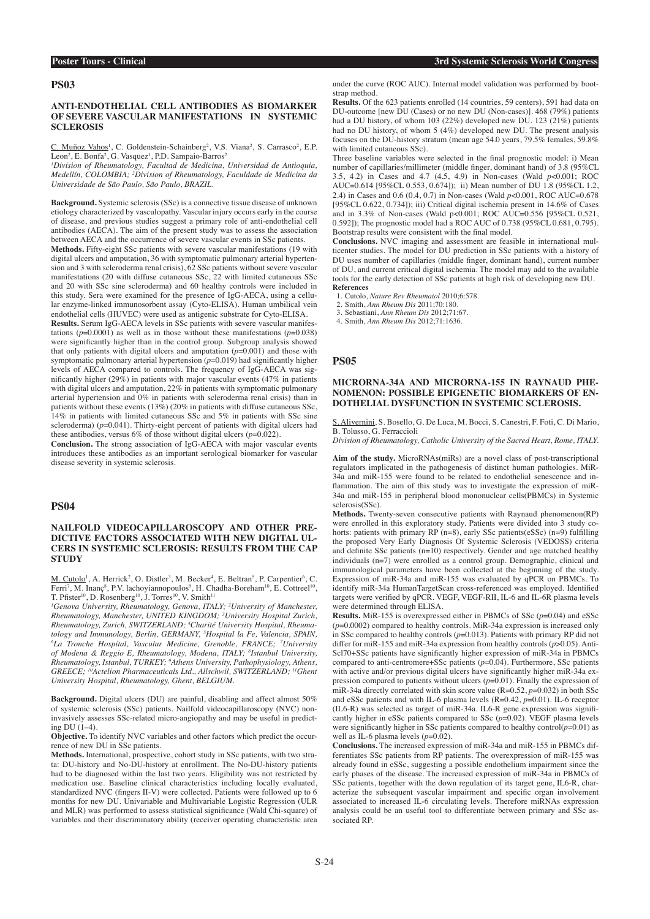## PS03

### ANTI-ENDOTHELIAL CELL ANTIBODIES AS BIOMARKER OF SEVERE VASCULAR MANIFESTATIONS IN SYSTEMIC SCLEROSIS

C. Muñoz Vahos[1], C. Goldenstein-Schainberg[2], V.S. Viana[2], S. Carrasco[2], E.P. Leon[2], E. Bonfa[2], G. Vasquez[1], P.D. Sampaio-Barros[2]

[1]*Division of Rheumatology, Facultad de Medicina, Universidad de Antioquia, Medellín, COLOMBIA;* [2]*Division of Rheumatology, Faculdade de Medicina da Universidade de São Paulo, São Paulo, BRAZIL.*

**Background.** Systemic sclerosis (SSc) is a connective tissue disease of unknown etiology characterized by vasculopathy. Vascular injury occurs early in the course of disease, and previous studies suggest a primary role of anti-endothelial cell antibodies (AECA). The aim of the present study was to assess the association between AECA and the occurrence of severe vascular events in SSc patients.

**Methods.** Fifty-eight SSc patients with severe vascular manifestations (19 with digital ulcers and amputation, 36 with symptomatic pulmonary arterial hypertension and 3 with scleroderma renal crisis), 62 SSc patients without severe vascular manifestations (20 with diffuse cutaneous SSc, 22 with limited cutaneous SSc and 20 with SSc sine scleroderma) and 60 healthy controls were included in this study. Sera were examined for the presence of IgG-AECA, using a cellular enzyme-linked immunosorbent assay (Cyto-ELISA). Human umbilical vein endothelial cells (HUVEC) were used as antigenic substrate for Cyto-ELISA.

**Results.** Serum IgG-AECA levels in SSc patients with severe vascular manifestations ($p$=0.0001) as well as in those without these manifestations ($p$=0.038) were significantly higher than in the control group. Subgroup analysis showed that only patients with digital ulcers and amputation ($p$=0.001) and those with symptomatic pulmonary arterial hypertension ($p$=0.019) had significantly higher levels of AECA compared to controls. The frequency of IgG-AECA was significantly higher (29%) in patients with major vascular events (47% in patients with digital ulcers and amputation, 22% in patients with symptomatic pulmonary arterial hypertension and 0% in patients with scleroderma renal crisis) than in patients without these events (13%) (20% in patients with diffuse cutaneous SSc, 14% in patients with limited cutaneous SSc and 5% in patients with SSc sine scleroderma) ($p$=0.041). Thirty-eight percent of patients with digital ulcers had these antibodies, versus 6% of those without digital ulcers ($p$=0.022).

**Conclusion.** The strong association of IgG-AECA with major vascular events introduces these antibodies as an important serological biomarker for vascular disease severity in systemic sclerosis.

## PS04

### NAILFOLD VIDEOCAPILLAROSCOPY AND OTHER PREDICTIVE FACTORS ASSOCIATED WITH NEW DIGITAL ULCERS IN SYSTEMIC SCLEROSIS: RESULTS FROM THE CAP STUDY

M. Cutolo[1], A. Herrick[2], O. Distler[3], M. Becker[4], E. Beltran[5], P. Carpentier[6], C. Ferri[7], M. Inanç[8], P.V. lachoyiannopoulos[9], H. Chadha-Boreham[10], E. Cottreel[10], T. Pfister[10], D. Rosenberg[10], J. Torres[10], V. Smith[11]

[1]*Genova University, Rheumatology, Genova, ITALY;* [2]*University of Manchester, Rheumatology, Manchester, UNITED KINGDOM;* [3]*University Hospital Zurich, Rheumatology, Zurich, SWITZERLAND;* [4]*Charité University Hospital, Rheumatology and Immunology, Berlin, GERMANY,* [5]*Hospital la Fe, Valencia, SPAIN,* [6]*La Tronche Hospital, Vascular Medicine, Grenoble, FRANCE;* [7]*University of Modena & Reggio E, Rheumatology, Modena, ITALY;* [8]*Istanbul University, Rheumatology, Istanbul, TURKEY;* [9]*Athens University, Pathophysiology, Athens, GREECE;* [10]*Actelion Pharmaceuticals Ltd., Allschwil, SWITZERLAND;* [11]*Ghent University Hospital, Rheumatology, Ghent, BELGIUM.*

**Background.** Digital ulcers (DU) are painful, disabling and affect almost 50% of systemic sclerosis (SSc) patients. Nailfold videocapillaroscopy (NVC) noninvasively assesses SSc-related micro-angiopathy and may be useful in predicting DU (1–4).

**Objective.** To identify NVC variables and other factors which predict the occurrence of new DU in SSc patients.

**Methods.** International, prospective, cohort study in SSc patients, with two strata: DU-history and No-DU-history at enrollment. The No-DU-history patients had to be diagnosed within the last two years. Eligibility was not restricted by medication use. Baseline clinical characteristics including locally evaluated, standardized NVC (fingers II-V) were collected. Patients were followed up to 6 months for new DU. Univariable and Multivariable Logistic Regression (ULR and MLR) was performed to assess statistical significance (Wald Chi-square) of variables and their discriminatory ability (receiver operating characteristic area under the curve (ROC AUC). Internal model validation was performed by bootstrap method.

**Results.** Of the 623 patients enrolled (14 countries, 59 centers), 591 had data on DU-outcome [new DU (Cases) or no new DU (Non-cases)]. 468 (79%) patients had a DU history, of whom 103 (22%) developed new DU. 123 (21%) patients had no DU history, of whom 5 (4%) developed new DU. The present analysis focuses on the DU-history stratum (mean age 54.0 years, 79.5% females, 59.8% with limited cutaneous SSc).

Three baseline variables were selected in the final prognostic model: i) Mean number of capillaries/millimeter (middle finger, dominant hand) of 3.8 (95%CL 3.5, 4.2) in Cases and 4.7 (4.5, 4.9) in Non-cases (Wald $p$<0.001; ROC AUC=0.614 [95%CL 0.553, 0.674]); ii) Mean number of DU 1.8 (95%CL 1.2, 2.4) in Cases and 0.6 (0.4, 0.7) in Non-cases (Wald $p$<0.001, ROC AUC=0.678 [95%CL 0.622, 0.734]); iii) Critical digital ischemia present in 14.6% of Cases and in 3.3% of Non-cases (Wald p<0.001; ROC AUC=0.556 [95%CL 0.521, 0.592]); The prognostic model had a ROC AUC of 0.738 (95%CL 0.681, 0.795). Bootstrap results were consistent with the final model.

**Conclusions.** NVC imaging and assessment are feasible in international multicenter studies. The model for DU prediction in SSc patients with a history of DU uses number of capillaries (middle finger, dominant hand), current number of DU, and current critical digital ischemia. The model may add to the available tools for the early detection of SSc patients at high risk of developing new DU.

**References**

1. Cutolo, *Nature Rev Rheumatol* 2010;6:578.
2. Smith, *Ann Rheum Dis* 2011;70:180.
3. Sebastiani, *Ann Rheum Dis* 2012;71:67.
4. Smith, *Ann Rheum Dis* 2012;71:1636.

## PS05

### MICRORNA-34A AND MICRORNA-155 IN RAYNAUD PHENOMENON: POSSIBLE EPIGENETIC BIOMARKERS OF ENDOTHELIAL DYSFUNCTION IN SYSTEMIC SCLEROSIS.

S. Alivernini, S. Bosello, G. De Luca, M. Bocci, S. Canestri, F. Foti, C. Di Mario, B. Tolusso, G. Ferraccioli

*Division of Rheumatology, Catholic University of the Sacred Heart, Rome, ITALY.*

**Aim of the study.** MicroRNAs(miRs) are a novel class of post-transcriptional regulators implicated in the pathogenesis of distinct human pathologies. MiR-34a and miR-155 were found to be related to endothelial senescence and inflammation. The aim of this study was to investigate the expression of miR-34a and miR-155 in peripheral blood mononuclear cells(PBMCs) in Systemic sclerosis(SSc).

**Methods.** Twenty-seven consecutive patients with Raynaud phenomenon(RP) were enrolled in this exploratory study. Patients were divided into 3 study cohorts: patients with primary RP (n=8), early SSc patients(eSSc) (n=9) fulfilling the proposed Very Early Diagnosis Of Systemic Sclerosis (VEDOSS) criteria and definite SSc patients (n=10) respectively. Gender and age matched healthy individuals (n=7) were enrolled as a control group. Demographic, clinical and immunological parameters have been collected at the beginning of the study. Expression of miR-34a and miR-155 was evaluated by qPCR on PBMCs. To identify miR-34a HumanTargetScan cross-referenced was employed. Identified targets were verified by qPCR. VEGF, VEGF-RII, IL-6 and IL-6R plasma levels were determined through ELISA.

**Results.** MiR-155 is overexpressed either in PBMCs of SSc ($p$=0.04) and eSSc ($p$=0.0002) compared to healthy controls. MiR-34a expression is increased only in SSc compared to healthy controls ($p$=0.013). Patients with primary RP did not differ for miR-155 and miR-34a expression from healthy controls ($p$>0.05). Anti-Scl70+SSc patients have significantly higher expression of miR-34a in PBMCs compared to anti-centromere+SSc patients ($p$=0.04). Furthermore, SSc patients with active and/or previous digital ulcers have significantly higher miR-34a expression compared to patients without ulcers ($p$=0.01). Finally the expression of miR-34a directly correlated with skin score value (R=0.52, $p$=0.032) in both SSc and eSSc patients and with IL-6 plasma levels (R=0.42, $p$=0.01). IL-6 receptor (IL6-R) was selected as target of miR-34a. IL6-R gene expression was significantly higher in eSSc patients compared to SSc ($p$=0.02). VEGF plasma levels were significantly higher in SSc patients compared to healthy control($p$=0.01) as well as IL-6 plasma levels ($p$=0.02).

**Conclusions.** The increased expression of miR-34a and miR-155 in PBMCs differentiates SSc patients from RP patients. The overexpression of miR-155 was already found in eSSc, suggesting a possible endothelium impairment since the early phases of the disease. The increased expression of miR-34a in PBMCs of SSc patients, together with the down regulation of its target gene, IL6-R, characterize the subsequent vascular impairment and specific organ involvement associated to increased IL-6 circulating levels. Therefore miRNAs expression analysis could be an useful tool to differentiate between primary and SSc associated RP.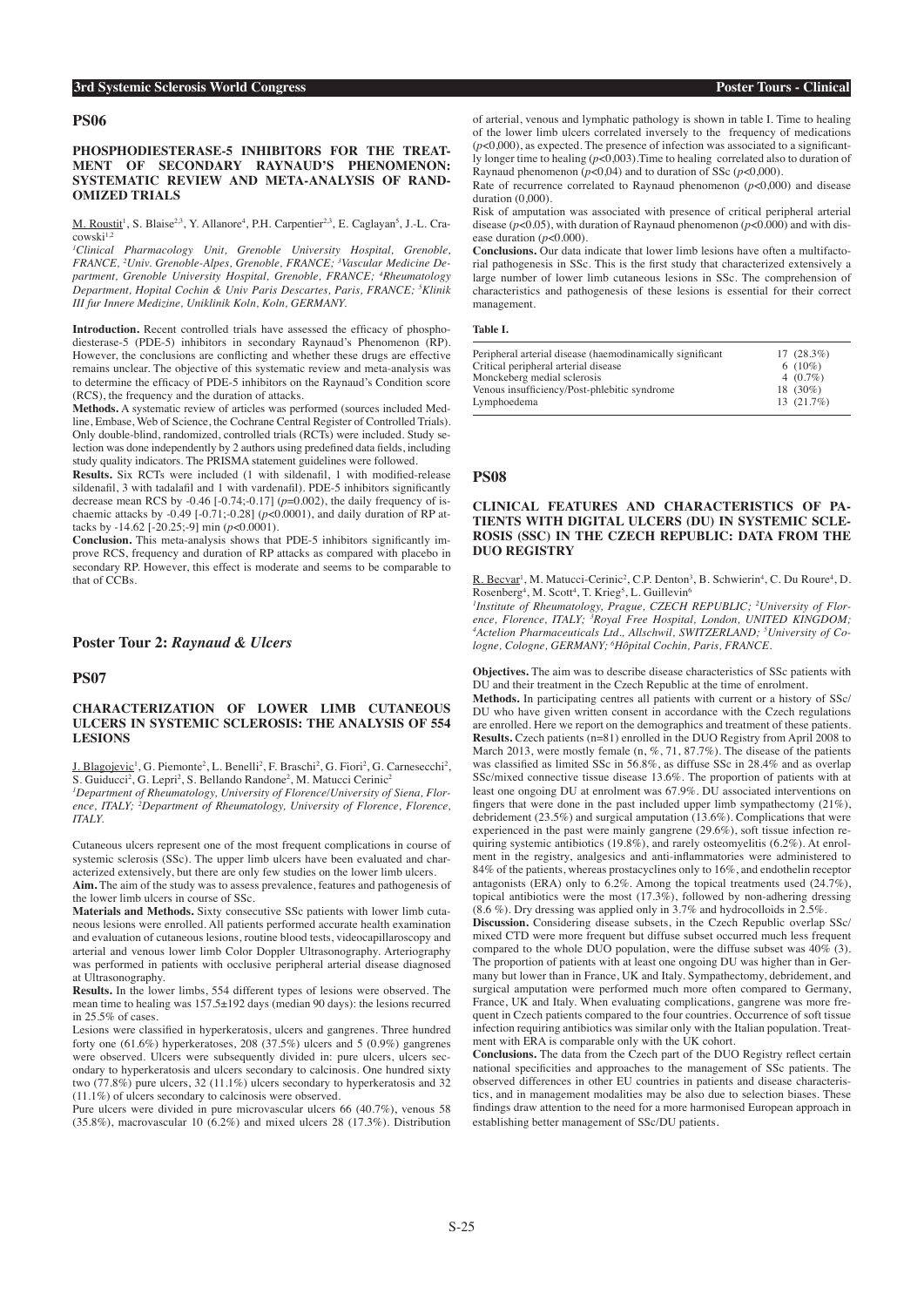## PS06

### PHOSPHODIESTERASE-5 INHIBITORS FOR THE TREATMENT OF SECONDARY RAYNAUD'S PHENOMENON: SYSTEMATIC REVIEW AND META-ANALYSIS OF RANDOMIZED TRIALS

M. Roustit[1], S. Blaise[2,3], Y. Allanore[4], P.H. Carpentier[2,3], E. Caglayan[5], J.-L. Cracowski[1,2]

*[1]Clinical Pharmacology Unit, Grenoble University Hospital, Grenoble, FRANCE, [2]Univ. Grenoble-Alpes, Grenoble, FRANCE; [3]Vascular Medicine Department, Grenoble University Hospital, Grenoble, FRANCE; [4]Rheumatology Department, Hopital Cochin & Univ Paris Descartes, Paris, FRANCE; [5]Klinik III fur Innere Medizine, Uniklinik Koln, Koln, GERMANY.*

**Introduction.** Recent controlled trials have assessed the efficacy of phosphodiesterase-5 (PDE-5) inhibitors in secondary Raynaud's Phenomenon (RP). However, the conclusions are conflicting and whether these drugs are effective remains unclear. The objective of this systematic review and meta-analysis was to determine the efficacy of PDE-5 inhibitors on the Raynaud's Condition score (RCS), the frequency and the duration of attacks.

**Methods.** A systematic review of articles was performed (sources included Medline, Embase, Web of Science, the Cochrane Central Register of Controlled Trials). Only double-blind, randomized, controlled trials (RCTs) were included. Study selection was done independently by 2 authors using predefined data fields, including study quality indicators. The PRISMA statement guidelines were followed.

**Results.** Six RCTs were included (1 with sildenafil, 1 with modified-release sildenafil, 3 with tadalafil and 1 with vardenafil). PDE-5 inhibitors significantly decrease mean RCS by -0.46 [-0.74;-0.17] ($p$=0.002), the daily frequency of ischaemic attacks by -0.49 [-0.71;-0.28] ($p$<0.0001), and daily duration of RP attacks by -14.62 [-20.25;-9] min ($p$<0.0001).

**Conclusion.** This meta-analysis shows that PDE-5 inhibitors significantly improve RCS, frequency and duration of RP attacks as compared with placebo in secondary RP. However, this effect is moderate and seems to be comparable to that of CCBs.

# Poster Tour 2: *Raynaud & Ulcers*

## PS07

### CHARACTERIZATION OF LOWER LIMB CUTANEOUS ULCERS IN SYSTEMIC SCLEROSIS: THE ANALYSIS OF 554 LESIONS

J. Blagojevic[1], G. Piemonte[2], L. Benelli[2], F. Braschi[2], G. Fiori[2], G. Carnesecchi[2], S. Guiducci[2], G. Lepri[2], S. Bellando Randone[2], M. Matucci Cerinic[2]

*[1]Department of Rheumatology, University of Florence/University of Siena, Florence, ITALY; [2]Department of Rheumatology, University of Florence, Florence, ITALY.*

Cutaneous ulcers represent one of the most frequent complications in course of systemic sclerosis (SSc). The upper limb ulcers have been evaluated and characterized extensively, but there are only few studies on the lower limb ulcers.

**Aim.** The aim of the study was to assess prevalence, features and pathogenesis of the lower limb ulcers in course of SSc.

**Materials and Methods.** Sixty consecutive SSc patients with lower limb cutaneous lesions were enrolled. All patients performed accurate health examination and evaluation of cutaneous lesions, routine blood tests, videocapillaroscopy and arterial and venous lower limb Color Doppler Ultrasonography. Arteriography was performed in patients with occlusive peripheral arterial disease diagnosed at Ultrasonography.

**Results.** In the lower limbs, 554 different types of lesions were observed. The mean time to healing was 157.5±192 days (median 90 days): the lesions recurred in 25.5% of cases.

Lesions were classified in hyperkeratosis, ulcers and gangrenes. Three hundred forty one (61.6%) hyperkeratoses, 208 (37.5%) ulcers and 5 (0.9%) gangrenes were observed. Ulcers were subsequently divided in: pure ulcers, ulcers secondary to hyperkeratosis and ulcers secondary to calcinosis. One hundred sixty two (77.8%) pure ulcers, 32 (11.1%) ulcers secondary to hyperkeratosis and 32 (11.1%) of ulcers secondary to calcinosis were observed.

Pure ulcers were divided in pure microvascular ulcers 66 (40.7%), venous 58 (35.8%), macrovascular 10 (6.2%) and mixed ulcers 28 (17.3%). Distribution of arterial, venous and lymphatic pathology is shown in table I. Time to healing of the lower limb ulcers correlated inversely to the frequency of medications ($p$<0,000), as expected. The presence of infection was associated to a significantly longer time to healing ($p$<0,003). Time to healing correlated also to duration of Raynaud phenomenon ($p$<0,04) and to duration of SSc ($p$<0,000).

Rate of recurrence correlated to Raynaud phenomenon ($p$<0,000) and disease duration (0,000).

Risk of amputation was associated with presence of critical peripheral arterial disease ($p$<0.05), with duration of Raynaud phenomenon ($p$<0.000) and with disease duration ($p$<0.000).

**Conclusions.** Our data indicate that lower limb lesions have often a multifactorial pathogenesis in SSc. This is the first study that characterized extensively a large number of lower limb cutaneous lesions in SSc. The comprehension of characteristics and pathogenesis of these lesions is essential for their correct management.

**Table I.**

| | |
|---|---|
| Peripheral arterial disease (haemodinamically significant | 17 (28.3%) |
| Critical peripheral arterial disease | 6 (10%) |
| Monckeberg medial sclerosis | 4 (0.7%) |
| Venous insufficiency/Post-phlebitic syndrome | 18 (30%) |
| Lymphoedema | 13 (21.7%) |

## PS08

### CLINICAL FEATURES AND CHARACTERISTICS OF PATIENTS WITH DIGITAL ULCERS (DU) IN SYSTEMIC SCLEROSIS (SSC) IN THE CZECH REPUBLIC: DATA FROM THE DUO REGISTRY

R. Becvar[1], M. Matucci-Cerinic[2], C.P. Denton[3], B. Schwierin[4], C. Du Roure[4], D. Rosenberg[4], M. Scott[4], T. Krieg[5], L. Guillevin[6]

*[1]Institute of Rheumatology, Prague, CZECH REPUBLIC; [2]University of Florence, Florence, ITALY; [3]Royal Free Hospital, London, UNITED KINGDOM; [4]Actelion Pharmaceuticals Ltd., Allschwil, SWITZERLAND; [5]University of Cologne, Cologne, GERMANY; [6]Hôpital Cochin, Paris, FRANCE.*

**Objectives.** The aim was to describe disease characteristics of SSc patients with DU and their treatment in the Czech Republic at the time of enrolment.

**Methods.** In participating centres all patients with current or a history of SSc/DU who have given written consent in accordance with the Czech regulations are enrolled. Here we report on the demographics and treatment of these patients.

**Results.** Czech patients (n=81) enrolled in the DUO Registry from April 2008 to March 2013, were mostly female (n, %, 71, 87.7%). The disease of the patients was classified as limited SSc in 56.8%, as diffuse SSc in 28.4% and as overlap SSc/mixed connective tissue disease 13.6%. The proportion of patients with at least one ongoing DU at enrolment was 67.9%. DU associated interventions on fingers that were done in the past included upper limb sympathectomy (21%), debridement (23.5%) and surgical amputation (13.6%). Complications that were experienced in the past were mainly gangrene (29.6%), soft tissue infection requiring systemic antibiotics (19.8%), and rarely osteomyelitis (6.2%). At enrolment in the registry, analgesics and anti-inflammatories were administered to 84% of the patients, whereas prostacyclines only to 16%, and endothelin receptor antagonists (ERA) only to 6.2%. Among the topical treatments used (24.7%), topical antibiotics were the most (17.3%), followed by non-adhering dressing (8.6 %). Dry dressing was applied only in 3.7% and hydrocolloids in 2.5%.

**Discussion.** Considering disease subsets, in the Czech Republic overlap SSc/mixed CTD were more frequent but diffuse subset occurred much less frequent compared to the whole DUO population, were the diffuse subset was 40% (3). The proportion of patients with at least one ongoing DU was higher than in Germany but lower than in France, UK and Italy. Sympathectomy, debridement, and surgical amputation were performed much more often compared to Germany, France, UK and Italy. When evaluating complications, gangrene was more frequent in Czech patients compared to the four countries. Occurrence of soft tissue infection requiring antibiotics was similar only with the Italian population. Treatment with ERA is comparable only with the UK cohort.

**Conclusions.** The data from the Czech part of the DUO Registry reflect certain national specificities and approaches to the management of SSc patients. The observed differences in other EU countries in patients and disease characteristics, and in management modalities may be also due to selection biases. These findings draw attention to the need for a more harmonised European approach in establishing better management of SSc/DU patients.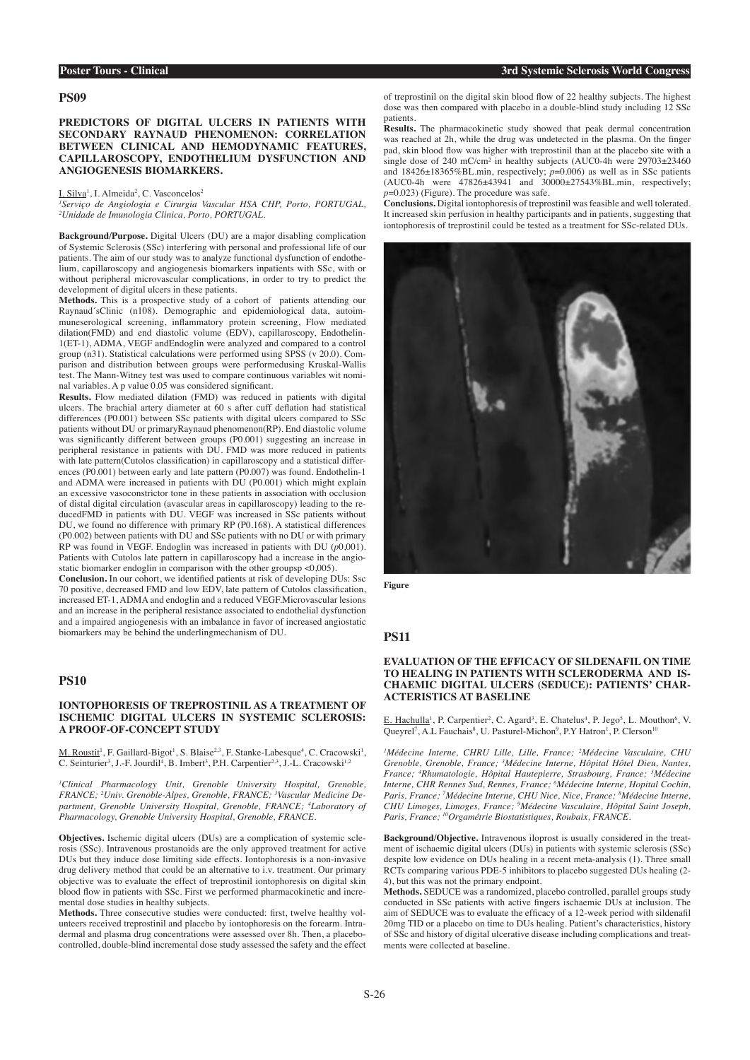## PS09

### PREDICTORS OF DIGITAL ULCERS IN PATIENTS WITH SECONDARY RAYNAUD PHENOMENON: CORRELATION BETWEEN CLINICAL AND HEMODYNAMIC FEATURES, CAPILLAROSCOPY, ENDOTHELIUM DYSFUNCTION AND ANGIOGENESIS BIOMARKERS.

I. Silva[1], I. Almeida[2], C. Vasconcelos[2]

*[1]Serviço de Angiologia e Cirurgia Vascular HSA CHP, Porto, PORTUGAL, [2]Unidade de Imunologia Clinica, Porto, PORTUGAL.*

**Background/Purpose.** Digital Ulcers (DU) are a major disabling complication of Systemic Sclerosis (SSc) interfering with personal and professional life of our patients. The aim of our study was to analyze functional dysfunction of endothelium, capillaroscopy and angiogenesis biomarkers inpatients with SSc, with or without peripheral microvascular complications, in order to try to predict the development of digital ulcers in these patients.

**Methods.** This is a prospective study of a cohort of patients attending our Raynaud´sClinic (n108). Demographic and epidemiological data, autoimmuneserological screening, inflammatory protein screening, Flow mediated dilation(FMD) and end diastolic volume (EDV), capillaroscopy, Endothelin-1(ET-1), ADMA, VEGF andEndoglin were analyzed and compared to a control group (n31). Statistical calculations were performed using SPSS (v 20.0). Comparison and distribution between groups were performedusing Kruskal-Wallis test. The Mann-Witney test was used to compare continuous variables wit nominal variables. A p value 0.05 was considered significant.

**Results.** Flow mediated dilation (FMD) was reduced in patients with digital ulcers. The brachial artery diameter at 60 s after cuff deflation had statistical differences (P0.001) between SSc patients with digital ulcers compared to SSc patients without DU or primaryRaynaud phenomenon(RP). End diastolic volume was significantly different between groups (P0.001) suggesting an increase in peripheral resistance in patients with DU. FMD was more reduced in patients with late pattern(Cutolos classification) in capillaroscopy and a statistical differences (P0.001) between early and late pattern (P0.007) was found. Endothelin-1 and ADMA were increased in patients with DU (P0.001) which might explain an excessive vasoconstrictor tone in these patients in association with occlusion of distal digital circulation (avascular areas in capillaroscopy) leading to the reducedFMD in patients with DU. VEGF was increased in SSc patients without DU, we found no difference with primary RP (P0.168). A statistical differences (P0.002) between patients with DU and SSc patients with no DU or with primary RP was found in VEGF. Endoglin was increased in patients with DU (*p*0,001). Patients with Cutolos late pattern in capillaroscopy had a increase in the angiostatic biomarker endoglin in comparison with the other groupsp <0,005).

**Conclusion.** In our cohort, we identified patients at risk of developing DUs: Ssc 70 positive, decreased FMD and low EDV, late pattern of Cutolos classification, increased ET-1, ADMA and endoglin and a reduced VEGF.Microvascular lesions and an increase in the peripheral resistance associated to endothelial dysfunction and a impaired angiogenesis with an imbalance in favor of increased angiostatic biomarkers may be behind the underlingmechanism of DU.

## PS10

### IONTOPHORESIS OF TREPROSTINIL AS A TREATMENT OF ISCHEMIC DIGITAL ULCERS IN SYSTEMIC SCLEROSIS: A PROOF-OF-CONCEPT STUDY

M. Roustit[1], F. Gaillard-Bigot[1], S. Blaise[2,3], F. Stanke-Labesque[4], C. Cracowski[1], C. Seinturier[3], J.-F. Jourdil[4], B. Imbert[3], P.H. Carpentier[2,3], J.-L. Cracowski[1,2]

*[1]Clinical Pharmacology Unit, Grenoble University Hospital, Grenoble, FRANCE; [2]Univ. Grenoble-Alpes, Grenoble, FRANCE; [3]Vascular Medicine Department, Grenoble University Hospital, Grenoble, FRANCE; [4]Laboratory of Pharmacology, Grenoble University Hospital, Grenoble, FRANCE.*

**Objectives.** Ischemic digital ulcers (DUs) are a complication of systemic sclerosis (SSc). Intravenous prostanoids are the only approved treatment for active DUs but they induce dose limiting side effects. Iontophoresis is a non-invasive drug delivery method that could be an alternative to i.v. treatment. Our primary objective was to evaluate the effect of treprostinil iontophoresis on digital skin blood flow in patients with SSc. First we performed pharmacokinetic and incremental dose studies in healthy subjects.

**Methods.** Three consecutive studies were conducted: first, twelve healthy volunteers received treprostinil and placebo by iontophoresis on the forearm. Intradermal and plasma drug concentrations were assessed over 8h. Then, a placebo-controlled, double-blind incremental dose study assessed the safety and the effect of treprostinil on the digital skin blood flow of 22 healthy subjects. The highest dose was then compared with placebo in a double-blind study including 12 SSc patients.

**Results.** The pharmacokinetic study showed that peak dermal concentration was reached at 2h, while the drug was undetected in the plasma. On the finger pad, skin blood flow was higher with treprostinil than at the placebo site with a single dose of 240 mC/cm$^2$ in healthy subjects (AUC0-4h were 29703±23460 and 18426±18365%BL.min, respectively; $p$=0.006) as well as in SSc patients (AUC0-4h were 47826±43941 and 30000±27543%BL.min, respectively; $p$=0.023) (Figure). The procedure was safe.

**Conclusions.** Digital iontophoresis of treprostinil was feasible and well tolerated. It increased skin perfusion in healthy participants and in patients, suggesting that iontophoresis of treprostinil could be tested as a treatment for SSc-related DUs.

**Figure**

## PS11

### EVALUATION OF THE EFFICACY OF SILDENAFIL ON TIME TO HEALING IN PATIENTS WITH SCLERODERMA AND ISCHAEMIC DIGITAL ULCERS (SEDUCE): PATIENTS' CHARACTERISTICS AT BASELINE

E. Hachulla[1], P. Carpentier[2], C. Agard[3], E. Chatelus[4], P. Jego[5], L. Mouthon[6], V. Queyrel[7], A.L Fauchais[8], U. Pasturel-Michon[9], P.Y Hatron[1], P. Clerson[10]

*[1]Médecine Interne, CHRU Lille, Lille, France; [2]Médecine Vasculaire, CHU Grenoble, Grenoble, France; [3]Médecine Interne, Hôpital Hôtel Dieu, Nantes, France; [4]Rhumatologie, Hôpital Hautepierre, Strasbourg, France; [5]Médecine Interne, CHR Rennes Sud, Rennes, France; [6]Médecine Interne, Hopital Cochin, Paris, France; [7]Médecine Interne, CHU Nice, Nice, France; [8]Médecine Interne, CHU Limoges, Limoges, France; [9]Médecine Vasculaire, Hôpital Saint Joseph, Paris, France; [10]Orgamétrie Biostatistiques, Roubaix, FRANCE.*

**Background/Objective.** Intravenous iloprost is usually considered in the treatment of ischaemic digital ulcers (DUs) in patients with systemic sclerosis (SSc) despite low evidence on DUs healing in a recent meta-analysis (1). Three small RCTs comparing various PDE-5 inhibitors to placebo suggested DUs healing (2-4), but this was not the primary endpoint.

**Methods.** SEDUCE was a randomized, placebo controlled, parallel groups study conducted in SSc patients with active fingers ischaemic DUs at inclusion. The aim of SEDUCE was to evaluate the efficacy of a 12-week period with sildenafil 20mg TID or a placebo on time to DUs healing. Patient's characteristics, history of SSc and history of digital ulcerative disease including complications and treatments were collected at baseline.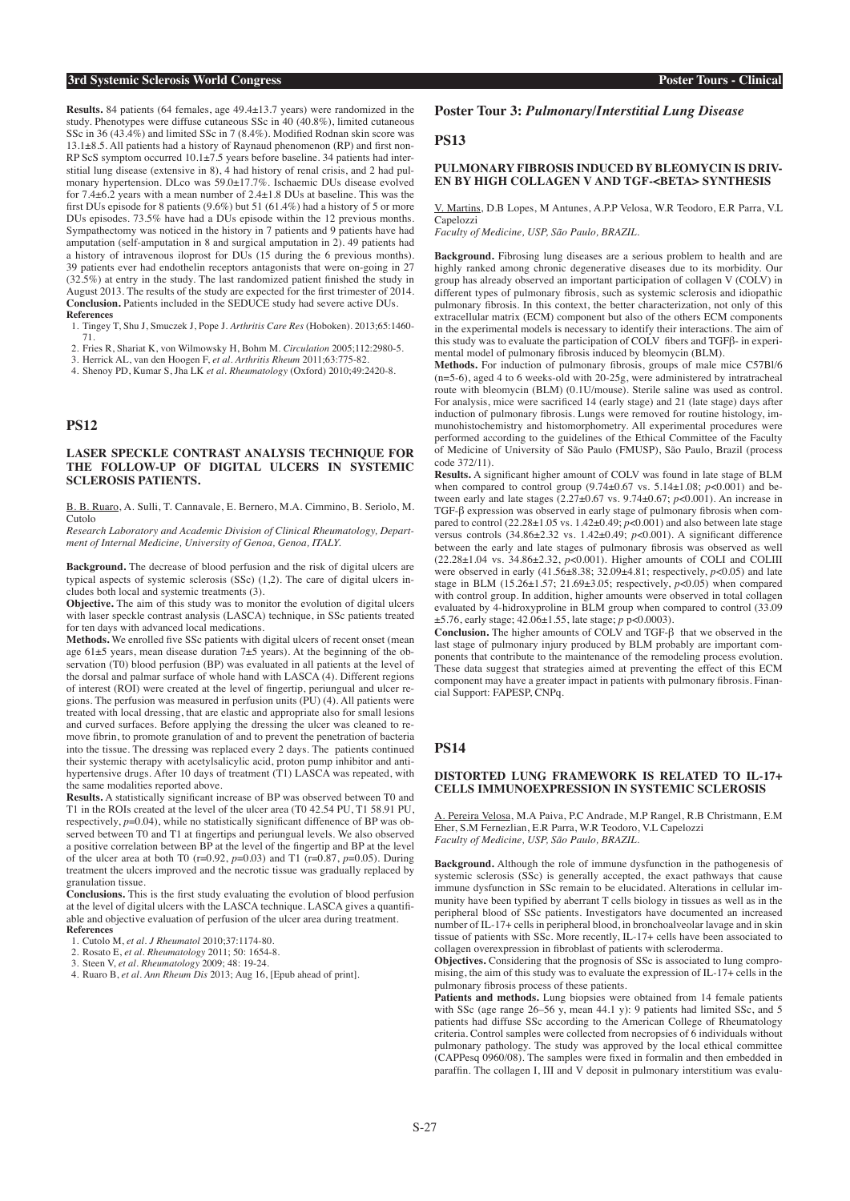**Results.** 84 patients (64 females, age 49.4±13.7 years) were randomized in the study. Phenotypes were diffuse cutaneous SSc in 40 (40.8%), limited cutaneous SSc in 36 (43.4%) and limited SSc in 7 (8.4%). Modified Rodnan skin score was 13.1±8.5. All patients had a history of Raynaud phenomenon (RP) and first non-RP ScS symptom occurred 10.1±7.5 years before baseline. 34 patients had interstitial lung disease (extensive in 8), 4 had history of renal crisis, and 2 had pulmonary hypertension. DLco was 59.0±17.7%. Ischaemic DUs disease evolved for 7.4±6.2 years with a mean number of 2.4±1.8 DUs at baseline. This was the first DUs episode for 8 patients (9.6%) but 51 (61.4%) had a history of 5 or more DUs episodes. 73.5% have had a DUs episode within the 12 previous months. Sympathectomy was noticed in the history in 7 patients and 9 patients have had amputation (self-amputation in 8 and surgical amputation in 2). 49 patients had a history of intravenous iloprost for DUs (15 during the 6 previous months). 39 patients ever had endothelin receptors antagonists that were on-going in 27 (32.5%) at entry in the study. The last randomized patient finished the study in August 2013. The results of the study are expected for the first trimester of 2014.
**Conclusion.** Patients included in the SEDUCE study had severe active DUs.
**References**

1. Tingey T, Shu J, Smuczek J, Pope J. *Arthritis Care Res* (Hoboken). 2013;65:1460-71.
2. Fries R, Shariat K, von Wilmowsky H, Bohm M. *Circulation* 2005;112:2980-5.
3. Herrick AL, van den Hoogen F, *et al*. *Arthritis Rheum* 2011;63:775-82.
4. Shenoy PD, Kumar S, Jha LK *et al*. *Rheumatology* (Oxford) 2010;49:2420-8.

## PS12

### LASER SPECKLE CONTRAST ANALYSIS TECHNIQUE FOR THE FOLLOW-UP OF DIGITAL ULCERS IN SYSTEMIC SCLEROSIS PATIENTS.

B. B. Ruaro, A. Sulli, T. Cannavale, E. Bernero, M.A. Cimmino, B. Seriolo, M. Cutolo

*Research Laboratory and Academic Division of Clinical Rheumatology, Department of Internal Medicine, University of Genoa, Genoa, ITALY.*

**Background.** The decrease of blood perfusion and the risk of digital ulcers are typical aspects of systemic sclerosis (SSc) (1,2). The care of digital ulcers includes both local and systemic treatments (3).

**Objective.** The aim of this study was to monitor the evolution of digital ulcers with laser speckle contrast analysis (LASCA) technique, in SSc patients treated for ten days with advanced local medications.

**Methods.** We enrolled five SSc patients with digital ulcers of recent onset (mean age 61±5 years, mean disease duration 7±5 years). At the beginning of the observation (T0) blood perfusion (BP) was evaluated in all patients at the level of the dorsal and palmar surface of whole hand with LASCA (4). Different regions of interest (ROI) were created at the level of fingertip, periungual and ulcer regions. The perfusion was measured in perfusion units (PU) (4). All patients were treated with local dressing, that are elastic and appropriate also for small lesions and curved surfaces. Before applying the dressing the ulcer was cleaned to remove fibrin, to promote granulation of and to prevent the penetration of bacteria into the tissue. The dressing was replaced every 2 days. The patients continued their systemic therapy with acetylsalicylic acid, proton pump inhibitor and antihypertensive drugs. After 10 days of treatment (T1) LASCA was repeated, with the same modalities reported above.

**Results.** A statistically significant increase of BP was observed between T0 and T1 in the ROIs created at the level of the ulcer area (T0 42.54 PU, T1 58.91 PU, respectively, $p$=0.04), while no statistically significant diffenence of BP was observed between T0 and T1 at fingertips and periungual levels. We also observed a positive correlation between BP at the level of the fingertip and BP at the level of the ulcer area at both T0 (r=0.92, $p$=0.03) and T1 (r=0.87, $p$=0.05). During treatment the ulcers improved and the necrotic tissue was gradually replaced by granulation tissue.

**Conclusions.** This is the first study evaluating the evolution of blood perfusion at the level of digital ulcers with the LASCA technique. LASCA gives a quantifiable and objective evaluation of perfusion of the ulcer area during treatment.

**References**

1. Cutolo M, *et al*. *J Rheumatol* 2010;37:1174-80.
2. Rosato E, *et al*. *Rheumatology* 2011; 50: 1654-8.
3. Steen V, *et al*. *Rheumatology* 2009; 48: 19-24.
4. Ruaro B, *et al*. *Ann Rheum Dis* 2013; Aug 16, [Epub ahead of print].

## Poster Tour 3: *Pulmonary/Interstitial Lung Disease*

## PS13

### PULMONARY FIBROSIS INDUCED BY BLEOMYCIN IS DRIVEN BY HIGH COLLAGEN V AND TGF-<BETA> SYNTHESIS

V. Martins, D.B Lopes, M Antunes, A.P.P Velosa, W.R Teodoro, E.R Parra, V.L Capelozzi

*Faculty of Medicine, USP, São Paulo, BRAZIL.*

**Background.** Fibrosing lung diseases are a serious problem to health and are highly ranked among chronic degenerative diseases due to its morbidity. Our group has already observed an important participation of collagen V (COLV) in different types of pulmonary fibrosis, such as systemic sclerosis and idiopathic pulmonary fibrosis. In this context, the better characterization, not only of this extracellular matrix (ECM) component but also of the others ECM components in the experimental models is necessary to identify their interactions. The aim of this study was to evaluate the participation of COLV fibers and TGFβ- in experimental model of pulmonary fibrosis induced by bleomycin (BLM).

**Methods.** For induction of pulmonary fibrosis, groups of male mice C57Bl/6 (n=5-6), aged 4 to 6 weeks-old with 20-25g, were administered by intratracheal route with bleomycin (BLM) (0.1U/mouse). Sterile saline was used as control. For analysis, mice were sacrificed 14 (early stage) and 21 (late stage) days after induction of pulmonary fibrosis. Lungs were removed for routine histology, immunohistochemistry and histomorphometry. All experimental procedures were performed according to the guidelines of the Ethical Committee of the Faculty of Medicine of University of São Paulo (FMUSP), São Paulo, Brazil (process code 372/11).

**Results.** A significant higher amount of COLV was found in late stage of BLM when compared to control group (9.74±0.67 vs. 5.14±1.08; $p$<0.001) and between early and late stages (2.27±0.67 vs. 9.74±0.67; $p$<0.001). An increase in TGF-β expression was observed in early stage of pulmonary fibrosis when compared to control (22.28±1.05 vs. 1.42±0.49; $p$<0.001) and also between late stage versus controls (34.86±2.32 vs. 1.42±0.49; $p$<0.001). A significant difference between the early and late stages of pulmonary fibrosis was observed as well (22.28±1.04 vs. 34.86±2.32, $p$<0.001). Higher amounts of COLI and COLIII were observed in early (41.56±8.38; 32.09±4.81; respectively, $p$<0.05) and late stage in BLM (15.26±1.57; 21.69±3.05; respectively, $p$<0.05) when compared with control group. In addition, higher amounts were observed in total collagen evaluated by 4-hidroxyproline in BLM group when compared to control (33.09 ±5.76, early stage; 42.06±1.55, late stage; $p$ p<0.0003).

**Conclusion.** The higher amounts of COLV and TGF-β that we observed in the last stage of pulmonary injury produced by BLM probably are important components that contribute to the maintenance of the remodeling process evolution. These data suggest that strategies aimed at preventing the effect of this ECM component may have a greater impact in patients with pulmonary fibrosis. Financial Support: FAPESP, CNPq.

## PS14

### DISTORTED LUNG FRAMEWORK IS RELATED TO IL-17+ CELLS IMMUNOEXPRESSION IN SYSTEMIC SCLEROSIS

A. Pereira Velosa, M.A Paiva, P.C Andrade, M.P Rangel, R.B Christmann, E.M Eher, S.M Fernezlian, E.R Parra, W.R Teodoro, V.L Capelozzi

*Faculty of Medicine, USP, São Paulo, BRAZIL.*

**Background.** Although the role of immune dysfunction in the pathogenesis of systemic sclerosis (SSc) is generally accepted, the exact pathways that cause immune dysfunction in SSc remain to be elucidated. Alterations in cellular immunity have been typified by aberrant T cells biology in tissues as well as in the peripheral blood of SSc patients. Investigators have documented an increased number of IL-17+ cells in peripheral blood, in bronchoalveolar lavage and in skin tissue of patients with SSc. More recently, IL-17+ cells have been associated to collagen overexpression in fibroblast of patients with scleroderma.

**Objectives.** Considering that the prognosis of SSc is associated to lung compromising, the aim of this study was to evaluate the expression of IL-17+ cells in the pulmonary fibrosis process of these patients.

**Patients and methods.** Lung biopsies were obtained from 14 female patients with SSc (age range 26–56 y, mean 44.1 y): 9 patients had limited SSc, and 5 patients had diffuse SSc according to the American College of Rheumatology criteria. Control samples were collected from necropsies of 6 individuals without pulmonary pathology. The study was approved by the local ethical committee (CAPPesq 0960/08). The samples were fixed in formalin and then embedded in paraffin. The collagen I, III and V deposit in pulmonary interstitium was evalu-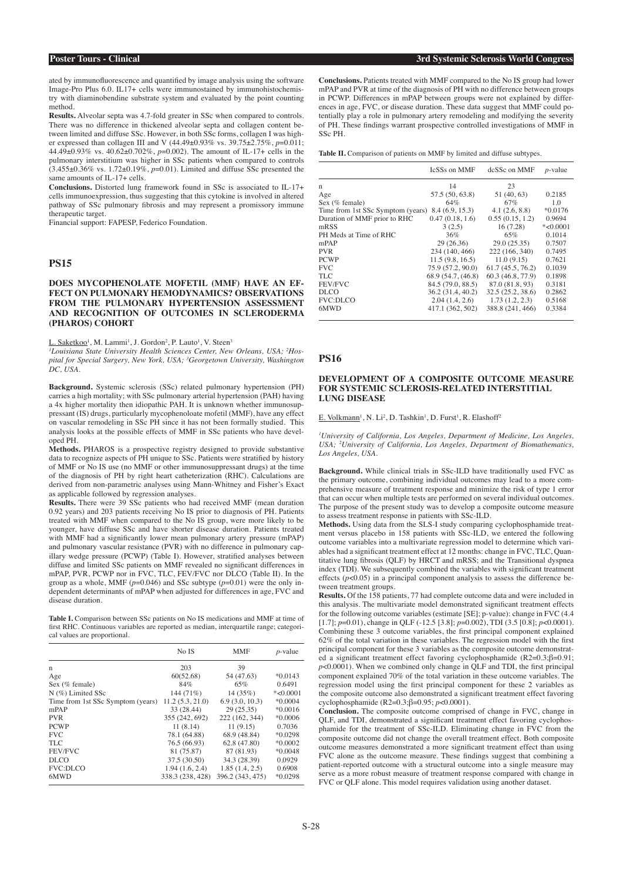ated by immunofluorescence and quantified by image analysis using the software Image-Pro Plus 6.0. IL17+ cells were immunostained by immunohistochemistry with diaminobendine substrate system and evaluated by the point counting method.

**Results.** Alveolar septa was 4.7-fold greater in SSc when compared to controls. There was no difference in thickened alveolar septa and collagen content between limited and diffuse SSc. However, in both SSc forms, collagen I was higher expressed than collagen III and V (44.49±0.93% vs. 39.75±2.75%, $p$=0.011; 44.49±0.93% vs. 40.62±0.702%, $p$=0.002). The amount of IL-17+ cells in the pulmonary interstitium was higher in SSc patients when compared to controls (3.455±0.36% vs. 1.72±0.19%, $p$=0.01). Limited and diffuse SSc presented the same amounts of IL-17+ cells.

**Conclusions.** Distorted lung framework found in SSc is associated to IL-17+ cells immunoexpression, thus suggesting that this cytokine is involved in altered pathway of SSc pulmonary fibrosis and may represent a promissory immune therapeutic target.

Financial support: FAPESP, Federico Foundation.

## PS15

### DOES MYCOPHENOLATE MOFETIL (MMF) HAVE AN EFFECT ON PULMONARY HEMODYNAMICS? OBSERVATIONS FROM THE PULMONARY HYPERTENSION ASSESSMENT AND RECOGNITION OF OUTCOMES IN SCLERODERMA (PHAROS) COHORT

L. Saketkoo[1], M. Lammi[1], J. Gordon[2], P. Lauto[1], V. Steen[3]

*[1]Louisiana State University Health Sciences Center, New Orleans, USA; [2]Hospital for Special Surgery, New York, USA; [3]Georgetown University, Washington DC, USA.*

**Background.** Systemic sclerosis (SSc) related pulmonary hypertension (PH) carries a high mortality; with SSc pulmonary arterial hypertension (PAH) having a 4x higher mortality then idiopathic PAH. It is unknown whether immunosuppressant (IS) drugs, particularly mycophenoloate mofetil (MMF), have any effect on vascular remodeling in SSc PH since it has not been formally studied. This analysis looks at the possible effects of MMF in SSc patients who have developed PH.

**Methods.** PHAROS is a prospective registry designed to provide substantive data to recognize aspects of PH unique to SSc. Patients were stratified by history of MMF or No IS use (no MMF or other immunosuppressant drugs) at the time of the diagnosis of PH by right heart catheterization (RHC). Calculations are derived from non-parametric analyses using Mann-Whitney and Fisher's Exact as applicable followed by regression analyses.

**Results.** There were 39 SSc patients who had received MMF (mean duration 0.92 years) and 203 patients receiving No IS prior to diagnosis of PH. Patients treated with MMF when compared to the No IS group, were more likely to be younger, have diffuse SSc and have shorter disease duration. Patients treated with MMF had a significantly lower mean pulmonary artery pressure (mPAP) and pulmonary vascular resistance (PVR) with no difference in pulmonary capillary wedge pressure (PCWP) (Table I). However, stratified analyses between diffuse and limited SSc patients on MMF revealed no significant differences in mPAP, PVR, PCWP nor in FVC, TLC, FEV/FVC nor DLCO (Table II). In the group as a whole, MMF ($p$=0.046) and SSc subtype ($p$=0.01) were the only independent determinants of mPAP when adjusted for differences in age, FVC and disease duration.

**Table I.** Comparison between SSc patients on No IS medications and MMF at time of first RHC. Continuous variables are reported as median, interquartile range; categorical values are proportional.

| | No IS | MMF | $p$-value |
|---|---|---|---|
| n | 203 | 39 | |
| Age | 60(52.68) | 54 (47.63) | *0.0143 |
| Sex (% female) | 84% | 65% | 0.6491 |
| N (%) Limited SSc | 144 (71%) | 14 (35%) | *<0.0001 |
| Time from 1st SSc Symptom (years) | 11.2 (5.3, 21.0) | 6.9 (3.0, 10.3) | *0.0004 |
| mPAP | 33 (28.44) | 29 (25.35) | *0.0016 |
| PVR | 355 (242, 692) | 222 (162, 344) | *0.0006 |
| PCWP | 11 (8.14) | 11 (9.15) | 0.7036 |
| FVC | 78.1 (64.88) | 68.9 (48.84) | *0.0298 |
| TLC | 76.5 (66.93) | 62.8 (47.80) | *0.0002 |
| FEV/FVC | 81 (75.87) | 87 (81.93) | *0.0048 |
| DLCO | 37.5 (30.50) | 34.3 (28.39) | 0.0929 |
| FVC:DLCO | 1.94 (1.6, 2.4) | 1.85 (1.4, 2.5) | 0.6908 |
| 6MWD | 338.3 (238, 428) | 396.2 (343, 475) | *0.0298 |

**Conclusions.** Patients treated with MMF compared to the No IS group had lower mPAP and PVR at time of the diagnosis of PH with no difference between groups in PCWP. Differences in mPAP between groups were not explained by differences in age, FVC, or disease duration. These data suggest that MMF could potentially play a role in pulmonary artery remodeling and modifying the severity of PH. These findings warrant prospective controlled investigations of MMF in SSc PH.

**Table II.** Comparison of patients on MMF by limited and diffuse subtypes.

| | lcSSs on MMF | dcSSc on MMF | $p$-value |
|---|---|---|---|
| n | 14 | 23 | |
| Age | 57.5 (50, 63.8) | 51 (40, 63) | 0.2185 |
| Sex (% female) | 64% | 67% | 1.0 |
| Time from 1st SSc Symptom (years) | 8.4 (6.9, 15.3) | 4.1 (2.6, 8.8) | *0.0176 |
| Duration of MMF prior to RHC | 0.47 (0.18, 1.6) | 0.55 (0.15, 1.2) | 0.9694 |
| mRSS | 3 (2.5) | 16 (7.28) | *<0.0001 |
| PH Meds at Time of RHC | 36% | 65% | 0.1014 |
| mPAP | 29 (26.36) | 29.0 (25.35) | 0.7507 |
| PVR | 234 (140, 466) | 222 (166, 340) | 0.7495 |
| PCWP | 11.5 (9.8, 16.5) | 11.0 (9.15) | 0.7621 |
| FVC | 75.9 (57.2, 90.0) | 61.7 (45.5, 76.2) | 0.1039 |
| TLC | 68.9 (54.7, (46.8) | 60.3 (46.8, 77.9) | 0.1898 |
| FEV/FVC | 84.5 (79.0, 88.5) | 87.0 (81.8, 93) | 0.3181 |
| DLCO | 36.2 (31.4, 40.2) | 32.5 (25.2, 38.6) | 0.2862 |
| FVC:DLCO | 2.04 (1.4, 2.6) | 1.73 (1.2, 2.3) | 0.5168 |
| 6MWD | 417.1 (362, 502) | 388.8 (241, 466) | 0.3384 |

## PS16

### DEVELOPMENT OF A COMPOSITE OUTCOME MEASURE FOR SYSTEMIC SCLEROSIS-RELATED INTERSTITIAL LUNG DISEASE

E. Volkmann[1], N. Li[2], D. Tashkin[1], D. Furst[1], R. Elashoff[2]

*[1]University of California, Los Angeles, Department of Medicine, Los Angeles, USA; [2]University of California, Los Angeles, Department of Biomathematics, Los Angeles, USA.*

**Background.** While clinical trials in SSc-ILD have traditionally used FVC as the primary outcome, combining individual outcomes may lead to a more comprehensive measure of treatment response and minimize the risk of type 1 error that can occur when multiple tests are performed on several individual outcomes. The purpose of the present study was to develop a composite outcome measure to assess treatment response in patients with SSc-ILD.

**Methods.** Using data from the SLS-I study comparing cyclophosphamide treatment versus placebo in 158 patients with SSc-ILD, we entered the following outcome variables into a multivariate regression model to determine which variables had a significant treatment effect at 12 months: change in FVC, TLC, Quantitative lung fibrosis (QLF) by HRCT and mRSS; and the Transitional dyspnea index (TDI). We subsequently combined the variables with significant treatment effects ($p$<0.05) in a principal component analysis to assess the difference between treatment groups.

**Results.** Of the 158 patients, 77 had complete outcome data and were included in this analysis. The multivariate model demonstrated significant treatment effects for the following outcome variables (estimate [SE]; p-value): change in FVC (4.4 [1.7]; $p$=0.01), change in QLF (-12.5 [3.8]; $p$=0.002), TDI (3.5 [0.8]; $p$<0.0001). Combining these 3 outcome variables, the first principal component explained 62% of the total variation in these variables. The regression model with the first principal component for these 3 variables as the composite outcome demonstrated a significant treatment effect favoring cyclophosphamide (R2=0.3;β=0.91; $p$<0.0001). When we combined only change in QLF and TDI, the first principal component explained 70% of the total variation in these outcome variables. The regression model using the first principal component for these 2 variables as the composite outcome also demonstrated a significant treatment effect favoring cyclophosphamide (R2=0.3;β=0.95; $p$<0.0001).

**Conclusion.** The composite outcome comprised of change in FVC, change in QLF, and TDI, demonstrated a significant treatment effect favoring cyclophosphamide for the treatment of SSc-ILD. Eliminating change in FVC from the composite outcome did not change the overall treatment effect. Both composite outcome measures demonstrated a more significant treatment effect than using FVC alone as the outcome measure. These findings suggest that combining a patient-reported outcome with a structural outcome into a single measure may serve as a more robust measure of treatment response compared with change in FVC or QLF alone. This model requires validation using another dataset.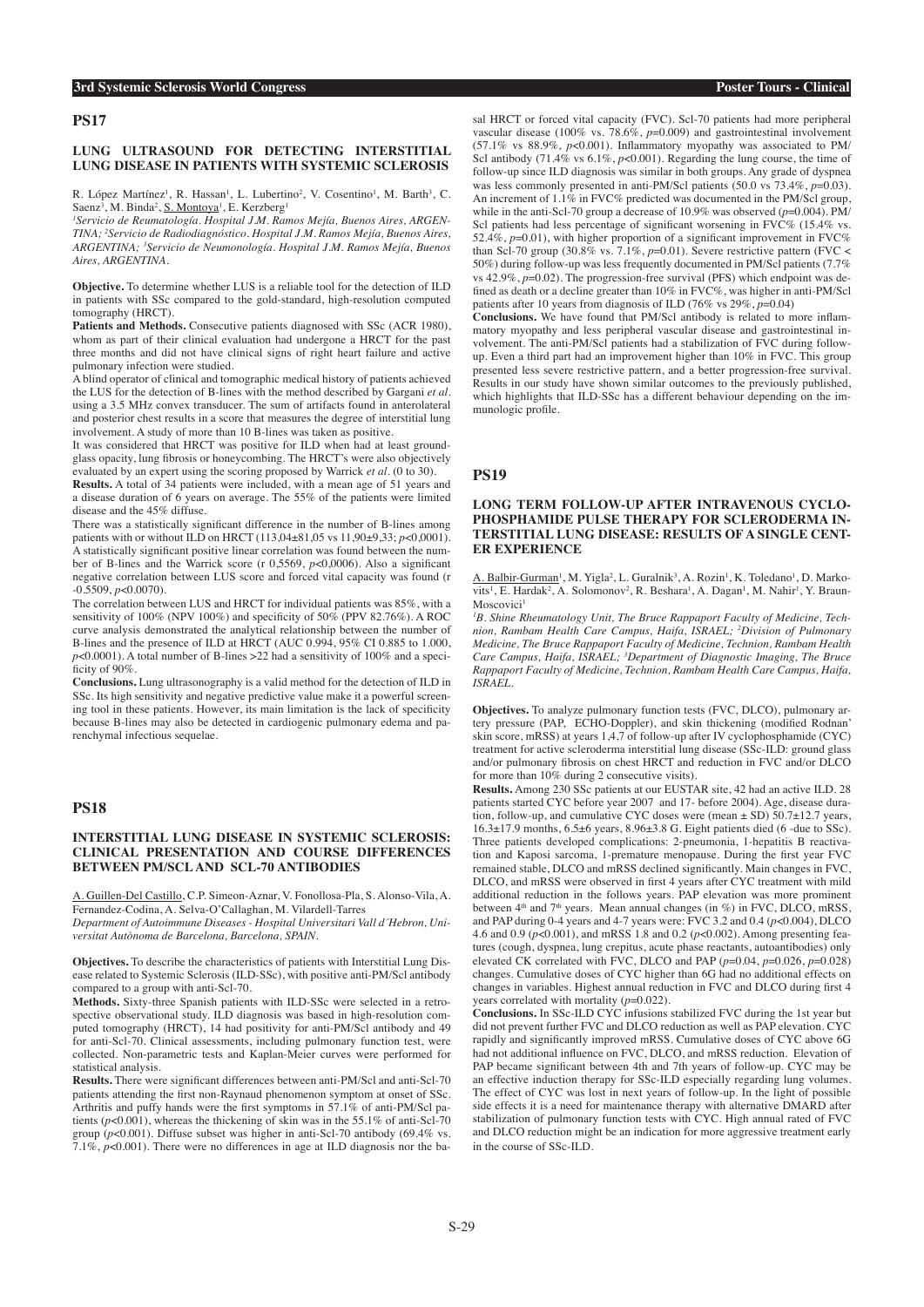## PS17

### LUNG ULTRASOUND FOR DETECTING INTERSTITIAL LUNG DISEASE IN PATIENTS WITH SYSTEMIC SCLEROSIS

R. López Martínez[1], R. Hassan[1], L. Lubertino[2], V. Cosentino[1], M. Barth[3], C. Saenz[3], M. Binda[2], S. Montoya[1], E. Kerzberg[1]

*[1]Servicio de Reumatología. Hospital J.M. Ramos Mejía, Buenos Aires, ARGENTINA; [2]Servicio de Radiodiagnóstico. Hospital J.M. Ramos Mejía, Buenos Aires, ARGENTINA; [3]Servicio de Neumonología. Hospital J.M. Ramos Mejía, Buenos Aires, ARGENTINA.*

**Objective.** To determine whether LUS is a reliable tool for the detection of ILD in patients with SSc compared to the gold-standard, high-resolution computed tomography (HRCT).

**Patients and Methods.** Consecutive patients diagnosed with SSc (ACR 1980), whom as part of their clinical evaluation had undergone a HRCT for the past three months and did not have clinical signs of right heart failure and active pulmonary infection were studied.

A blind operator of clinical and tomographic medical history of patients achieved the LUS for the detection of B-lines with the method described by Gargani *et al.* using a 3.5 MHz convex transducer. The sum of artifacts found in anterolateral and posterior chest results in a score that measures the degree of interstitial lung involvement. A study of more than 10 B-lines was taken as positive.

It was considered that HRCT was positive for ILD when had at least ground-glass opacity, lung fibrosis or honeycombing. The HRCT's were also objectively evaluated by an expert using the scoring proposed by Warrick *et al.* (0 to 30).

**Results.** A total of 34 patients were included, with a mean age of 51 years and a disease duration of 6 years on average. The 55% of the patients were limited disease and the 45% diffuse.

There was a statistically significant difference in the number of B-lines among patients with or without ILD on HRCT (113,04±81,05 vs 11,90±9,33; *p*<0,0001). A statistically significant positive linear correlation was found between the number of B-lines and the Warrick score (r 0,5569, *p*<0,0006). Also a significant negative correlation between LUS score and forced vital capacity was found (r -0.5509, *p*<0.0070).

The correlation between LUS and HRCT for individual patients was 85%, with a sensitivity of 100% (NPV 100%) and specificity of 50% (PPV 82.76%). A ROC curve analysis demonstrated the analytical relationship between the number of B-lines and the presence of ILD at HRCT (AUC 0.994, 95% CI 0.885 to 1.000, *p*<0.0001). A total number of B-lines >22 had a sensitivity of 100% and a specificity of 90%.

**Conclusions.** Lung ultrasonography is a valid method for the detection of ILD in SSc. Its high sensitivity and negative predictive value make it a powerful screening tool in these patients. However, its main limitation is the lack of specificity because B-lines may also be detected in cardiogenic pulmonary edema and parenchymal infectious sequelae.

## PS18

### INTERSTITIAL LUNG DISEASE IN SYSTEMIC SCLEROSIS: CLINICAL PRESENTATION AND COURSE DIFFERENCES BETWEEN PM/SCL AND SCL-70 ANTIBODIES

A. Guillen-Del Castillo, C.P. Simeon-Aznar, V. Fonollosa-Pla, S. Alonso-Vila, A. Fernandez-Codina, A. Selva-O'Callaghan, M. Vilardell-Tarres

*Department of Autoimmune Diseases - Hospital Universitari Vall d´Hebron, Universitat Autònoma de Barcelona, Barcelona, SPAIN.*

**Objectives.** To describe the characteristics of patients with Interstitial Lung Disease related to Systemic Sclerosis (ILD-SSc), with positive anti-PM/Scl antibody compared to a group with anti-Scl-70.

**Methods.** Sixty-three Spanish patients with ILD-SSc were selected in a retrospective observational study. ILD diagnosis was based in high-resolution computed tomography (HRCT), 14 had positivity for anti-PM/Scl antibody and 49 for anti-Scl-70. Clinical assessments, including pulmonary function test, were collected. Non-parametric tests and Kaplan-Meier curves were performed for statistical analysis.

**Results.** There were significant differences between anti-PM/Scl and anti-Scl-70 patients attending the first non-Raynaud phenomenon symptom at onset of SSc. Arthritis and puffy hands were the first symptoms in 57.1% of anti-PM/Scl patients (*p*<0.001), whereas the thickening of skin was in the 55.1% of anti-Scl-70 group (*p*<0.001). Diffuse subset was higher in anti-Scl-70 antibody (69.4% vs. 7.1%, *p*<0.001). There were no differences in age at ILD diagnosis nor the basal HRCT or forced vital capacity (FVC). Scl-70 patients had more peripheral vascular disease (100% vs. 78.6%, *p*=0.009) and gastrointestinal involvement (57.1% vs 88.9%, *p*<0.001). Inflammatory myopathy was associated to PM/Scl antibody (71.4% vs 6.1%, *p*<0.001). Regarding the lung course, the time of follow-up since ILD diagnosis was similar in both groups. Any grade of dyspnea was less commonly presented in anti-PM/Scl patients (50.0 vs 73.4%, *p*=0.03). An increment of 1.1% in FVC% predicted was documented in the PM/Scl group, while in the anti-Scl-70 group a decrease of 10.9% was observed (*p*=0.004). PM/Scl patients had less percentage of significant worsening in FVC% (15.4% vs. 52.4%, *p*=0.01), with higher proportion of a significant improvement in FVC% than Scl-70 group (30.8% vs. 7.1%, *p*=0.01). Severe restrictive pattern (FVC < 50%) during follow-up was less frequently documented in PM/Scl patients (7.7% vs 42.9%, *p*=0.02). The progression-free survival (PFS) which endpoint was defined as death or a decline greater than 10% in FVC%, was higher in anti-PM/Scl patients after 10 years from diagnosis of ILD (76% vs 29%, *p*=0.04)

**Conclusions.** We have found that PM/Scl antibody is related to more inflammatory myopathy and less peripheral vascular disease and gastrointestinal involvement. The anti-PM/Scl patients had a stabilization of FVC during follow-up. Even a third part had an improvement higher than 10% in FVC. This group presented less severe restrictive pattern, and a better progression-free survival. Results in our study have shown similar outcomes to the previously published, which highlights that ILD-SSc has a different behaviour depending on the immunologic profile.

## PS19

### LONG TERM FOLLOW-UP AFTER INTRAVENOUS CYCLOPHOSPHAMIDE PULSE THERAPY FOR SCLERODERMA INTERSTITIAL LUNG DISEASE: RESULTS OF A SINGLE CENTER EXPERIENCE

A. Balbir-Gurman[1], M. Yigla[2], L. Guralnik[3], A. Rozin[1], K. Toledano[1], D. Markovits[1], E. Hardak[2], A. Solomonov[2], R. Beshara[1], A. Dagan[1], M. Nahir[1], Y. Braun-Moscovici[1]

*[1]B. Shine Rheumatology Unit, The Bruce Rappaport Faculty of Medicine, Technion, Rambam Health Care Campus, Haifa, ISRAEL; [2]Division of Pulmonary Medicine, The Bruce Rappaport Faculty of Medicine, Technion, Rambam Health Care Campus, Haifa, ISRAEL; [3]Department of Diagnostic Imaging, The Bruce Rappaport Faculty of Medicine, Technion, Rambam Health Care Campus, Haifa, ISRAEL.*

**Objectives.** To analyze pulmonary function tests (FVC, DLCO), pulmonary artery pressure (PAP, ECHO-Doppler), and skin thickening (modified Rodnan' skin score, mRSS) at years 1,4,7 of follow-up after IV cyclophosphamide (CYC) treatment for active scleroderma interstitial lung disease (SSc-ILD: ground glass and/or pulmonary fibrosis on chest HRCT and reduction in FVC and/or DLCO for more than 10% during 2 consecutive visits).

**Results.** Among 230 SSc patients at our EUSTAR site, 42 had an active ILD. 28 patients started CYC before year 2007 and 17- before 2004). Age, disease duration, follow-up, and cumulative CYC doses were (mean ± SD) 50.7±12.7 years, 16.3±17.9 months, 6.5±6 years, 8.96±3.8 G. Eight patients died (6 -due to SSc). Three patients developed complications: 2-pneumonia, 1-hepatitis B reactivation and Kaposi sarcoma, 1-premature menopause. During the first year FVC remained stable, DLCO and mRSS declined significantly. Main changes in FVC, DLCO, and mRSS were observed in first 4 years after CYC treatment with mild additional reduction in the follows years. PAP elevation was more prominent between 4[th] and 7[th] years. Mean annual changes (in %) in FVC, DLCO, mRSS, and PAP during 0-4 years and 4-7 years were: FVC 3.2 and 0.4 (*p*<0.004), DLCO 4.6 and 0.9 (*p*<0.001), and mRSS 1.8 and 0.2 (*p*<0.002). Among presenting features (cough, dyspnea, lung crepitus, acute phase reactants, autoantibodies) only elevated CK correlated with FVC, DLCO and PAP (*p*=0.04, *p*=0.026, *p*=0.028) changes. Cumulative doses of CYC higher than 6G had no additional effects on changes in variables. Highest annual reduction in FVC and DLCO during first 4 years correlated with mortality (*p*=0.022).

**Conclusions.** In SSc-ILD CYC infusions stabilized FVC during the 1st year but did not prevent further FVC and DLCO reduction as well as PAP elevation. CYC rapidly and significantly improved mRSS. Cumulative doses of CYC above 6G had not additional influence on FVC, DLCO, and mRSS reduction. Elevation of PAP became significant between 4th and 7th years of follow-up. CYC may be an effective induction therapy for SSc-ILD especially regarding lung volumes. The effect of CYC was lost in next years of follow-up. In the light of possible side effects it is a need for maintenance therapy with alternative DMARD after stabilization of pulmonary function tests with CYC. High annual rated of FVC and DLCO reduction might be an indication for more aggressive treatment early in the course of SSc-ILD.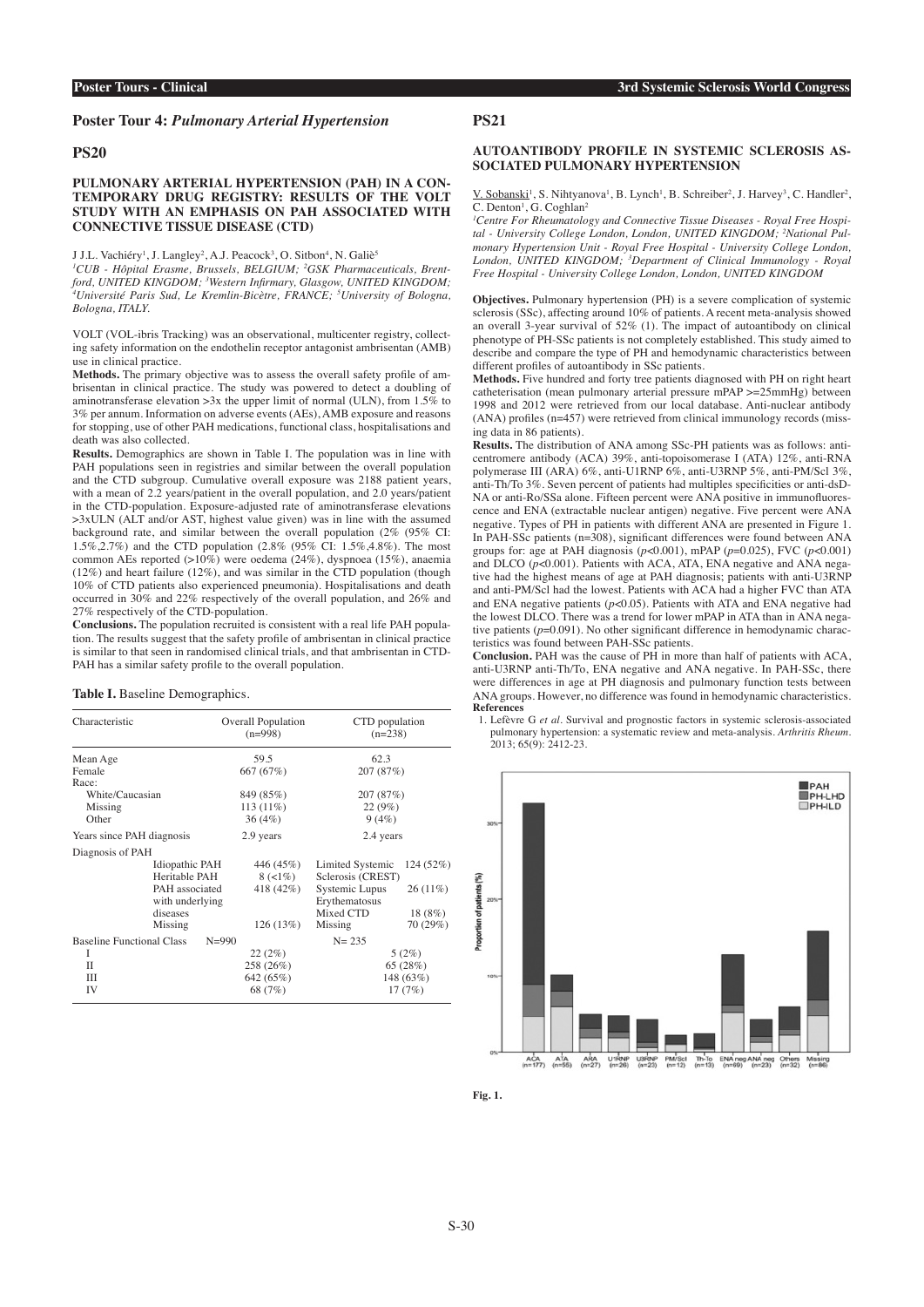## Poster Tour 4: *Pulmonary Arterial Hypertension*

### PS20

#### PULMONARY ARTERIAL HYPERTENSION (PAH) IN A CONTEMPORARY DRUG REGISTRY: RESULTS OF THE VOLT STUDY WITH AN EMPHASIS ON PAH ASSOCIATED WITH CONNECTIVE TISSUE DISEASE (CTD)

J J.L. Vachiéry[1], J. Langley[2], A.J. Peacock[3], O. Sitbon[4], N. Galiè[5]

[1]*CUB - Hôpital Erasme, Brussels, BELGIUM;* [2]*GSK Pharmaceuticals, Brentford, UNITED KINGDOM;* [3]*Western Infirmary, Glasgow, UNITED KINGDOM;* [4]*Université Paris Sud, Le Kremlin-Bicètre, FRANCE;* [5]*University of Bologna, Bologna, ITALY.*

VOLT (VOL-ibris Tracking) was an observational, multicenter registry, collecting safety information on the endothelin receptor antagonist ambrisentan (AMB) use in clinical practice.

**Methods.** The primary objective was to assess the overall safety profile of ambrisentan in clinical practice. The study was powered to detect a doubling of aminotransferase elevation >3x the upper limit of normal (ULN), from 1.5% to 3% per annum. Information on adverse events (AEs), AMB exposure and reasons for stopping, use of other PAH medications, functional class, hospitalisations and death was also collected.

**Results.** Demographics are shown in Table I. The population was in line with PAH populations seen in registries and similar between the overall population and the CTD subgroup. Cumulative overall exposure was 2188 patient years, with a mean of 2.2 years/patient in the overall population, and 2.0 years/patient in the CTD-population. Exposure-adjusted rate of aminotransferase elevations >3xULN (ALT and/or AST, highest value given) was in line with the assumed background rate, and similar between the overall population (2% (95% CI: 1.5%,2.7%) and the CTD population (2.8% (95% CI: 1.5%,4.8%). The most common AEs reported (>10%) were oedema (24%), dyspnoea (15%), anaemia (12%) and heart failure (12%), and was similar in the CTD population (though 10% of CTD patients also experienced pneumonia). Hospitalisations and death occurred in 30% and 22% respectively of the overall population, and 26% and 27% respectively of the CTD-population.

**Conclusions.** The population recruited is consistent with a real life PAH population. The results suggest that the safety profile of ambrisentan in clinical practice is similar to that seen in randomised clinical trials, and that ambrisentan in CTD-PAH has a similar safety profile to the overall population.

**Table I.** Baseline Demographics.

| Characteristic | Overall Population (n=998) | | CTD population (n=238) | |
|---|---|---|---|---|
| Mean Age | 59.5 | | 62.3 | |
| Female | 667 (67%) | | 207 (87%) | |
| Race: | | | | |
| White/Caucasian | 849 (85%) | | 207 (87%) | |
| Missing | 113 (11%) | | 22 (9%) | |
| Other | 36 (4%) | | 9 (4%) | |
| Years since PAH diagnosis | 2.9 years | | 2.4 years | |
| Diagnosis of PAH | | | | |
| | Idiopathic PAH | 446 (45%) | Limited Systemic Sclerosis (CREST) | 124 (52%) |
| | Heritable PAH | 8 (<1%) | Systemic Lupus Erythematosus | 26 (11%) |
| | PAH associated with underlying diseases | 418 (42%) | Mixed CTD | 18 (8%) |
| | Missing | 126 (13%) | Missing | 70 (29%) |
| Baseline Functional Class | N=990 | | N= 235 | |
| I | 22 (2%) | | 5 (2%) | |
| II | 258 (26%) | | 65 (28%) | |
| III | 642 (65%) | | 148 (63%) | |
| IV | 68 (7%) | | 17 (7%) | |

### PS21

#### AUTOANTIBODY PROFILE IN SYSTEMIC SCLEROSIS ASSOCIATED PULMONARY HYPERTENSION

V. Sobanski[1], S. Nihtyanova[1], B. Lynch[1], B. Schreiber[2], J. Harvey[3], C. Handler[2], C. Denton[1], G. Coghlan[2]

[1]*Centre For Rheumatology and Connective Tissue Diseases - Royal Free Hospital - University College London, London, UNITED KINGDOM;* [2]*National Pulmonary Hypertension Unit - Royal Free Hospital - University College London, London, UNITED KINGDOM;* [3]*Department of Clinical Immunology - Royal Free Hospital - University College London, London, UNITED KINGDOM*

**Objectives.** Pulmonary hypertension (PH) is a severe complication of systemic sclerosis (SSc), affecting around 10% of patients. A recent meta-analysis showed an overall 3-year survival of 52% (1). The impact of autoantibody on clinical phenotype of PH-SSc patients is not completely established. This study aimed to describe and compare the type of PH and hemodynamic characteristics between different profiles of autoantibody in SSc patients.

**Methods.** Five hundred and forty tree patients diagnosed with PH on right heart catheterisation (mean pulmonary arterial pressure mPAP >=25mmHg) between 1998 and 2012 were retrieved from our local database. Anti-nuclear antibody (ANA) profiles (n=457) were retrieved from clinical immunology records (missing data in 86 patients).

**Results.** The distribution of ANA among SSc-PH patients was as follows: anti-centromere antibody (ACA) 39%, anti-topoisomerase I (ATA) 12%, anti-RNA polymerase III (ARA) 6%, anti-U1RNP 6%, anti-U3RNP 5%, anti-PM/Scl 3%, anti-Th/To 3%. Seven percent of patients had multiples specificities or anti-dsDNA or anti-Ro/SSa alone. Fifteen percent were ANA positive in immunofluorescence and ENA (extractable nuclear antigen) negative. Five percent were ANA negative. Types of PH in patients with different ANA are presented in Figure 1. In PAH-SSc patients (n=308), significant differences were found between ANA groups for: age at PAH diagnosis ($p$<0.001), mPAP ($p$=0.025), FVC ($p$<0.001) and DLCO ($p$<0.001). Patients with ACA, ATA, ENA negative and ANA negative had the highest means of age at PAH diagnosis; patients with anti-U3RNP and anti-PM/Scl had the lowest. Patients with ACA had a higher FVC than ATA and ENA negative patients ($p$<0.05). Patients with ATA and ENA negative had the lowest DLCO. There was a trend for lower mPAP in ATA than in ANA negative patients ($p$=0.091). No other significant difference in hemodynamic characteristics was found between PAH-SSc patients.

**Conclusion.** PAH was the cause of PH in more than half of patients with ACA, anti-U3RNP anti-Th/To, ENA negative and ANA negative. In PAH-SSc, there were differences in age at PH diagnosis and pulmonary function tests between ANA groups. However, no difference was found in hemodynamic characteristics.

**References**

1. Lefèvre G *et al.* Survival and prognostic factors in systemic sclerosis-associated pulmonary hypertension: a systematic review and meta-analysis. *Arthritis Rheum.* 2013; 65(9): 2412-23.

PAH
PH-LHD
PH-LD

Proportion of patients (%)
30%
20%
10%
0%

ACA (n=177)
ATA (n=55)
ARA (n=27)
U1RNP (n=26)
U3RNP (n=23)
PM/Scl (n=12)
Th-To (n=13)
ENA neg (n=69)
ANA neg (n=23)
Others (n=32)
Missing (n=86)

**Fig. 1.**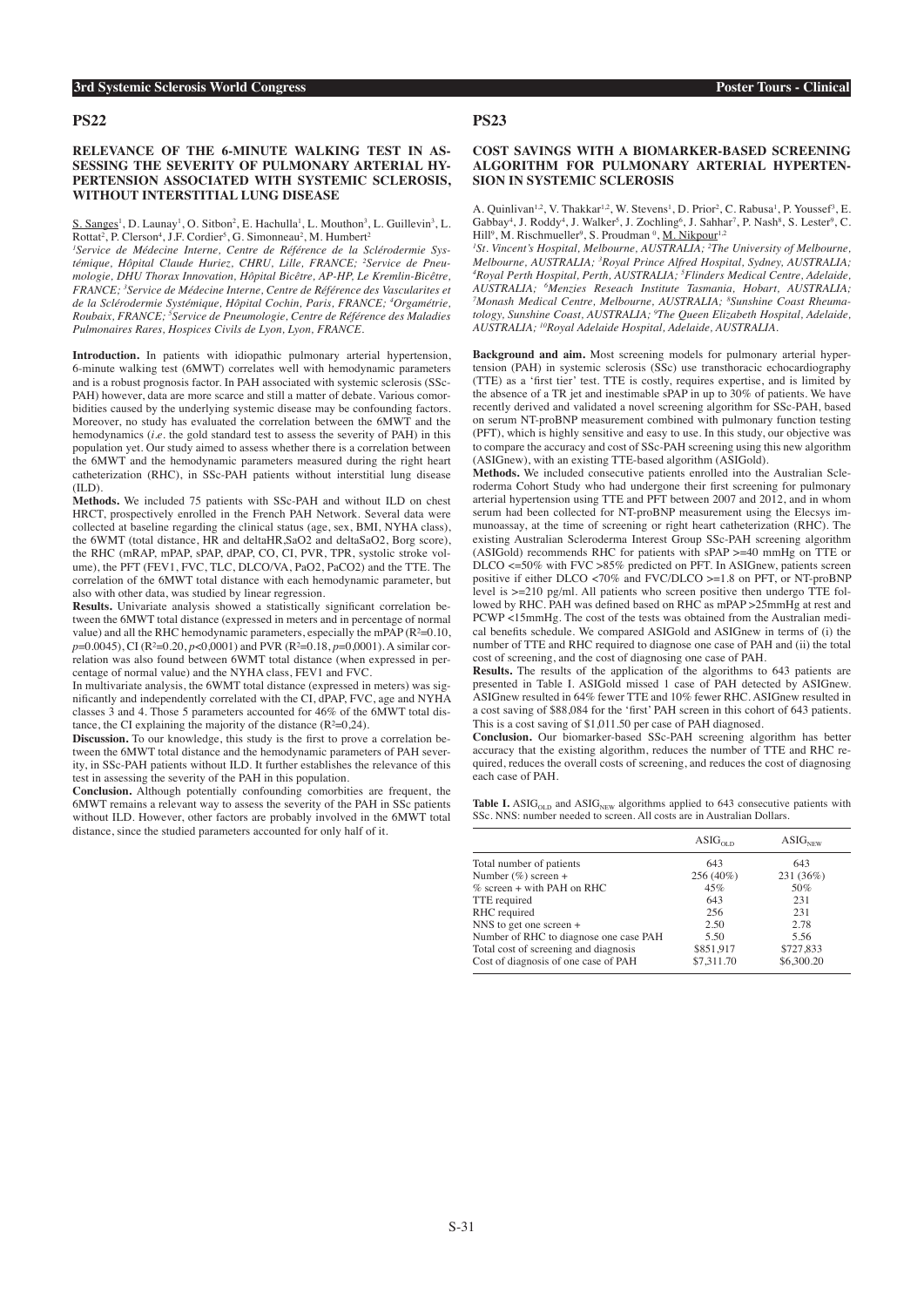## PS22

### RELEVANCE OF THE 6-MINUTE WALKING TEST IN ASSESSING THE SEVERITY OF PULMONARY ARTERIAL HYPERTENSION ASSOCIATED WITH SYSTEMIC SCLEROSIS, WITHOUT INTERSTITIAL LUNG DISEASE

S. Sanges[1], D. Launay[1], O. Sitbon[2], E. Hachulla[1], L. Mouthon[3], L. Guillevin[3], L. Rottat[2], P. Clerson[4], J.F. Cordier[5], G. Simonneau[2], M. Humbert[2]

[1]*Service de Médecine Interne, Centre de Référence de la Sclérodermie Systémique, Hôpital Claude Huriez, CHRU, Lille, FRANCE;* [2]*Service de Pneumologie, DHU Thorax Innovation, Hôpital Bicêtre, AP-HP, Le Kremlin-Bicêtre, FRANCE;* [3]*Service de Médecine Interne, Centre de Référence des Vascularites et de la Sclérodermie Systémique, Hôpital Cochin, Paris, FRANCE;* [4]*Orgamétrie, Roubaix, FRANCE;* [5]*Service de Pneumologie, Centre de Référence des Maladies Pulmonaires Rares, Hospices Civils de Lyon, Lyon, FRANCE.*

**Introduction.** In patients with idiopathic pulmonary arterial hypertension, 6-minute walking test (6MWT) correlates well with hemodynamic parameters and is a robust prognosis factor. In PAH associated with systemic sclerosis (SSc-PAH) however, data are more scarce and still a matter of debate. Various comorbidities caused by the underlying systemic disease may be confounding factors. Moreover, no study has evaluated the correlation between the 6MWT and the hemodynamics (*i.e.* the gold standard test to assess the severity of PAH) in this population yet. Our study aimed to assess whether there is a correlation between the 6MWT and the hemodynamic parameters measured during the right heart catheterization (RHC), in SSc-PAH patients without interstitial lung disease (ILD).

**Methods.** We included 75 patients with SSc-PAH and without ILD on chest HRCT, prospectively enrolled in the French PAH Network. Several data were collected at baseline regarding the clinical status (age, sex, BMI, NYHA class), the 6WMT (total distance, HR and deltaHR,SaO2 and deltaSaO2, Borg score), the RHC (mRAP, mPAP, sPAP, dPAP, CO, CI, PVR, TPR, systolic stroke volume), the PFT (FEV1, FVC, TLC, DLCO/VA, PaO2, PaCO2) and the TTE. The correlation of the 6MWT total distance with each hemodynamic parameter, but also with other data, was studied by linear regression.

**Results.** Univariate analysis showed a statistically significant correlation between the 6MWT total distance (expressed in meters and in percentage of normal value) and all the RHC hemodynamic parameters, especially the mPAP ($R^2$=0.10, $p$=0.0045), CI ($R^2$=0.20, $p$<0,0001) and PVR ($R^2$=0.18, $p$=0,0001). A similar correlation was also found between 6WMT total distance (when expressed in percentage of normal value) and the NYHA class, FEV1 and FVC.

In multivariate analysis, the 6WMT total distance (expressed in meters) was significantly and independently correlated with the CI, dPAP, FVC, age and NYHA classes 3 and 4. Those 5 parameters accounted for 46% of the 6MWT total distance, the CI explaining the majority of the distance ($R^2$=0,24).

**Discussion.** To our knowledge, this study is the first to prove a correlation between the 6MWT total distance and the hemodynamic parameters of PAH severity, in SSc-PAH patients without ILD. It further establishes the relevance of this test in assessing the severity of the PAH in this population.

**Conclusion.** Although potentially confounding comorbities are frequent, the 6MWT remains a relevant way to assess the severity of the PAH in SSc patients without ILD. However, other factors are probably involved in the 6MWT total distance, since the studied parameters accounted for only half of it.

## PS23

### COST SAVINGS WITH A BIOMARKER-BASED SCREENING ALGORITHM FOR PULMONARY ARTERIAL HYPERTENSION IN SYSTEMIC SCLEROSIS

A. Quinlivan[1,2], V. Thakkar[1,2], W. Stevens[1], D. Prior[2], C. Rabusa[1], P. Youssef[3], E. Gabbay[4], J. Roddy[4], J. Walker[5], J. Zochling[6], J. Sahhar[7], P. Nash[8], S. Lester[9], C. Hill[9], M. Rischmueller[9], S. Proudman [0], M. Nikpour[1,2]

[1]*St. Vincent's Hospital, Melbourne, AUSTRALIA;* [2]*The University of Melbourne, Melbourne, AUSTRALIA;* [3]*Royal Prince Alfred Hospital, Sydney, AUSTRALIA;* [4]*Royal Perth Hospital, Perth, AUSTRALIA;* [5]*Flinders Medical Centre, Adelaide, AUSTRALIA;* [6]*Menzies Reseach Institute Tasmania, Hobart, AUSTRALIA;* [7]*Monash Medical Centre, Melbourne, AUSTRALIA;* [8]*Sunshine Coast Rheumatology, Sunshine Coast, AUSTRALIA;* [9]*The Queen Elizabeth Hospital, Adelaide, AUSTRALIA;* [10]*Royal Adelaide Hospital, Adelaide, AUSTRALIA.*

**Background and aim.** Most screening models for pulmonary arterial hypertension (PAH) in systemic sclerosis (SSc) use transthoracic echocardiography (TTE) as a 'first tier' test. TTE is costly, requires expertise, and is limited by the absence of a TR jet and inestimable sPAP in up to 30% of patients. We have recently derived and validated a novel screening algorithm for SSc-PAH, based on serum NT-proBNP measurement combined with pulmonary function testing (PFT), which is highly sensitive and easy to use. In this study, our objective was to compare the accuracy and cost of SSc-PAH screening using this new algorithm (ASIGnew), with an existing TTE-based algorithm (ASIGold).

**Methods.** We included consecutive patients enrolled into the Australian Scleroderma Cohort Study who had undergone their first screening for pulmonary arterial hypertension using TTE and PFT between 2007 and 2012, and in whom serum had been collected for NT-proBNP measurement using the Elecsys immunoassay, at the time of screening or right heart catheterization (RHC). The existing Australian Scleroderma Interest Group SSc-PAH screening algorithm (ASIGold) recommends RHC for patients with sPAP >=40 mmHg on TTE or DLCO <=50% with FVC >85% predicted on PFT. In ASIGnew, patients screen positive if either DLCO <70% and FVC/DLCO >=1.8 on PFT, or NT-proBNP level is >=210 pg/ml. All patients who screen positive then undergo TTE followed by RHC. PAH was defined based on RHC as mPAP >25mmHg at rest and PCWP <15mmHg. The cost of the tests was obtained from the Australian medical benefits schedule. We compared ASIGold and ASIGnew in terms of (i) the number of TTE and RHC required to diagnose one case of PAH and (ii) the total cost of screening, and the cost of diagnosing one case of PAH.

**Results.** The results of the application of the algorithms to 643 patients are presented in Table I. ASIGold missed 1 case of PAH detected by ASIGnew. ASIGnew resulted in 64% fewer TTE and 10% fewer RHC. ASIGnew resulted in a cost saving of $88,084 for the 'first' PAH screen in this cohort of 643 patients. This is a cost saving of $1,011.50 per case of PAH diagnosed.

**Conclusion.** Our biomarker-based SSc-PAH screening algorithm has better accuracy that the existing algorithm, reduces the number of TTE and RHC required, reduces the overall costs of screening, and reduces the cost of diagnosing each case of PAH.

**Table I.** $ASIG_{OLD}$ and $ASIG_{NEW}$ algorithms applied to 643 consecutive patients with SSc. NNS: number needed to screen. All costs are in Australian Dollars.

| | $ASIG_{OLD}$ | $ASIG_{NEW}$ |
|---|---|---|
| Total number of patients | 643 | 643 |
| Number (%) screen + | 256 (40%) | 231 (36%) |
| % screen + with PAH on RHC | 45% | 50% |
| TTE required | 643 | 231 |
| RHC required | 256 | 231 |
| NNS to get one screen + | 2.50 | 2.78 |
| Number of RHC to diagnose one case PAH | 5.50 | 5.56 |
| Total cost of screening and diagnosis | $851,917 | $727,833 |
| Cost of diagnosis of one case of PAH | $7,311.70 | $6,300.20 |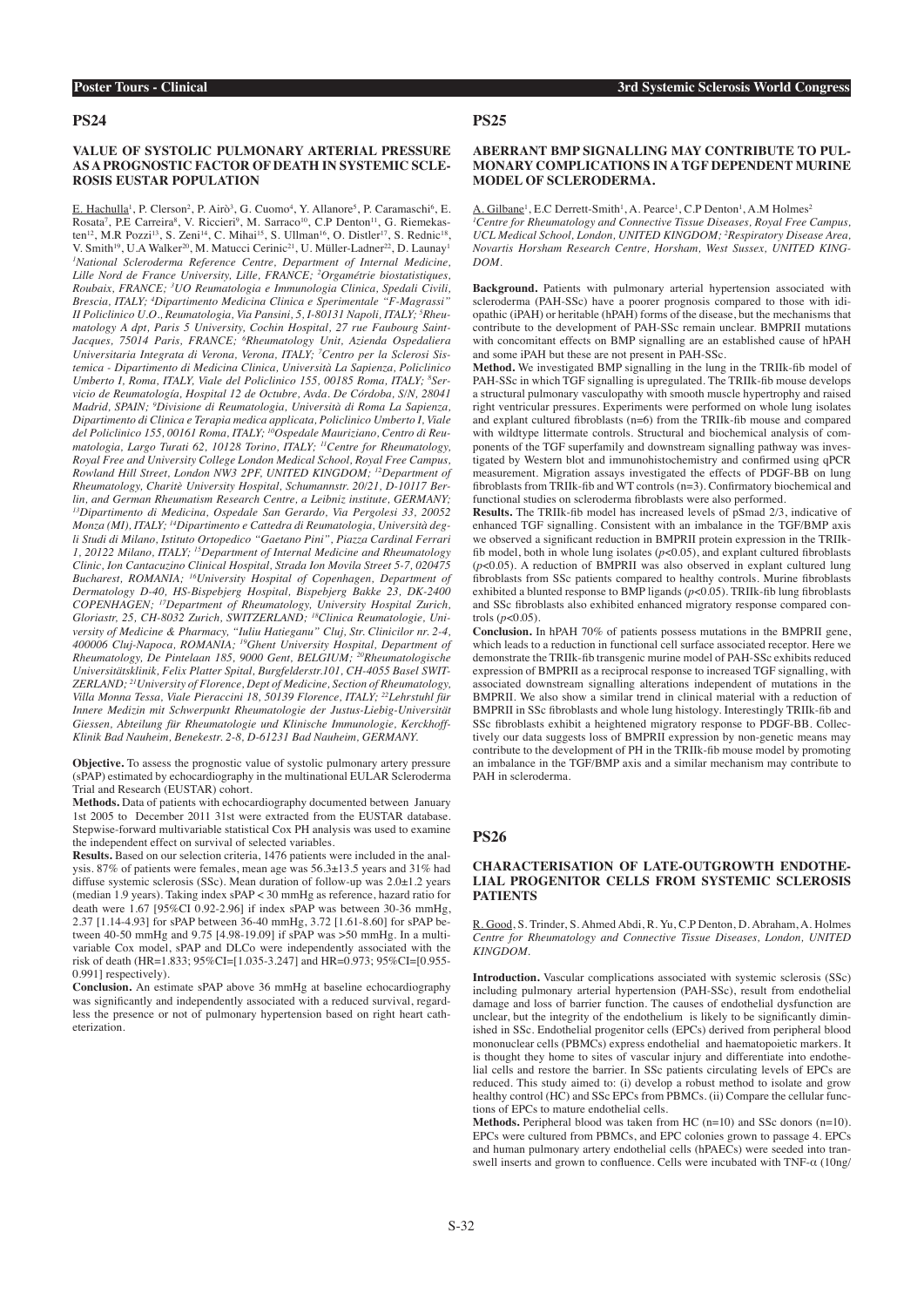## PS24

### VALUE OF SYSTOLIC PULMONARY ARTERIAL PRESSURE AS A PROGNOSTIC FACTOR OF DEATH IN SYSTEMIC SCLEROSIS EUSTAR POPULATION

E. Hachulla[1], P. Clerson[2], P. Airò[3], G. Cuomo[4], Y. Allanore[5], P. Caramaschi[6], E. Rosata[7], P.E Carreira[8], V. Riccieri[9], M. Sarraco[10], C.P Denton[11], G. Riemekasten[12], M.R Pozzi[13], S. Zeni[14], C. Mihai[15], S. Ullman[16], O. Distler[17], S. Rednic[18], V. Smith[19], U.A Walker[20], M. Matucci Cerinic[21], U. Müller-Ladner[22], D. Launay[1]

*[1]National Scleroderma Reference Centre, Department of Internal Medicine, Lille Nord de France University, Lille, FRANCE; [2]Orgamétrie biostatistiques, Roubaix, FRANCE; [3]UO Reumatologia e Immunologia Clinica, Spedali Civili, Brescia, ITALY; [4]Dipartimento Medicina Clinica e Sperimentale "F-Magrassi" II Policlinico U.O., Reumatologia, Via Pansini, 5, I-80131 Napoli, ITALY; [5]Rheumatology A dpt, Paris 5 University, Cochin Hospital, 27 rue Faubourg Saint-Jacques, 75014 Paris, FRANCE; [6]Rheumatology Unit, Azienda Ospedaliera Universitaria Integrata di Verona, Verona, ITALY; [7]Centro per la Sclerosi Sistemica - Dipartimento di Medicina Clinica, Università La Sapienza, Policlinico Umberto I, Roma, ITALY, Viale del Policlinico 155, 00185 Roma, ITALY; [8]Servicio de Reumatología, Hospital 12 de Octubre, Avda. De Córdoba, S/N, 28041 Madrid, SPAIN; [9]Divisione di Reumatologia, Università di Roma La Sapienza, Dipartimento di Clinica e Terapia medica applicata, Policlinico Umberto I, Viale del Policlinico 155, 00161 Roma, ITALY; [10]Ospedale Mauriziano, Centro di Reumatologia, Largo Turati 62, 10128 Torino, ITALY; [11]Centre for Rheumatology, Royal Free and University College London Medical School, Royal Free Campus, Rowland Hill Street, London NW3 2PF, UNITED KINGDOM; [12]Department of Rheumatology, Charitè University Hospital, Schumannstr. 20/21, D-10117 Berlin, and German Rheumatism Research Centre, a Leibniz institute, GERMANY; [13]Dipartimento di Medicina, Ospedale San Gerardo, Via Pergolesi 33, 20052 Monza (MI), ITALY; [14]Dipartimento e Cattedra di Reumatologia, Università degli Studi di Milano, Istituto Ortopedico "Gaetano Pini", Piazza Cardinal Ferrari 1, 20122 Milano, ITALY; [15]Department of Internal Medicine and Rheumatology Clinic, Ion Cantacuzino Clinical Hospital, Strada Ion Movila Street 5-7, 020475 Bucharest, ROMANIA; [16]University Hospital of Copenhagen, Department of Dermatology D-40, HS-Bispebjerg Hospital, Bispebjerg Bakke 23, DK-2400 COPENHAGEN; [17]Department of Rheumatology, University Hospital Zurich, Gloriastr, 25, CH-8032 Zurich, SWITZERLAND; [18]Clinica Reumatologie, University of Medicine & Pharmacy, "Iuliu Hatieganu" Cluj, Str. Clinicilor nr. 2-4, 400006 Cluj-Napoca, ROMANIA; [19]Ghent University Hospital, Department of Rheumatology, De Pintelaan 185, 9000 Gent, BELGIUM; [20]Rheumatologische Universitätsklinik, Felix Platter Spital, Burgfelderstr.101, CH-4055 Basel SWITZERLAND; [21]University of Florence, Dept of Medicine, Section of Rheumatology, Villa Monna Tessa, Viale Pieraccini 18, 50139 Florence, ITALY; [22]Lehrstuhl für Innere Medizin mit Schwerpunkt Rheumatologie der Justus-Liebig-Universität Giessen, Abteilung für Rheumatologie und Klinische Immunologie, Kerckhoff-Klinik Bad Nauheim, Benekestr. 2-8, D-61231 Bad Nauheim, GERMANY.*

**Objective.** To assess the prognostic value of systolic pulmonary artery pressure (sPAP) estimated by echocardiography in the multinational EULAR Scleroderma Trial and Research (EUSTAR) cohort.

**Methods.** Data of patients with echocardiography documented between January 1st 2005 to December 2011 31st were extracted from the EUSTAR database. Stepwise-forward multivariable statistical Cox PH analysis was used to examine the independent effect on survival of selected variables.

**Results.** Based on our selection criteria, 1476 patients were included in the analysis. 87% of patients were females, mean age was 56.3±13.5 years and 31% had diffuse systemic sclerosis (SSc). Mean duration of follow-up was 2.0±1.2 years (median 1.9 years). Taking index sPAP < 30 mmHg as reference, hazard ratio for death were 1.67 [95%CI 0.92-2.96] if index sPAP was between 30-36 mmHg, 2.37 [1.14-4.93] for sPAP between 36-40 mmHg, 3.72 [1.61-8.60] for sPAP between 40-50 mmHg and 9.75 [4.98-19.09] if sPAP was >50 mmHg. In a multivariable Cox model, sPAP and DLCo were independently associated with the risk of death (HR=1.833; 95%CI=[1.035-3.247] and HR=0.973; 95%CI=[0.955-0.991] respectively).

**Conclusion.** An estimate sPAP above 36 mmHg at baseline echocardiography was significantly and independently associated with a reduced survival, regardless the presence or not of pulmonary hypertension based on right heart catheterization.

## PS25

### ABERRANT BMP SIGNALLING MAY CONTRIBUTE TO PULMONARY COMPLICATIONS IN A TGF DEPENDENT MURINE MODEL OF SCLERODERMA.

A. Gilbane[1], E.C Derrett-Smith[1], A. Pearce[1], C.P Denton[1], A.M Holmes[2]

*[1]Centre for Rheumatology and Connective Tissue Diseases, Royal Free Campus, UCL Medical School, London, UNITED KINGDOM; [2]Respiratory Disease Area, Novartis Horsham Research Centre, Horsham, West Sussex, UNITED KINGDOM.*

**Background.** Patients with pulmonary arterial hypertension associated with scleroderma (PAH-SSc) have a poorer prognosis compared to those with idiopathic (iPAH) or heritable (hPAH) forms of the disease, but the mechanisms that contribute to the development of PAH-SSc remain unclear. BMPRII mutations with concomitant effects on BMP signalling are an established cause of hPAH and some iPAH but these are not present in PAH-SSc.

**Method.** We investigated BMP signalling in the lung in the TRIIk-fib model of PAH-SSc in which TGF signalling is upregulated. The TRIIk-fib mouse develops a structural pulmonary vasculopathy with smooth muscle hypertrophy and raised right ventricular pressures. Experiments were performed on whole lung isolates and explant cultured fibroblasts (n=6) from the TRIIk-fib mouse and compared with wildtype littermate controls. Structural and biochemical analysis of components of the TGF superfamily and downstream signalling pathway was investigated by Western blot and immunohistochemistry and confirmed using qPCR measurement. Migration assays investigated the effects of PDGF-BB on lung fibroblasts from TRIIk-fib and WT controls (n=3). Confirmatory biochemical and functional studies on scleroderma fibroblasts were also performed.

**Results.** The TRIIk-fib model has increased levels of pSmad 2/3, indicative of enhanced TGF signalling. Consistent with an imbalance in the TGF/BMP axis we observed a significant reduction in BMPRII protein expression in the TRIIk-fib model, both in whole lung isolates ($p$<0.05), and explant cultured fibroblasts ($p$<0.05). A reduction of BMPRII was also observed in explant cultured lung fibroblasts from SSc patients compared to healthy controls. Murine fibroblasts exhibited a blunted response to BMP ligands ($p$<0.05). TRIIk-fib lung fibroblasts and SSc fibroblasts also exhibited enhanced migratory response compared controls ($p$<0.05).

**Conclusion.** In hPAH 70% of patients possess mutations in the BMPRII gene, which leads to a reduction in functional cell surface associated receptor. Here we demonstrate the TRIIk-fib transgenic murine model of PAH-SSc exhibits reduced expression of BMPRII as a reciprocal response to increased TGF signalling, with associated downstream signalling alterations independent of mutations in the BMPRII. We also show a similar trend in clinical material with a reduction of BMPRII in SSc fibroblasts and whole lung histology. Interestingly TRIIk-fib and SSc fibroblasts exhibit a heightened migratory response to PDGF-BB. Collectively our data suggests loss of BMPRII expression by non-genetic means may contribute to the development of PH in the TRIIk-fib mouse model by promoting an imbalance in the TGF/BMP axis and a similar mechanism may contribute to PAH in scleroderma.

## PS26

### CHARACTERISATION OF LATE-OUTGROWTH ENDOTHELIAL PROGENITOR CELLS FROM SYSTEMIC SCLEROSIS PATIENTS

R. Good, S. Trinder, S. Ahmed Abdi, R. Yu, C.P Denton, D. Abraham, A. Holmes

*Centre for Rheumatology and Connective Tissue Diseases, London, UNITED KINGDOM.*

**Introduction.** Vascular complications associated with systemic sclerosis (SSc) including pulmonary arterial hypertension (PAH-SSc), result from endothelial damage and loss of barrier function. The causes of endothelial dysfunction are unclear, but the integrity of the endothelium is likely to be significantly diminished in SSc. Endothelial progenitor cells (EPCs) derived from peripheral blood mononuclear cells (PBMCs) express endothelial and haematopoietic markers. It is thought they home to sites of vascular injury and differentiate into endothelial cells and restore the barrier. In SSc patients circulating levels of EPCs are reduced. This study aimed to: (i) develop a robust method to isolate and grow healthy control (HC) and SSc EPCs from PBMCs. (ii) Compare the cellular functions of EPCs to mature endothelial cells.

**Methods.** Peripheral blood was taken from HC (n=10) and SSc donors (n=10). EPCs were cultured from PBMCs, and EPC colonies grown to passage 4. EPCs and human pulmonary artery endothelial cells (hPAECs) were seeded into transwell inserts and grown to confluence. Cells were incubated with TNF-$\alpha$ (10ng/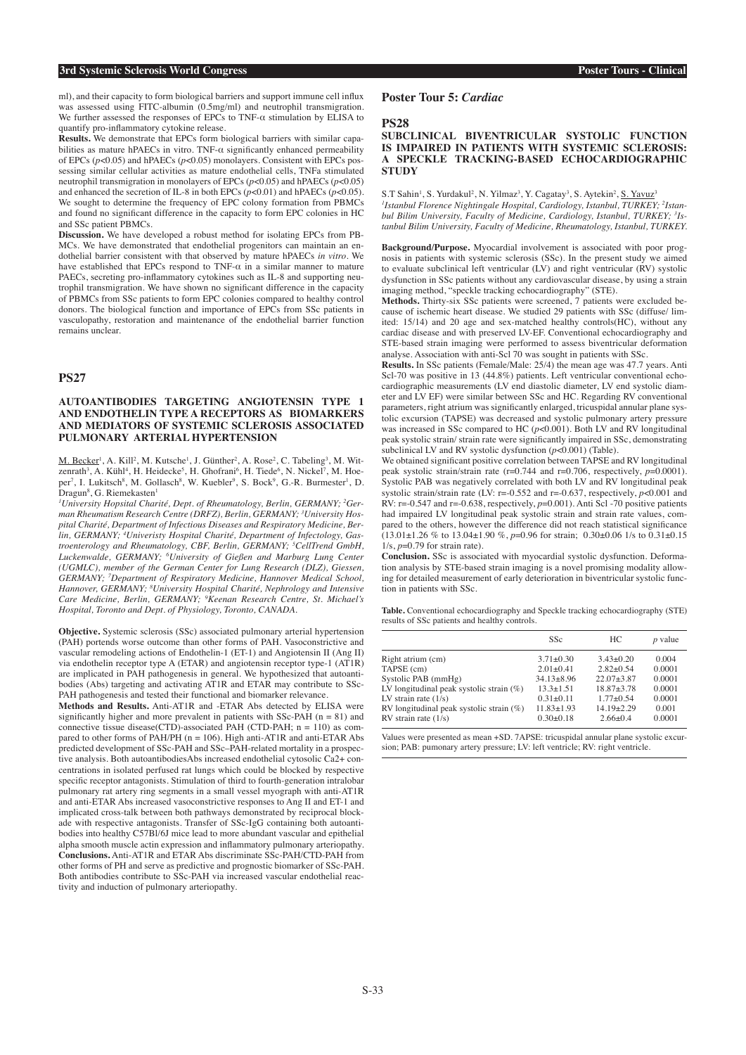ml), and their capacity to form biological barriers and support immune cell influx was assessed using FITC-albumin (0.5mg/ml) and neutrophil transmigration. We further assessed the responses of EPCs to TNF-α stimulation by ELISA to quantify pro-inflammatory cytokine release.

**Results.** We demonstrate that EPCs form biological barriers with similar capabilities as mature hPAECs in vitro. TNF-α significantly enhanced permeability of EPCs ($p$<0.05) and hPAECs ($p$<0.05) monolayers. Consistent with EPCs possessing similar cellular activities as mature endothelial cells, TNFa stimulated neutrophil transmigration in monolayers of EPCs ($p$<0.05) and hPAECs ($p$<0.05) and enhanced the secretion of IL-8 in both EPCs ($p$<0.01) and hPAECs ($p$<0.05). We sought to determine the frequency of EPC colony formation from PBMCs and found no significant difference in the capacity to form EPC colonies in HC and SSc patient PBMCs.

**Discussion.** We have developed a robust method for isolating EPCs from PBMCs. We have demonstrated that endothelial progenitors can maintain an endothelial barrier consistent with that observed by mature hPAECs *in vitro*. We have established that EPCs respond to TNF-α in a similar manner to mature PAECs, secreting pro-inflammatory cytokines such as IL-8 and supporting neutrophil transmigration. We have shown no significant difference in the capacity of PBMCs from SSc patients to form EPC colonies compared to healthy control donors. The biological function and importance of EPCs from SSc patients in vasculopathy, restoration and maintenance of the endothelial barrier function remains unclear.

## PS27

### AUTOANTIBODIES TARGETING ANGIOTENSIN TYPE 1 AND ENDOTHELIN TYPE A RECEPTORS AS BIOMARKERS AND MEDIATORS OF SYSTEMIC SCLEROSIS ASSOCIATED PULMONARY ARTERIAL HYPERTENSION

M. Becker[1], A. Kill[2], M. Kutsche[1], J. Günther[2], A. Rose[2], C. Tabeling[3], M. Witzenrath[3], A. Kühl[4], H. Heidecke[5], H. Ghofrani[6], H. Tiede[6], N. Nickel[7], M. Hoeper[7], I. Lukitsch[8], M. Gollasch[8], W. Kuebler[9], S. Bock[9], G.-R. Burmester[1], D. Dragun[8], G. Riemekasten[1]

*[1]University Hopsital Charité, Dept. of Rheumatology, Berlin, GERMANY; [2]German Rheumatism Research Centre (DRFZ), Berlin, GERMANY; [3]University Hospital Charité, Department of Infectious Diseases and Respiratory Medicine, Berlin, GERMANY; [4]Univeristy Hospital Charité, Department of Infectology, Gastroenterology and Rheumatology, CBF, Berlin, GERMANY; [5]CellTrend GmbH, Luckenwalde, GERMANY; [6]University of Gießen and Marburg Lung Center (UGMLC), member of the German Center for Lung Research (DLZ), Giessen, GERMANY; [7]Department of Respiratory Medicine, Hannover Medical School, Hannover, GERMANY; [8]University Hospital Charité, Nephrology and Intensive Care Medicine, Berlin, GERMANY; [9]Keenan Research Centre, St. Michael's Hospital, Toronto and Dept. of Physiology, Toronto, CANADA.*

**Objective.** Systemic sclerosis (SSc) associated pulmonary arterial hypertension (PAH) portends worse outcome than other forms of PAH. Vasoconstrictive and vascular remodeling actions of Endothelin-1 (ET-1) and Angiotensin II (Ang II) via endothelin receptor type A (ETAR) and angiotensin receptor type-1 (AT1R) are implicated in PAH pathogenesis in general. We hypothesized that autoantibodies (Abs) targeting and activating AT1R and ETAR may contribute to SSc-PAH pathogenesis and tested their functional and biomarker relevance.

**Methods and Results.** Anti-AT1R and -ETAR Abs detected by ELISA were significantly higher and more prevalent in patients with SSc-PAH (n = 81) and connective tissue disease(CTD)-associated PAH (CTD-PAH; n = 110) as compared to other forms of PAH/PH (n = 106). High anti-AT1R and anti-ETAR Abs predicted development of SSc-PAH and SSc–PAH-related mortality in a prospective analysis. Both autoantibodiesAbs increased endothelial cytosolic Ca2+ concentrations in isolated perfused rat lungs which could be blocked by respective specific receptor antagonists. Stimulation of third to fourth-generation intralobar pulmonary rat artery ring segments in a small vessel myograph with anti-AT1R and anti-ETAR Abs increased vasoconstrictive responses to Ang II and ET-1 and implicated cross-talk between both pathways demonstrated by reciprocal blockade with respective antagonists. Transfer of SSc-IgG containing both autoantibodies into healthy C57Bl/6J mice lead to more abundant vascular and epithelial alpha smooth muscle actin expression and inflammatory pulmonary arteriopathy.

**Conclusions.** Anti-AT1R and ETAR Abs discriminate SSc-PAH/CTD-PAH from other forms of PH and serve as predictive and prognostic biomarker of SSc-PAH. Both antibodies contribute to SSc-PAH via increased vascular endothelial reactivity and induction of pulmonary arteriopathy.

# Poster Tour 5: *Cardiac*

## PS28

### SUBCLINICAL BIVENTRICULAR SYSTOLIC FUNCTION IS IMPAIRED IN PATIENTS WITH SYSTEMIC SCLEROSIS: A SPECKLE TRACKING-BASED ECHOCARDIOGRAPHIC STUDY

S.T Sahin[1], S. Yurdakul[2], N. Yilmaz[3], Y. Cagatay[3], S. Aytekin[2], S. Yavuz[3]

*[1]Istanbul Florence Nightingale Hospital, Cardiology, Istanbul, TURKEY; [2]Istanbul Bilim University, Faculty of Medicine, Cardiology, Istanbul, TURKEY; [3]Istanbul Bilim University, Faculty of Medicine, Rheumatology, Istanbul, TURKEY.*

**Background/Purpose.** Myocardial involvement is associated with poor prognosis in patients with systemic sclerosis (SSc). In the present study we aimed to evaluate subclinical left ventricular (LV) and right ventricular (RV) systolic dysfunction in SSc patients without any cardiovascular disease, by using a strain imaging method, "speckle tracking echocardiography" (STE).

**Methods.** Thirty-six SSc patients were screened, 7 patients were excluded because of ischemic heart disease. We studied 29 patients with SSc (diffuse/ limited: 15/14) and 20 age and sex-matched healthy controls(HC), without any cardiac disease and with preserved LV-EF. Conventional echocardiography and STE-based strain imaging were performed to assess biventricular deformation analyse. Association with anti-Scl 70 was sought in patients with SSc.

**Results.** In SSc patients (Female/Male: 25/4) the mean age was 47.7 years. Anti Scl-70 was positive in 13 (44.8%) patients. Left ventricular conventional echocardiographic measurements (LV end diastolic diameter, LV end systolic diameter and LV EF) were similar between SSc and HC. Regarding RV conventional parameters, right atrium was significantly enlarged, tricuspid annular plane systolic excursion (TAPSE) was decreased and systolic pulmonary artery pressure was increased in SSc compared to HC ($p$<0.001). Both LV and RV longitudinal peak systolic strain/ strain rate were significantly impaired in SSc, demonstrating subclinical LV and RV systolic dysfunction ($p$<0.001) (Table).

We obtained significant positive correlation between TAPSE and RV longitudinal peak systolic strain/strain rate (r=0.744 and r=0.706, respectively, $p$=0.0001). Systolic PAB was negatively correlated with both LV and RV longitudinal peak systolic strain/strain rate (LV: r=-0.552 and r=-0.637, respectively, $p$<0.001 and RV: r=-0.547 and r=-0.638, respectively, $p$=0.001). Anti Scl -70 positive patients had impaired LV longitudinal peak systolic strain and strain rate values, compared to the others, however the difference did not reach statistical significance (13.01±1.26 % to 13.04±1.90 %, $p$=0.96 for strain; 0.30±0.06 1/s to 0.31±0.15 1/s, $p$=0.79 for strain rate).

**Conclusion.** SSc is associated with myocardial systolic dysfunction. Deformation analysis by STE-based strain imaging is a novel promising modality allowing for detailed measurement of early deterioration in biventricular systolic function in patients with SSc.

**Table.** Conventional echocardiography and Speckle tracking echocardiography (STE) results of SSc patients and healthy controls.

| | SSc | HC | *p* value |
|---|---|---|---|
| Right atrium (cm) | 3.71±0.30 | 3.43±0.20 | 0.004 |
| TAPSE (cm) | 2.01±0.41 | 2.82±0.54 | 0.0001 |
| Systolic PAB (mmHg) | 34.13±8.96 | 22.07±3.87 | 0.0001 |
| LV longitudinal peak systolic strain (%) | 13.3±1.51 | 18.87±3.78 | 0.0001 |
| LV strain rate (1/s) | 0.31±0.11 | 1.77±0.54 | 0.0001 |
| RV longitudinal peak systolic strain (%) | 11.83±1.93 | 14.19±2.29 | 0.001 |
| RV strain rate (1/s) | 0.30±0.18 | 2.66±0.4 | 0.0001 |

Values were presented as mean +SD. 7APSE: tricuspid annular plane systolic excursion; PAB: pumonary artery pressure; LV: left ventricle; RV: right ventricle.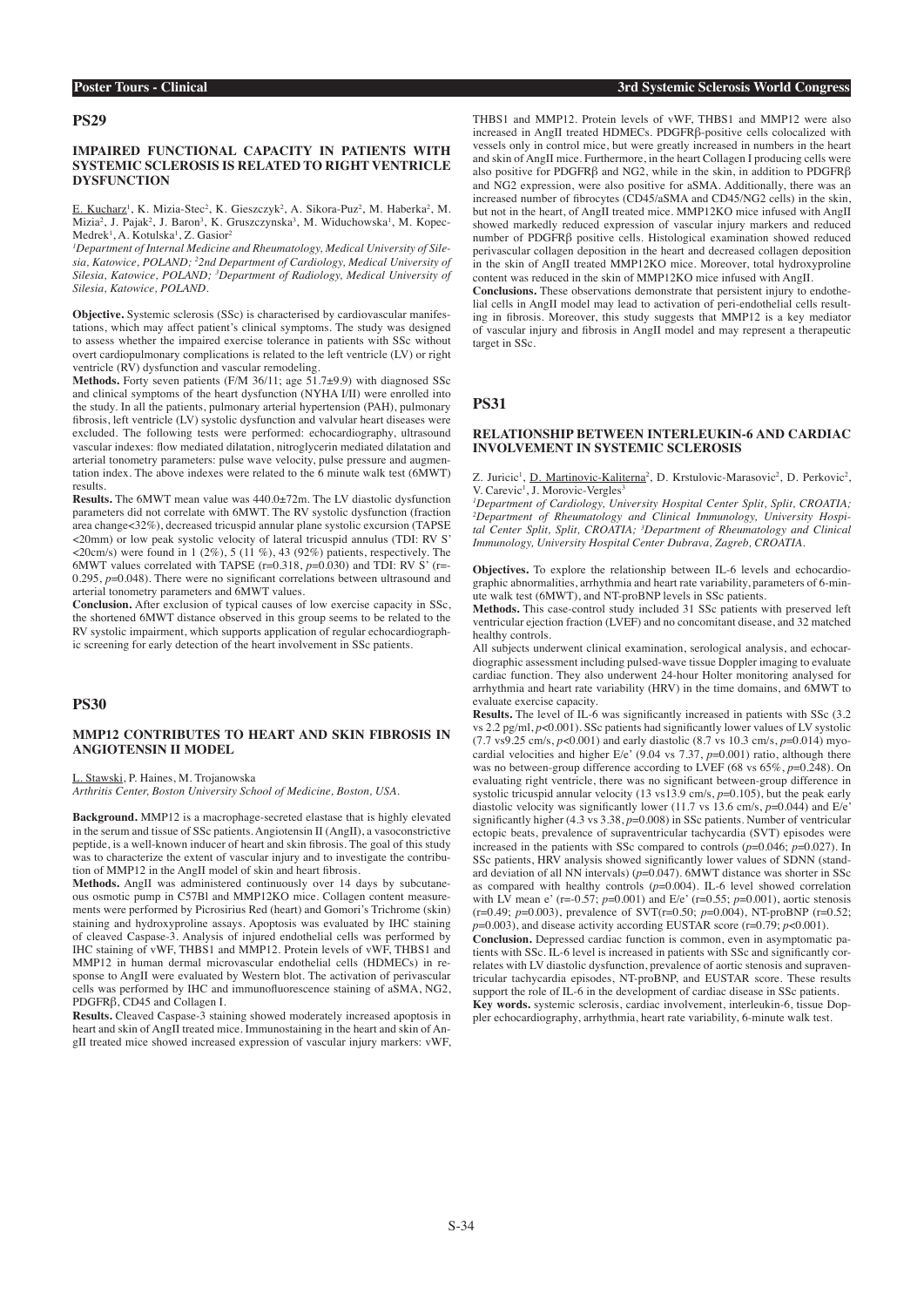## PS29

### IMPAIRED FUNCTIONAL CAPACITY IN PATIENTS WITH SYSTEMIC SCLEROSIS IS RELATED TO RIGHT VENTRICLE DYSFUNCTION

E. Kucharz[1], K. Mizia-Stec[2], K. Gieszczyk[2], A. Sikora-Puz[2], M. Haberka[2], M. Mizia[2], J. Pajak[2], J. Baron[3], K. Gruszczynska[3], M. Widuchowska[1], M. Kopec-Medrek[1], A. Kotulska[1], Z. Gasior[2]

*[1]Department of Internal Medicine and Rheumatology, Medical University of Silesia, Katowice, POLAND; [2]2nd Department of Cardiology, Medical University of Silesia, Katowice, POLAND; [3]Department of Radiology, Medical University of Silesia, Katowice, POLAND.*

**Objective.** Systemic sclerosis (SSc) is characterised by cardiovascular manifestations, which may affect patient's clinical symptoms. The study was designed to assess whether the impaired exercise tolerance in patients with SSc without overt cardiopulmonary complications is related to the left ventricle (LV) or right ventricle (RV) dysfunction and vascular remodeling.

**Methods.** Forty seven patients (F/M 36/11; age 51.7±9.9) with diagnosed SSc and clinical symptoms of the heart dysfunction (NYHA I/II) were enrolled into the study. In all the patients, pulmonary arterial hypertension (PAH), pulmonary fibrosis, left ventricle (LV) systolic dysfunction and valvular heart diseases were excluded. The following tests were performed: echocardiography, ultrasound vascular indexes: flow mediated dilatation, nitroglycerin mediated dilatation and arterial tonometry parameters: pulse wave velocity, pulse pressure and augmentation index. The above indexes were related to the 6 minute walk test (6MWT) results.

**Results.** The 6MWT mean value was 440.0±72m. The LV diastolic dysfunction parameters did not correlate with 6MWT. The RV systolic dysfunction (fraction area change<32%), decreased tricuspid annular plane systolic excursion (TAPSE <20mm) or low peak systolic velocity of lateral tricuspid annulus (TDI: RV S' <20cm/s) were found in 1 (2%), 5 (11 %), 43 (92%) patients, respectively. The 6MWT values correlated with TAPSE (r=0.318, *p*=0.030) and TDI: RV S' (r=-0.295, *p*=0.048). There were no significant correlations between ultrasound and arterial tonometry parameters and 6MWT values.

**Conclusion.** After exclusion of typical causes of low exercise capacity in SSc, the shortened 6MWT distance observed in this group seems to be related to the RV systolic impairment, which supports application of regular echocardiographic screening for early detection of the heart involvement in SSc patients.

## PS30

### MMP12 CONTRIBUTES TO HEART AND SKIN FIBROSIS IN ANGIOTENSIN II MODEL

L. Stawski, P. Haines, M. Trojanowska

*Arthritis Center, Boston University School of Medicine, Boston, USA.*

**Background.** MMP12 is a macrophage-secreted elastase that is highly elevated in the serum and tissue of SSc patients. Angiotensin II (AngII), a vasoconstrictive peptide, is a well-known inducer of heart and skin fibrosis. The goal of this study was to characterize the extent of vascular injury and to investigate the contribution of MMP12 in the AngII model of skin and heart fibrosis.

**Methods.** AngII was administered continuously over 14 days by subcutaneous osmotic pump in C57Bl and MMP12KO mice. Collagen content measurements were performed by Picrosirius Red (heart) and Gomori's Trichrome (skin) staining and hydroxyproline assays. Apoptosis was evaluated by IHC staining of cleaved Caspase-3. Analysis of injured endothelial cells was performed by IHC staining of vWF, THBS1 and MMP12. Protein levels of vWF, THBS1 and MMP12 in human dermal microvascular endothelial cells (HDMECs) in response to AngII were evaluated by Western blot. The activation of perivascular cells was performed by IHC and immunofluorescence staining of aSMA, NG2, PDGFRβ, CD45 and Collagen I.

**Results.** Cleaved Caspase-3 staining showed moderately increased apoptosis in heart and skin of AngII treated mice. Immunostaining in the heart and skin of AngII treated mice showed increased expression of vascular injury markers: vWF, THBS1 and MMP12. Protein levels of vWF, THBS1 and MMP12 were also increased in AngII treated HDMECs. PDGFRβ-positive cells colocalized with vessels only in control mice, but were greatly increased in numbers in the heart and skin of AngII mice. Furthermore, in the heart Collagen I producing cells were also positive for PDGFRβ and NG2, while in the skin, in addition to PDGFRβ and NG2 expression, were also positive for aSMA. Additionally, there was an increased number of fibrocytes (CD45/aSMA and CD45/NG2 cells) in the skin, but not in the heart, of AngII treated mice. MMP12KO mice infused with AngII showed markedly reduced expression of vascular injury markers and reduced number of PDGFRβ positive cells. Histological examination showed reduced perivascular collagen deposition in the heart and decreased collagen deposition in the skin of AngII treated MMP12KO mice. Moreover, total hydroxyproline content was reduced in the skin of MMP12KO mice infused with AngII.

**Conclusions.** These observations demonstrate that persistent injury to endothelial cells in AngII model may lead to activation of peri-endothelial cells resulting in fibrosis. Moreover, this study suggests that MMP12 is a key mediator of vascular injury and fibrosis in AngII model and may represent a therapeutic target in SSc.

## PS31

### RELATIONSHIP BETWEEN INTERLEUKIN-6 AND CARDIAC INVOLVEMENT IN SYSTEMIC SCLEROSIS

Z. Juricic[1], D. Martinovic-Kaliterna[2], D. Krstulovic-Marasovic[2], D. Perkovic[2], V. Carevic[1], J. Morovic-Vergles[3]

*[1]Department of Cardiology, University Hospital Center Split, Split, CROATIA; [2]Department of Rheumatology and Clinical Immunology, University Hospital Center Split, Split, CROATIA; [3]Department of Rheumatology and Clinical Immunology, University Hospital Center Dubrava, Zagreb, CROATIA.*

**Objectives.** To explore the relationship between IL-6 levels and echocardiographic abnormalities, arrhythmia and heart rate variability, parameters of 6-minute walk test (6MWT), and NT-proBNP levels in SSc patients.

**Methods.** This case-control study included 31 SSc patients with preserved left ventricular ejection fraction (LVEF) and no concomitant disease, and 32 matched healthy controls.

All subjects underwent clinical examination, serological analysis, and echocardiographic assessment including pulsed-wave tissue Doppler imaging to evaluate cardiac function. They also underwent 24-hour Holter monitoring analysed for arrhythmia and heart rate variability (HRV) in the time domains, and 6MWT to evaluate exercise capacity.

**Results.** The level of IL-6 was significantly increased in patients with SSc (3.2 vs 2.2 pg/ml, *p*<0.001). SSc patients had significantly lower values of LV systolic (7.7 vs9.25 cm/s, *p*<0.001) and early diastolic (8.7 vs 10.3 cm/s, *p*=0.014) myocardial velocities and higher E/e' (9.04 vs 7.37, *p*=0.001) ratio, although there was no between-group difference according to LVEF (68 vs 65%, *p*=0.248). On evaluating right ventricle, there was no significant between-group difference in systolic tricuspid annular velocity (13 vs13.9 cm/s, *p*=0.105), but the peak early diastolic velocity was significantly lower (11.7 vs 13.6 cm/s, *p*=0.044) and E/e' significantly higher (4.3 vs 3.38, *p*=0.008) in SSc patients. Number of ventricular ectopic beats, prevalence of supraventricular tachycardia (SVT) episodes were increased in the patients with SSc compared to controls (*p*=0.046; *p*=0.027). In SSc patients, HRV analysis showed significantly lower values of SDNN (standard deviation of all NN intervals) (*p*=0.047). 6MWT distance was shorter in SSc as compared with healthy controls (*p*=0.004). IL-6 level showed correlation with LV mean e' (r=-0.57; *p*=0.001) and E/e' (r=0.55; *p*=0.001), aortic stenosis (r=0.49; *p*=0.003), prevalence of SVT(r=0.50; *p*=0.004), NT-proBNP (r=0.52; *p*=0.003), and disease activity according EUSTAR score (r=0.79; *p*<0.001).

**Conclusion.** Depressed cardiac function is common, even in asymptomatic patients with SSc. IL-6 level is increased in patients with SSc and significantly correlates with LV diastolic dysfunction, prevalence of aortic stenosis and supraventricular tachycardia episodes, NT-proBNP, and EUSTAR score. These results support the role of IL-6 in the development of cardiac disease in SSc patients.

**Key words.** systemic sclerosis, cardiac involvement, interleukin-6, tissue Doppler echocardiography, arrhythmia, heart rate variability, 6-minute walk test.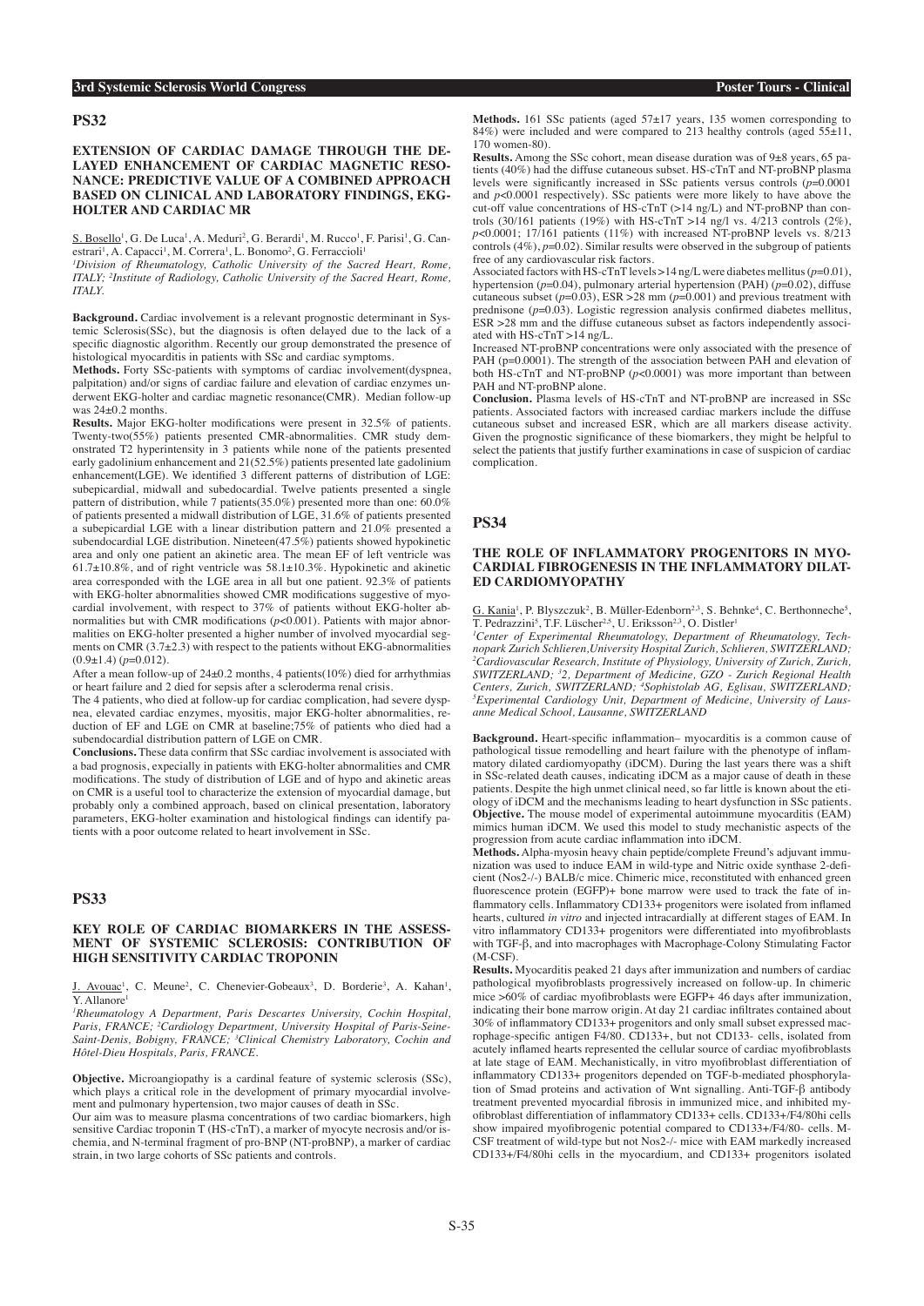## PS32

### EXTENSION OF CARDIAC DAMAGE THROUGH THE DELAYED ENHANCEMENT OF CARDIAC MAGNETIC RESONANCE: PREDICTIVE VALUE OF A COMBINED APPROACH BASED ON CLINICAL AND LABORATORY FINDINGS, EKG-HOLTER AND CARDIAC MR

S. Bosello[1], G. De Luca[1], A. Meduri[2], G. Berardi[1], M. Rucco[1], F. Parisi[1], G. Canestrari[1], A. Capacci[1], M. Correra[1], L. Bonomo[2], G. Ferraccioli[1]

[1]*Division of Rheumatology, Catholic University of the Sacred Heart, Rome, ITALY;* [2]*Institute of Radiology, Catholic University of the Sacred Heart, Rome, ITALY.*

**Background.** Cardiac involvement is a relevant prognostic determinant in Systemic Sclerosis(SSc), but the diagnosis is often delayed due to the lack of a specific diagnostic algorithm. Recently our group demonstrated the presence of histological myocarditis in patients with SSc and cardiac symptoms.

**Methods.** Forty SSc-patients with symptoms of cardiac involvement(dyspnea, palpitation) and/or signs of cardiac failure and elevation of cardiac enzymes underwent EKG-holter and cardiac magnetic resonance(CMR). Median follow-up was 24±0.2 months.

**Results.** Major EKG-holter modifications were present in 32.5% of patients. Twenty-two(55%) patients presented CMR-abnormalities. CMR study demonstrated T2 hyperintensity in 3 patients while none of the patients presented early gadolinium enhancement and 21(52.5%) patients presented late gadolinium enhancement(LGE). We identified 3 different patterns of distribution of LGE: subepicardial, midwall and subedocardial. Twelve patients presented a single pattern of distribution, while 7 patients(35.0%) presented more than one: 60.0% of patients presented a midwall distribution of LGE, 31.6% of patients presented a subepicardial LGE with a linear distribution pattern and 21.0% presented a subendocardial LGE distribution. Nineteen(47.5%) patients showed hypokinetic area and only one patient an akinetic area. The mean EF of left ventricle was 61.7±10.8%, and of right ventricle was 58.1±10.3%. Hypokinetic and akinetic area corresponded with the LGE area in all but one patient. 92.3% of patients with EKG-holter abnormalities showed CMR modifications suggestive of myocardial involvement, with respect to 37% of patients without EKG-holter abnormalities but with CMR modifications ($p$<0.001). Patients with major abnormalities on EKG-holter presented a higher number of involved myocardial segments on CMR (3.7±2.3) with respect to the patients without EKG-abnormalities (0.9±1.4) ($p$=0.012).

After a mean follow-up of 24±0.2 months, 4 patients(10%) died for arrhythmias or heart failure and 2 died for sepsis after a scleroderma renal crisis.

The 4 patients, who died at follow-up for cardiac complication, had severe dyspnea, elevated cardiac enzymes, myositis, major EKG-holter abnormalities, reduction of EF and LGE on CMR at baseline;75% of patients who died had a subendocardial distribution pattern of LGE on CMR.

**Conclusions.** These data confirm that SSc cardiac involvement is associated with a bad prognosis, especially in patients with EKG-holter abnormalities and CMR modifications. The study of distribution of LGE and of hypo and akinetic areas on CMR is a useful tool to characterize the extension of myocardial damage, but probably only a combined approach, based on clinical presentation, laboratory parameters, EKG-holter examination and histological findings can identify patients with a poor outcome related to heart involvement in SSc.

## PS33

### KEY ROLE OF CARDIAC BIOMARKERS IN THE ASSESSMENT OF SYSTEMIC SCLEROSIS: CONTRIBUTION OF HIGH SENSITIVITY CARDIAC TROPONIN

J. Avouac[1], C. Meune[2], C. Chenevier-Gobeaux[3], D. Borderie[3], A. Kahan[1], Y. Allanore[1]

[1]*Rheumatology A Department, Paris Descartes University, Cochin Hospital, Paris, FRANCE;* [2]*Cardiology Department, University Hospital of Paris-Seine-Saint-Denis, Bobigny, FRANCE;* [3]*Clinical Chemistry Laboratory, Cochin and Hôtel-Dieu Hospitals, Paris, FRANCE.*

**Objective.** Microangiopathy is a cardinal feature of systemic sclerosis (SSc), which plays a critical role in the development of primary myocardial involvement and pulmonary hypertension, two major causes of death in SSc.

Our aim was to measure plasma concentrations of two cardiac biomarkers, high sensitive Cardiac troponin T (HS-cTnT), a marker of myocyte necrosis and/or ischemia, and N-terminal fragment of pro-BNP (NT-proBNP), a marker of cardiac strain, in two large cohorts of SSc patients and controls.

**Methods.** 161 SSc patients (aged 57±17 years, 135 women corresponding to 84%) were included and were compared to 213 healthy controls (aged 55±11, 170 women-80).

**Results.** Among the SSc cohort, mean disease duration was of 9±8 years, 65 patients (40%) had the diffuse cutaneous subset. HS-cTnT and NT-proBNP plasma levels were significantly increased in SSc patients versus controls ($p$=0.0001 and $p$<0.0001 respectively). SSc patients were more likely to have above the cut-off value concentrations of HS-cTnT (>14 ng/L) and NT-proBNP than controls (30/161 patients (19%) with HS-cTnT >14 ng/l vs. 4/213 controls (2%), $p$<0.0001; 17/161 patients (11%) with increased NT-proBNP levels vs. 8/213 controls (4%), $p$=0.02). Similar results were observed in the subgroup of patients free of any cardiovascular risk factors.

Associated factors with HS-cTnT levels >14 ng/L were diabetes mellitus ($p$=0.01), hypertension ($p$=0.04), pulmonary arterial hypertension (PAH) ($p$=0.02), diffuse cutaneous subset ($p$=0.03), ESR >28 mm ($p$=0.001) and previous treatment with prednisone ($p$=0.03). Logistic regression analysis confirmed diabetes mellitus, ESR >28 mm and the diffuse cutaneous subset as factors independently associated with HS-cTnT >14 ng/L.

Increased NT-proBNP concentrations were only associated with the presence of PAH (p=0.0001). The strength of the association between PAH and elevation of both HS-cTnT and NT-proBNP ($p$<0.0001) was more important than between PAH and NT-proBNP alone.

**Conclusion.** Plasma levels of HS-cTnT and NT-proBNP are increased in SSc patients. Associated factors with increased cardiac markers include the diffuse cutaneous subset and increased ESR, which are all markers disease activity. Given the prognostic significance of these biomarkers, they might be helpful to select the patients that justify further examinations in case of suspicion of cardiac complication.

## PS34

### THE ROLE OF INFLAMMATORY PROGENITORS IN MYOCARDIAL FIBROGENESIS IN THE INFLAMMATORY DILATED CARDIOMYOPATHY

G. Kania[1], P. Blyszczuk[2], B. Müller-Edenborn[2,3], S. Behnke[4], C. Berthonneche[5], T. Pedrazzini[5], T.F. Lüscher[2,5], U. Eriksson[2,3], O. Distler[1]

[1]*Center of Experimental Rheumatology, Department of Rheumatology, Technopark Zurich Schlieren,University Hospital Zurich, Schlieren, SWITZERLAND;* [2]*Cardiovascular Research, Institute of Physiology, University of Zurich, Zurich, SWITZERLAND;* [3]*2, Department of Medicine, GZO - Zurich Regional Health Centers, Zurich, SWITZERLAND;* [4]*Sophistolab AG, Eglisau, SWITZERLAND;* [5]*Experimental Cardiology Unit, Department of Medicine, University of Lausanne Medical School, Lausanne, SWITZERLAND*

**Background.** Heart-specific inflammation– myocarditis is a common cause of pathological tissue remodelling and heart failure with the phenotype of inflammatory dilated cardiomyopathy (iDCM). During the last years there was a shift in SSc-related death causes, indicating iDCM as a major cause of death in these patients. Despite the high unmet clinical need, so far little is known about the etiology of iDCM and the mechanisms leading to heart dysfunction in SSc patients.

**Objective.** The mouse model of experimental autoimmune myocarditis (EAM) mimics human iDCM. We used this model to study mechanistic aspects of the progression from acute cardiac inflammation into iDCM.

**Methods.** Alpha-myosin heavy chain peptide/complete Freund's adjuvant immunization was used to induce EAM in wild-type and Nitric oxide synthase 2-deficient (Nos2-/-) BALB/c mice. Chimeric mice, reconstituted with enhanced green fluorescence protein (EGFP)+ bone marrow were used to track the fate of inflammatory cells. Inflammatory CD133+ progenitors were isolated from inflamed hearts, cultured *in vitro* and injected intracardially at different stages of EAM. In vitro inflammatory CD133+ progenitors were differentiated into myofibroblasts with TGF-β, and into macrophages with Macrophage-Colony Stimulating Factor (M-CSF).

**Results.** Myocarditis peaked 21 days after immunization and numbers of cardiac pathological myofibroblasts progressively increased on follow-up. In chimeric mice >60% of cardiac myofibroblasts were EGFP+ 46 days after immunization, indicating their bone marrow origin. At day 21 cardiac infiltrates contained about 30% of inflammatory CD133+ progenitors and only small subset expressed macrophage-specific antigen F4/80. CD133+, but not CD133- cells, isolated from acutely inflamed hearts represented the cellular source of cardiac myofibroblasts at late stage of EAM. Mechanistically, in vitro myofibroblast differentiation of inflammatory CD133+ progenitors depended on TGF-b-mediated phosphorylation of Smad proteins and activation of Wnt signalling. Anti-TGF-β antibody treatment prevented myocardial fibrosis in immunized mice, and inhibited myofibroblast differentiation of inflammatory CD133+ cells. CD133+/F4/80hi cells show impaired myofibrogenic potential compared to CD133+/F4/80- cells. M-CSF treatment of wild-type but not Nos2-/- mice with EAM markedly increased CD133+/F4/80hi cells in the myocardium, and CD133+ progenitors isolated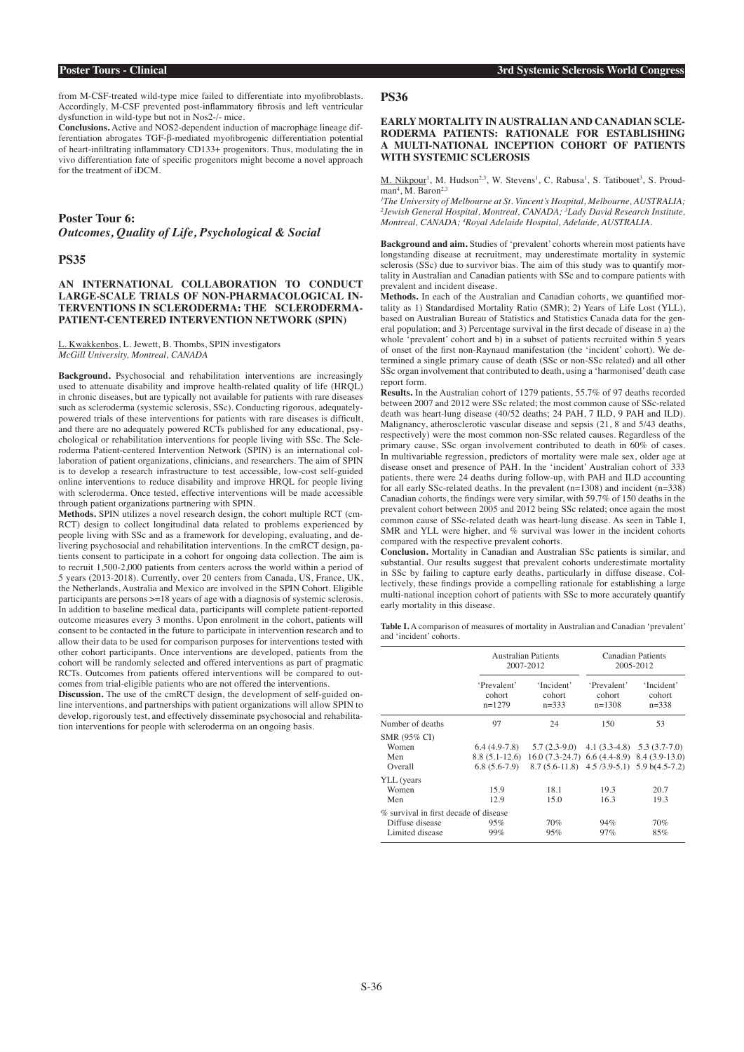from M-CSF-treated wild-type mice failed to differentiate into myofibroblasts. Accordingly, M-CSF prevented post-inflammatory fibrosis and left ventricular dysfunction in wild-type but not in Nos2-/- mice.

**Conclusions.** Active and NOS2-dependent induction of macrophage lineage differentiation abrogates TGF-β-mediated myofibrogenic differentiation potential of heart-infiltrating inflammatory CD133+ progenitors. Thus, modulating the in vivo differentiation fate of specific progenitors might become a novel approach for the treatment of iDCM.

## Poster Tour 6: *Outcomes, Quality of Life, Psychological & Social*

### PS35

#### AN INTERNATIONAL COLLABORATION TO CONDUCT LARGE-SCALE TRIALS OF NON-PHARMACOLOGICAL INTERVENTIONS IN SCLERODERMA: THE SCLERODERMA-PATIENT-CENTERED INTERVENTION NETWORK (SPIN)

L. Kwakkenbos, L. Jewett, B. Thombs, SPIN investigators
*McGill University, Montreal, CANADA*

**Background.** Psychosocial and rehabilitation interventions are increasingly used to attenuate disability and improve health-related quality of life (HRQL) in chronic diseases, but are typically not available for patients with rare diseases such as scleroderma (systemic sclerosis, SSc). Conducting rigorous, adequately-powered trials of these interventions for patients with rare diseases is difficult, and there are no adequately powered RCTs published for any educational, psychological or rehabilitation interventions for people living with SSc. The Scleroderma Patient-centered Intervention Network (SPIN) is an international collaboration of patient organizations, clinicians, and researchers. The aim of SPIN is to develop a research infrastructure to test accessible, low-cost self-guided online interventions to reduce disability and improve HRQL for people living with scleroderma. Once tested, effective interventions will be made accessible through patient organizations partnering with SPIN.

**Methods.** SPIN utilizes a novel research design, the cohort multiple RCT (cmRCT) design to collect longitudinal data related to problems experienced by people living with SSc and as a framework for developing, evaluating, and delivering psychosocial and rehabilitation interventions. In the cmRCT design, patients consent to participate in a cohort for ongoing data collection. The aim is to recruit 1,500-2,000 patients from centers across the world within a period of 5 years (2013-2018). Currently, over 20 centers from Canada, US, France, UK, the Netherlands, Australia and Mexico are involved in the SPIN Cohort. Eligible participants are persons >=18 years of age with a diagnosis of systemic sclerosis. In addition to baseline medical data, participants will complete patient-reported outcome measures every 3 months. Upon enrolment in the cohort, patients will consent to be contacted in the future to participate in intervention research and to allow their data to be used for comparison purposes for interventions tested with other cohort participants. Once interventions are developed, patients from the cohort will be randomly selected and offered interventions as part of pragmatic RCTs. Outcomes from patients offered interventions will be compared to outcomes from trial-eligible patients who are not offered the interventions.

**Discussion.** The use of the cmRCT design, the development of self-guided online interventions, and partnerships with patient organizations will allow SPIN to develop, rigorously test, and effectively disseminate psychosocial and rehabilitation interventions for people with scleroderma on an ongoing basis.

### PS36

#### EARLY MORTALITY IN AUSTRALIAN AND CANADIAN SCLERODERMA PATIENTS: RATIONALE FOR ESTABLISHING A MULTI-NATIONAL INCEPTION COHORT OF PATIENTS WITH SYSTEMIC SCLEROSIS

M. Nikpour[1], M. Hudson[2,3], W. Stevens[1], C. Rabusa[1], S. Tatibouet[3], S. Proudman[4], M. Baron[2,3]

[1]*The University of Melbourne at St. Vincent's Hospital, Melbourne, AUSTRALIA;* [2]*Jewish General Hospital, Montreal, CANADA;* [3]*Lady David Research Institute, Montreal, CANADA;* [4]*Royal Adelaide Hospital, Adelaide, AUSTRALIA.*

**Background and aim.** Studies of 'prevalent' cohorts wherein most patients have longstanding disease at recruitment, may underestimate mortality in systemic sclerosis (SSc) due to survivor bias. The aim of this study was to quantify mortality in Australian and Canadian patients with SSc and to compare patients with prevalent and incident disease.

**Methods.** In each of the Australian and Canadian cohorts, we quantified mortality as 1) Standardised Mortality Ratio (SMR); 2) Years of Life Lost (YLL), based on Australian Bureau of Statistics and Statistics Canada data for the general population; and 3) Percentage survival in the first decade of disease in a) the whole 'prevalent' cohort and b) in a subset of patients recruited within 5 years of onset of the first non-Raynaud manifestation (the 'incident' cohort). We determined a single primary cause of death (SSc or non-SSc related) and all other SSc organ involvement that contributed to death, using a 'harmonised' death case report form.

**Results.** In the Australian cohort of 1279 patients, 55.7% of 97 deaths recorded between 2007 and 2012 were SSc related; the most common cause of SSc-related death was heart-lung disease (40/52 deaths; 24 PAH, 7 ILD, 9 PAH and ILD). Malignancy, atherosclerotic vascular disease and sepsis (21, 8 and 5/43 deaths, respectively) were the most common non-SSc related causes. Regardless of the primary cause, SSc organ involvement contributed to death in 60% of cases. In multivariable regression, predictors of mortality were male sex, older age at disease onset and presence of PAH. In the 'incident' Australian cohort of 333 patients, there were 24 deaths during follow-up, with PAH and ILD accounting for all early SSc-related deaths. In the prevalent (n=1308) and incident (n=338) Canadian cohorts, the findings were very similar, with 59.7% of 150 deaths in the prevalent cohort between 2005 and 2012 being SSc related; once again the most common cause of SSc-related death was heart-lung disease. As seen in Table I, SMR and YLL were higher, and % survival was lower in the incident cohorts compared with the respective prevalent cohorts.

**Conclusion.** Mortality in Canadian and Australian SSc patients is similar, and substantial. Our results suggest that prevalent cohorts underestimate mortality in SSc by failing to capture early deaths, particularly in diffuse disease. Collectively, these findings provide a compelling rationale for establishing a large multi-national inception cohort of patients with SSc to more accurately quantify early mortality in this disease.

**Table I.** A comparison of measures of mortality in Australian and Canadian 'prevalent' and 'incident' cohorts.

| | Australian Patients 2007-2012 | | Canadian Patients 2005-2012 | |
|---|---|---|---|---|
| | 'Prevalent' cohort n=1279 | 'Incident' cohort n=333 | 'Prevalent' cohort n=1308 | 'Incident' cohort n=338 |
| Number of deaths | 97 | 24 | 150 | 53 |
| SMR (95% CI) | | | | |
| Women | 6.4 (4.9-7.8) | 5.7 (2.3-9.0) | 4.1 (3.3-4.8) | 5.3 (3.7-7.0) |
| Men | 8.8 (5.1-12.6) | 16.0 (7.3-24.7) | 6.6 (4.4-8.9) | 8.4 (3.9-13.0) |
| Overall | 6.8 (5.6-7.9) | 8.7 (5.6-11.8) | 4.5 /3.9-5.1) | 5.9 b(4.5-7.2) |
| YLL (years | | | | |
| Women | 15.9 | 18.1 | 19.3 | 20.7 |
| Men | 12.9 | 15.0 | 16.3 | 19.3 |
| % survival in first decade of disease | | | | |
| Diffuse disease | 95% | 70% | 94% | 70% |
| Limited disease | 99% | 95% | 97% | 85% |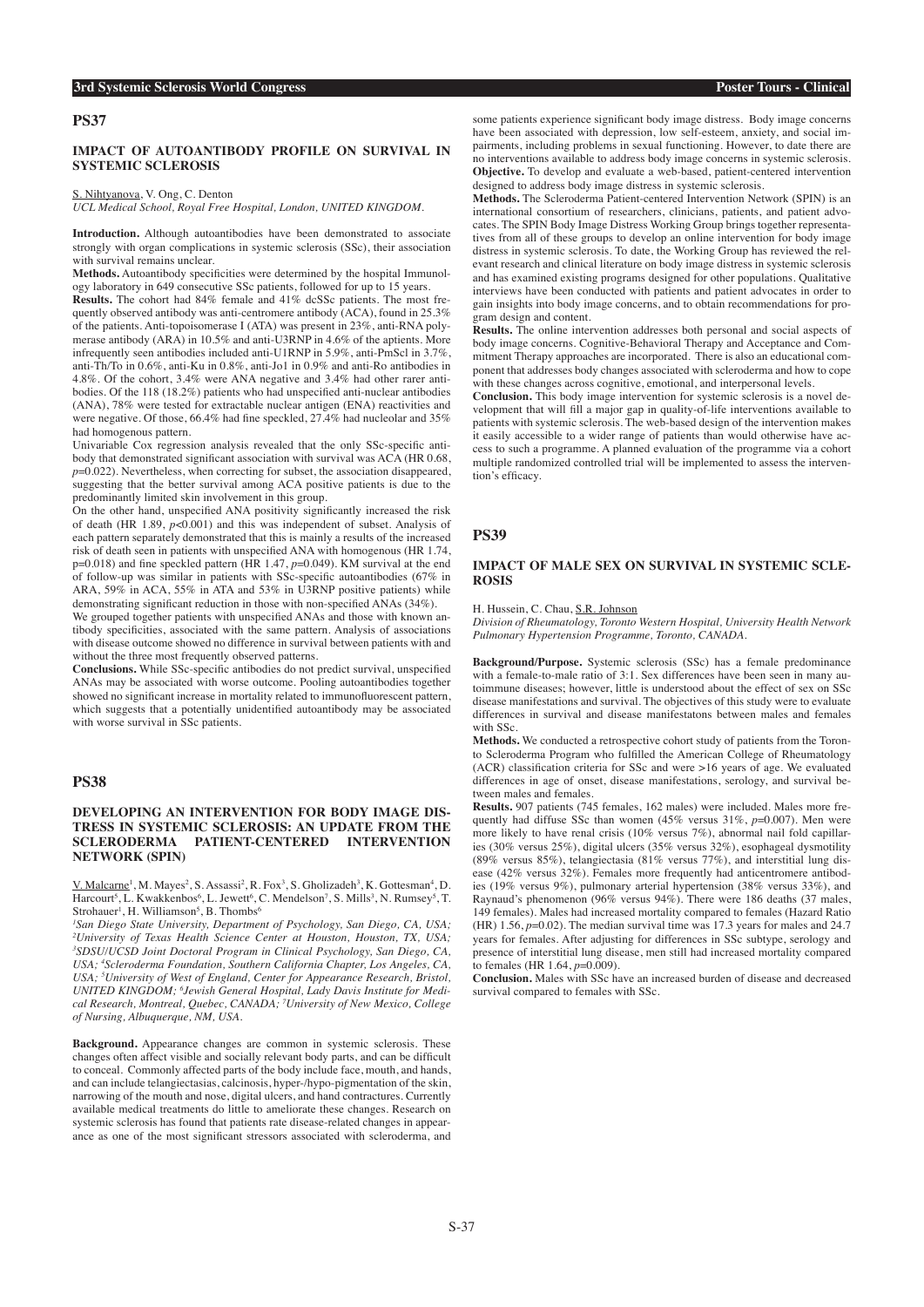## PS37

### IMPACT OF AUTOANTIBODY PROFILE ON SURVIVAL IN SYSTEMIC SCLEROSIS

S. Nihtyanova, V. Ong, C. Denton

*UCL Medical School, Royal Free Hospital, London, UNITED KINGDOM.*

**Introduction.** Although autoantibodies have been demonstrated to associate strongly with organ complications in systemic sclerosis (SSc), their association with survival remains unclear.

**Methods.** Autoantibody specificities were determined by the hospital Immunology laboratory in 649 consecutive SSc patients, followed for up to 15 years.

**Results.** The cohort had 84% female and 41% dcSSc patients. The most frequently observed antibody was anti-centromere antibody (ACA), found in 25.3% of the patients. Anti-topoisomerase I (ATA) was present in 23%, anti-RNA polymerase antibody (ARA) in 10.5% and anti-U3RNP in 4.6% of the aptients. More infrequently seen antibodies included anti-U1RNP in 5.9%, anti-PmScl in 3.7%, anti-Th/To in 0.6%, anti-Ku in 0.8%, anti-Jo1 in 0.9% and anti-Ro antibodies in 4.8%. Of the cohort, 3.4% were ANA negative and 3.4% had other rarer antibodies. Of the 118 (18.2%) patients who had unspecified anti-nuclear antibodies (ANA), 78% were tested for extractable nuclear antigen (ENA) reactivities and were negative. Of those, 66.4% had fine speckled, 27.4% had nucleolar and 35% had homogenous pattern.

Univariable Cox regression analysis revealed that the only SSc-specific antibody that demonstrated significant association with survival was ACA (HR 0.68, $p$=0.022). Nevertheless, when correcting for subset, the association disappeared, suggesting that the better survival among ACA positive patients is due to the predominantly limited skin involvement in this group.

On the other hand, unspecified ANA positivity significantly increased the risk of death (HR 1.89, $p$<0.001) and this was independent of subset. Analysis of each pattern separately demonstrated that this is mainly a results of the increased risk of death seen in patients with unspecified ANA with homogenous (HR 1.74, p=0.018) and fine speckled pattern (HR 1.47, $p$=0.049). KM survival at the end of follow-up was similar in patients with SSc-specific autoantibodies (67% in ARA, 59% in ACA, 55% in ATA and 53% in U3RNP positive patients) while demonstrating significant reduction in those with non-specified ANAs (34%).

We grouped together patients with unspecified ANAs and those with known antibody specificities, associated with the same pattern. Analysis of associations with disease outcome showed no difference in survival between patients with and without the three most frequently observed patterns.

**Conclusions.** While SSc-specific antibodies do not predict survival, unspecified ANAs may be associated with worse outcome. Pooling autoantibodies together showed no significant increase in mortality related to immunofluorescent pattern, which suggests that a potentially unidentified autoantibody may be associated with worse survival in SSc patients.

## PS38

### DEVELOPING AN INTERVENTION FOR BODY IMAGE DISTRESS IN SYSTEMIC SCLEROSIS: AN UPDATE FROM THE SCLERODERMA PATIENT-CENTERED INTERVENTION NETWORK (SPIN)

V. Malcarne[1], M. Mayes[2], S. Assassi[2], R. Fox[3], S. Gholizadeh[3], K. Gottesman[4], D. Harcourt[5], L. Kwakkenbos[6], L. Jewett[6], C. Mendelson[7], S. Mills[3], N. Rumsey[5], T. Strohauer[1], H. Williamson[5], B. Thombs[6]

*[1]San Diego State University, Department of Psychology, San Diego, CA, USA; [2]University of Texas Health Science Center at Houston, Houston, TX, USA; [3]SDSU/UCSD Joint Doctoral Program in Clinical Psychology, San Diego, CA, USA; [4]Scleroderma Foundation, Southern California Chapter, Los Angeles, CA, USA; [5]University of West of England, Center for Appearance Research, Bristol, UNITED KINGDOM; [6]Jewish General Hospital, Lady Davis Institute for Medical Research, Montreal, Quebec, CANADA; [7]University of New Mexico, College of Nursing, Albuquerque, NM, USA.*

**Background.** Appearance changes are common in systemic sclerosis. These changes often affect visible and socially relevant body parts, and can be difficult to conceal. Commonly affected parts of the body include face, mouth, and hands, and can include telangiectasias, calcinosis, hyper-/hypo-pigmentation of the skin, narrowing of the mouth and nose, digital ulcers, and hand contractures. Currently available medical treatments do little to ameliorate these changes. Research on systemic sclerosis has found that patients rate disease-related changes in appearance as one of the most significant stressors associated with scleroderma, and some patients experience significant body image distress. Body image concerns have been associated with depression, low self-esteem, anxiety, and social impairments, including problems in sexual functioning. However, to date there are no interventions available to address body image concerns in systemic sclerosis.

**Objective.** To develop and evaluate a web-based, patient-centered intervention designed to address body image distress in systemic sclerosis.

**Methods.** The Scleroderma Patient-centered Intervention Network (SPIN) is an international consortium of researchers, clinicians, patients, and patient advocates. The SPIN Body Image Distress Working Group brings together representatives from all of these groups to develop an online intervention for body image distress in systemic sclerosis. To date, the Working Group has reviewed the relevant research and clinical literature on body image distress in systemic sclerosis and has examined existing programs designed for other populations. Qualitative interviews have been conducted with patients and patient advocates in order to gain insights into body image concerns, and to obtain recommendations for program design and content.

**Results.** The online intervention addresses both personal and social aspects of body image concerns. Cognitive-Behavioral Therapy and Acceptance and Commitment Therapy approaches are incorporated. There is also an educational component that addresses body changes associated with scleroderma and how to cope with these changes across cognitive, emotional, and interpersonal levels.

**Conclusion.** This body image intervention for systemic sclerosis is a novel development that will fill a major gap in quality-of-life interventions available to patients with systemic sclerosis. The web-based design of the intervention makes it easily accessible to a wider range of patients than would otherwise have access to such a programme. A planned evaluation of the programme via a cohort multiple randomized controlled trial will be implemented to assess the intervention's efficacy.

## PS39

### IMPACT OF MALE SEX ON SURVIVAL IN SYSTEMIC SCLEROSIS

H. Hussein, C. Chau, S.R. Johnson

*Division of Rheumatology, Toronto Western Hospital, University Health Network Pulmonary Hypertension Programme, Toronto, CANADA.*

**Background/Purpose.** Systemic sclerosis (SSc) has a female predominance with a female-to-male ratio of 3:1. Sex differences have been seen in many autoimmune diseases; however, little is understood about the effect of sex on SSc disease manifestations and survival. The objectives of this study were to evaluate differences in survival and disease manifestatons between males and females with SSc.

**Methods.** We conducted a retrospective cohort study of patients from the Toronto Scleroderma Program who fulfilled the American College of Rheumatology (ACR) classification criteria for SSc and were >16 years of age. We evaluated differences in age of onset, disease manifestations, serology, and survival between males and females.

**Results.** 907 patients (745 females, 162 males) were included. Males more frequently had diffuse SSc than women (45% versus 31%, $p$=0.007). Men were more likely to have renal crisis (10% versus 7%), abnormal nail fold capillaries (30% versus 25%), digital ulcers (35% versus 32%), esophageal dysmotility (89% versus 85%), telangiectasia (81% versus 77%), and interstitial lung disease (42% versus 32%). Females more frequently had anticentromere antibodies (19% versus 9%), pulmonary arterial hypertension (38% versus 33%), and Raynaud's phenomenon (96% versus 94%). There were 186 deaths (37 males, 149 females). Males had increased mortality compared to females (Hazard Ratio (HR) 1.56, $p$=0.02). The median survival time was 17.3 years for males and 24.7 years for females. After adjusting for differences in SSc subtype, serology and presence of interstitial lung disease, men still had increased mortality compared to females (HR 1.64, $p$=0.009).

**Conclusion.** Males with SSc have an increased burden of disease and decreased survival compared to females with SSc.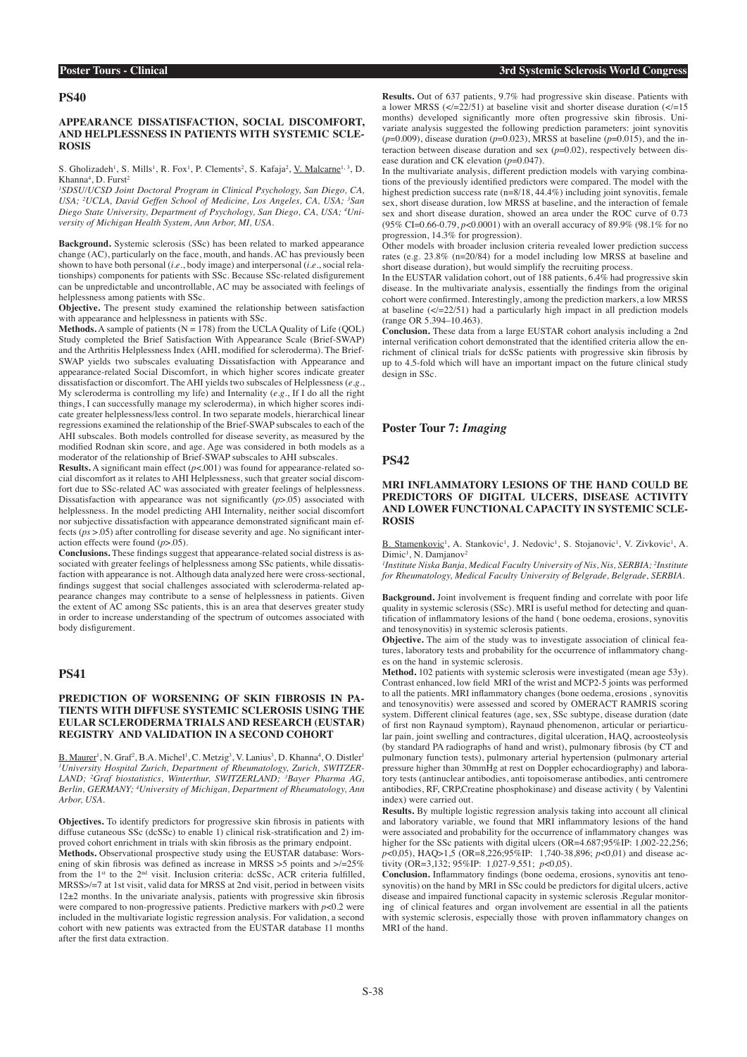## PS40

### APPEARANCE DISSATISFACTION, SOCIAL DISCOMFORT, AND HELPLESSNESS IN PATIENTS WITH SYSTEMIC SCLEROSIS

S. Gholizadeh[1], S. Mills[1], R. Fox[1], P. Clements[2], S. Kafaja[2], V. Malcarne[1, 3], D. Khanna[4], D. Furst[2]

*[1]SDSU/UCSD Joint Doctoral Program in Clinical Psychology, San Diego, CA, USA; [2]UCLA, David Geffen School of Medicine, Los Angeles, CA, USA; [3]San Diego State University, Department of Psychology, San Diego, CA, USA; [4]University of Michigan Health System, Ann Arbor, MI, USA.*

**Background.** Systemic sclerosis (SSc) has been related to marked appearance change (AC), particularly on the face, mouth, and hands. AC has previously been shown to have both personal (*i.e*., body image) and interpersonal (*i.e*., social relationships) components for patients with SSc. Because SSc-related disfigurement can be unpredictable and uncontrollable, AC may be associated with feelings of helplessness among patients with SSc.

**Objective.** The present study examined the relationship between satisfaction with appearance and helplessness in patients with SSc.

**Methods.** A sample of patients (N = 178) from the UCLA Quality of Life (QOL) Study completed the Brief Satisfaction With Appearance Scale (Brief-SWAP) and the Arthritis Helplessness Index (AHI, modified for scleroderma). The Brief-SWAP yields two subscales evaluating Dissatisfaction with Appearance and appearance-related Social Discomfort, in which higher scores indicate greater dissatisfaction or discomfort. The AHI yields two subscales of Helplessness (*e.g*., My scleroderma is controlling my life) and Internality (*e.g*., If I do all the right things, I can successfully manage my scleroderma), in which higher scores indicate greater helplessness/less control. In two separate models, hierarchical linear regressions examined the relationship of the Brief-SWAP subscales to each of the AHI subscales. Both models controlled for disease severity, as measured by the modified Rodnan skin score, and age. Age was considered in both models as a moderator of the relationship of Brief-SWAP subscales to AHI subscales.

**Results.** A significant main effect ($p$<.001) was found for appearance-related social discomfort as it relates to AHI Helplessness, such that greater social discomfort due to SSc-related AC was associated with greater feelings of helplessness. Dissatisfaction with appearance was not significantly ($p$>.05) associated with helplessness. In the model predicting AHI Internality, neither social discomfort nor subjective dissatisfaction with appearance demonstrated significant main effects ($ps$ >.05) after controlling for disease severity and age. No significant interaction effects were found ($p$>.05).

**Conclusions.** These findings suggest that appearance-related social distress is associated with greater feelings of helplessness among SSc patients, while dissatisfaction with appearance is not. Although data analyzed here were cross-sectional, findings suggest that social challenges associated with scleroderma-related appearance changes may contribute to a sense of helplessness in patients. Given the extent of AC among SSc patients, this is an area that deserves greater study in order to increase understanding of the spectrum of outcomes associated with body disfigurement.

## PS41

### PREDICTION OF WORSENING OF SKIN FIBROSIS IN PATIENTS WITH DIFFUSE SYSTEMIC SCLEROSIS USING THE EULAR SCLERODERMA TRIALS AND RESEARCH (EUSTAR) REGISTRY AND VALIDATION IN A SECOND COHORT

B. Maurer[1], N. Graf[2], B.A. Michel[1], C. Metzig[3], V. Lanius[3], D. Khanna[4], O. Distler[1]

*[1]University Hospital Zurich, Department of Rheumatology, Zurich, SWITZERLAND; [2]Graf biostatistics, Winterthur, SWITZERLAND; [3]Bayer Pharma AG, Berlin, GERMANY; [4]University of Michigan, Department of Rheumatology, Ann Arbor, USA.*

**Objectives.** To identify predictors for progressive skin fibrosis in patients with diffuse cutaneous SSc (dcSSc) to enable 1) clinical risk-stratification and 2) improved cohort enrichment in trials with skin fibrosis as the primary endpoint.

**Methods.** Observational prospective study using the EUSTAR database: Worsening of skin fibrosis was defined as increase in MRSS >5 points and >/=25% from the 1st to the 2nd visit. Inclusion criteria: dcSSc, ACR criteria fulfilled, MRSS>/=7 at 1st visit, valid data for MRSS at 2nd visit, period in between visits 12±2 months. In the univariate analysis, patients with progressive skin fibrosis were compared to non-progressive patients. Predictive markers with $p$<0.2 were included in the multivariate logistic regression analysis. For validation, a second cohort with new patients was extracted from the EUSTAR database 11 months after the first data extraction.

**Results.** Out of 637 patients, 9.7% had progressive skin disease. Patients with a lower MRSS (</=22/51) at baseline visit and shorter disease duration (</=15 months) developed significantly more often progressive skin fibrosis. Univariate analysis suggested the following prediction parameters: joint synovitis ($p$=0.009), disease duration ($p$=0.023), MRSS at baseline ($p$=0.015), and the interaction between disease duration and sex ($p$=0.02), respectively between disease duration and CK elevation ($p$=0.047).

In the multivariate analysis, different prediction models with varying combinations of the previously identified predictors were compared. The model with the highest prediction success rate (n=8/18, 44.4%) including joint synovitis, female sex, short disease duration, low MRSS at baseline, and the interaction of female sex and short disease duration, showed an area under the ROC curve of 0.73 (95% CI=0.66-0.79, $p$<0.0001) with an overall accuracy of 89.9% (98.1% for no progression, 14.3% for progression).

Other models with broader inclusion criteria revealed lower prediction success rates (e.g. 23.8% (n=20/84) for a model including low MRSS at baseline and short disease duration), but would simplify the recruiting process.

In the EUSTAR validation cohort, out of 188 patients, 6.4% had progressive skin disease. In the multivariate analysis, essentially the findings from the original cohort were confirmed. Interestingly, among the prediction markers, a low MRSS at baseline (</=22/51) had a particularly high impact in all prediction models (range OR 5.394–10.463).

**Conclusion.** These data from a large EUSTAR cohort analysis including a 2nd internal verification cohort demonstrated that the identified criteria allow the enrichment of clinical trials for dcSSc patients with progressive skin fibrosis by up to 4.5-fold which will have an important impact on the future clinical study design in SSc.

## Poster Tour 7: *Imaging*

## PS42

### MRI INFLAMMATORY LESIONS OF THE HAND COULD BE PREDICTORS OF DIGITAL ULCERS, DISEASE ACTIVITY AND LOWER FUNCTIONAL CAPACITY IN SYSTEMIC SCLEROSIS

B. Stamenkovic[1], A. Stankovic[1], J. Nedovic[1], S. Stojanovic[1], V. Zivkovic[1], A. Dimic[1], N. Damjanov[2]

*[1]Institute Niska Banja, Medical Faculty University of Nis, Nis, SERBIA; [2]Institute for Rheumatology, Medical Faculty University of Belgrade, Belgrade, SERBIA.*

**Background.** Joint involvement is frequent finding and correlate with poor life quality in systemic sclerosis (SSc). MRI is useful method for detecting and quantification of inflammatory lesions of the hand ( bone oedema, erosions, synovitis and tenosynovitis) in systemic sclerosis patients.

**Objective.** The aim of the study was to investigate association of clinical features, laboratory tests and probability for the occurrence of inflammatory changes on the hand in systemic sclerosis.

**Method.** 102 patients with systemic sclerosis were investigated (mean age 53y). Contrast enhanced, low field MRI of the wrist and MCP2-5 joints was performed to all the patients. MRI inflammatory changes (bone oedema, erosions , synovitis and tenosynovitis) were assessed and scored by OMERACT RAMRIS scoring system. Different clinical features (age, sex, SSc subtype, disease duration (date of first non Raynaud symptom), Raynaud phenomenon, articular or periarticular pain, joint swelling and contractures, digital ulceration, HAQ, acroosteolysis (by standard PA radiographs of hand and wrist), pulmonary fibrosis (by CT and pulmonary function tests), pulmonary arterial hypertension (pulmonary arterial pressure higher than 30mmHg at rest on Doppler echocardiography) and laboratory tests (antinuclear antibodies, anti topoisomerase antibodies, anti centromere antibodies, RF, CRP,Creatine phosphokinase) and disease activity ( by Valentini index) were carried out.

**Results.** By multiple logistic regression analysis taking into account all clinical and laboratory variable, we found that MRI inflammatory lesions of the hand were associated and probability for the occurrence of inflammatory changes was higher for the SSc patients with digital ulcers (OR=4.687;95%IP: 1,002-22,256; $p$<0,05), HAQ>1,5 (OR=8,226;95%IP: 1,740-38,896; $p$<0,01) and disease activity (OR=3,132; 95%IP: 1,027-9,551; $p$<0,05).

**Conclusion.** Inflammatory findings (bone oedema, erosions, synovitis ant tenosynovitis) on the hand by MRI in SSc could be predictors for digital ulcers, active disease and impaired functional capacity in systemic sclerosis .Regular monitoring of clinical features and organ involvement are essential in all the patients with systemic sclerosis, especially those with proven inflammatory changes on MRI of the hand.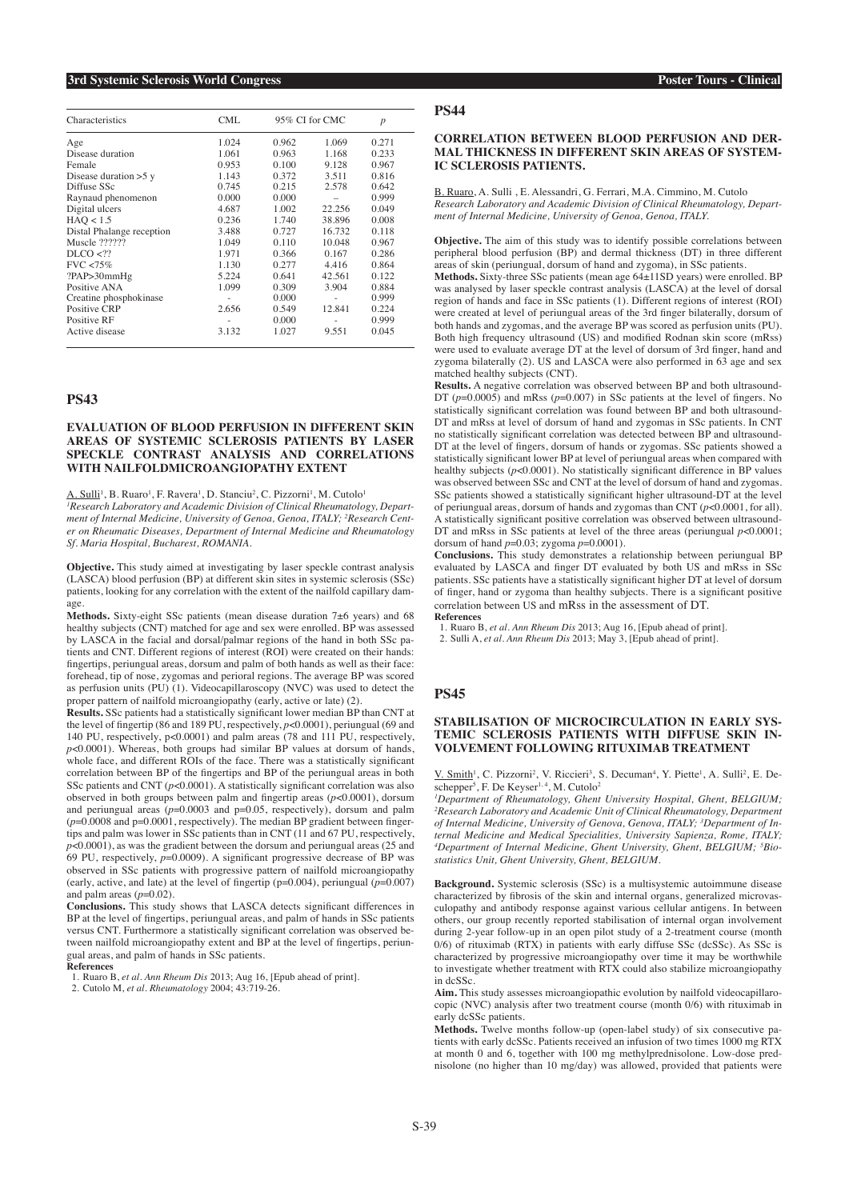| Characteristics | CML | 95% CI for CMC | | $p$ |
|---|---|---|---|---|
| Age | 1.024 | 0.962 | 1.069 | 0.271 |
| Disease duration | 1.061 | 0.963 | 1.168 | 0.233 |
| Female | 0.953 | 0.100 | 9.128 | 0.967 |
| Disease duration >5 y | 1.143 | 0.372 | 3.511 | 0.816 |
| Diffuse SSc | 0.745 | 0.215 | 2.578 | 0.642 |
| Raynaud phenomenon | 0.000 | 0.000 | – | 0.999 |
| Digital ulcers | 4.687 | 1.002 | 22.256 | 0.049 |
| HAQ < 1.5 | 0.236 | 1.740 | 38.896 | 0.008 |
| Distal Phalange reception | 3.488 | 0.727 | 16.732 | 0.118 |
| Muscle ?????? | 1.049 | 0.110 | 10.048 | 0.967 |
| DLCO <?? | 1.971 | 0.366 | 0.167 | 0.286 |
| FVC <75% | 1.130 | 0.277 | 4.416 | 0.864 |
| ?PAP>30mmHg | 5.224 | 0.641 | 42.561 | 0.122 |
| Positive ANA | 1.099 | 0.309 | 3.904 | 0.884 |
| Creatine phosphokinase | - | 0.000 | - | 0.999 |
| Positive CRP | 2.656 | 0.549 | 12.841 | 0.224 |
| Positive RF | - | 0.000 | - | 0.999 |
| Active disease | 3.132 | 1.027 | 9.551 | 0.045 |

## PS43

### EVALUATION OF BLOOD PERFUSION IN DIFFERENT SKIN AREAS OF SYSTEMIC SCLEROSIS PATIENTS BY LASER SPECKLE CONTRAST ANALYSIS AND CORRELATIONS WITH NAILFOLDMICROANGIOPATHY EXTENT

A. Sulli[1], B. Ruaro[1], F. Ravera[1], D. Stanciu[2], C. Pizzorni[1], M. Cutolo[1]

*[1]Research Laboratory and Academic Division of Clinical Rheumatology, Department of Internal Medicine, University of Genoa, Genoa, ITALY; [2]Research Center on Rheumatic Diseases, Department of Internal Medicine and Rheumatology Sf. Maria Hospital, Bucharest, ROMANIA.*

**Objective.** This study aimed at investigating by laser speckle contrast analysis (LASCA) blood perfusion (BP) at different skin sites in systemic sclerosis (SSc) patients, looking for any correlation with the extent of the nailfold capillary damage.

**Methods.** Sixty-eight SSc patients (mean disease duration 7±6 years) and 68 healthy subjects (CNT) matched for age and sex were enrolled. BP was assessed by LASCA in the facial and dorsal/palmar regions of the hand in both SSc patients and CNT. Different regions of interest (ROI) were created on their hands: fingertips, periungual areas, dorsum and palm of both hands as well as their face: forehead, tip of nose, zygomas and perioral regions. The average BP was scored as perfusion units (PU) (1). Videocapillaroscopy (NVC) was used to detect the proper pattern of nailfold microangiopathy (early, active or late) (2).

**Results.** SSc patients had a statistically significant lower median BP than CNT at the level of fingertip (86 and 189 PU, respectively, $p<0.0001$), periungual (69 and 140 PU, respectively, $p<0.0001$) and palm areas (78 and 111 PU, respectively, $p<0.0001$). Whereas, both groups had similar BP values at dorsum of hands, whole face, and different ROIs of the face. There was a statistically significant correlation between BP of the fingertips and BP of the periungual areas in both SSc patients and CNT ($p<0.0001$). A statistically significant correlation was also observed in both groups between palm and fingertip areas ($p<0.0001$), dorsum and periungual areas ($p=0.0003$ and $p=0.05$, respectively), dorsum and palm ($p=0.0008$ and $p=0.0001$, respectively). The median BP gradient between fingertips and palm was lower in SSc patients than in CNT (11 and 67 PU, respectively, $p<0.0001$), as was the gradient between the dorsum and periungual areas (25 and 69 PU, respectively, $p=0.0009$). A significant progressive decrease of BP was observed in SSc patients with progressive pattern of nailfold microangiopathy (early, active, and late) at the level of fingertip ($p=0.004$), periungual ($p=0.007$) and palm areas ($p=0.02$).

**Conclusions.** This study shows that LASCA detects significant differences in BP at the level of fingertips, periungual areas, and palm of hands in SSc patients versus CNT. Furthermore a statistically significant correlation was observed between nailfold microangiopathy extent and BP at the level of fingertips, periungual areas, and palm of hands in SSc patients.

**References**

1. Ruaro B, *et al. Ann Rheum Dis* 2013; Aug 16, [Epub ahead of print].
2. Cutolo M, *et al. Rheumatology* 2004; 43:719-26.

## PS44

### CORRELATION BETWEEN BLOOD PERFUSION AND DERMAL THICKNESS IN DIFFERENT SKIN AREAS OF SYSTEMIC SCLEROSIS PATIENTS.

B. Ruaro, A. Sulli , E. Alessandri, G. Ferrari, M.A. Cimmino, M. Cutolo

*Research Laboratory and Academic Division of Clinical Rheumatology, Department of Internal Medicine, University of Genoa, Genoa, ITALY.*

**Objective.** The aim of this study was to identify possible correlations between peripheral blood perfusion (BP) and dermal thickness (DT) in three different areas of skin (periungual, dorsum of hand and zygoma), in SSc patients.

**Methods.** Sixty-three SSc patients (mean age 64±11SD years) were enrolled. BP was analysed by laser speckle contrast analysis (LASCA) at the level of dorsal region of hands and face in SSc patients (1). Different regions of interest (ROI) were created at level of periungual areas of the 3rd finger bilaterally, dorsum of both hands and zygomas, and the average BP was scored as perfusion units (PU). Both high frequency ultrasound (US) and modified Rodnan skin score (mRss) were used to evaluate average DT at the level of dorsum of 3rd finger, hand and zygoma bilaterally (2). US and LASCA were also performed in 63 age and sex matched healthy subjects (CNT).

**Results.** A negative correlation was observed between BP and both ultrasound-DT ($p=0.0005$) and mRss ($p=0.007$) in SSc patients at the level of fingers. No statistically significant correlation was found between BP and both ultrasound-DT and mRss at level of dorsum of hand and zygomas in SSc patients. In CNT no statistically significant correlation was detected between BP and ultrasound-DT at the level of fingers, dorsum of hands or zygomas. SSc patients showed a statistically significant lower BP at level of periungual areas when compared with healthy subjects ($p<0.0001$). No statistically significant difference in BP values was observed between SSc and CNT at the level of dorsum of hand and zygomas. SSc patients showed a statistically significant higher ultrasound-DT at the level of periungual areas, dorsum of hands and zygomas than CNT ($p<0.0001$, for all). A statistically significant positive correlation was observed between ultrasound-DT and mRss in SSc patients at level of the three areas (periungual $p<0.0001$; dorsum of hand $p=0.03$; zygoma $p=0.0001$).

**Conclusions.** This study demonstrates a relationship between periungual BP evaluated by LASCA and finger DT evaluated by both US and mRss in SSc patients. SSc patients have a statistically significant higher DT at level of dorsum of finger, hand or zygoma than healthy subjects. There is a significant positive correlation between US and mRss in the assessment of DT.

**References**

1. Ruaro B, *et al. Ann Rheum Dis* 2013; Aug 16, [Epub ahead of print].
2. Sulli A, *et al. Ann Rheum Dis* 2013; May 3, [Epub ahead of print].

## PS45

### STABILISATION OF MICROCIRCULATION IN EARLY SYSTEMIC SCLEROSIS PATIENTS WITH DIFFUSE SKIN INVOLVEMENT FOLLOWING RITUXIMAB TREATMENT

V. Smith[1], C. Pizzorni[2], V. Riccieri[3], S. Decuman[4], Y. Piette[1], A. Sulli[2], E. Deschepper[5], F. De Keyser[1, 4], M. Cutolo[2]

*[1]Department of Rheumatology, Ghent University Hospital, Ghent, BELGIUM; [2]Research Laboratory and Academic Unit of Clinical Rheumatology, Department of Internal Medicine, University of Genova, Genova, ITALY; [3]Department of Internal Medicine and Medical Specialities, University Sapienza, Rome, ITALY; [4]Department of Internal Medicine, Ghent University, Ghent, BELGIUM; [5]Biostatistics Unit, Ghent University, Ghent, BELGIUM.*

**Background.** Systemic sclerosis (SSc) is a multisystemic autoimmune disease characterized by fibrosis of the skin and internal organs, generalized microvasculopathy and antibody response against various cellular antigens. In between others, our group recently reported stabilisation of internal organ involvement during 2-year follow-up in an open pilot study of a 2-treatment course (month 0/6) of rituximab (RTX) in patients with early diffuse SSc (dcSSc). As SSc is characterized by progressive microangiopathy over time it may be worthwhile to investigate whether treatment with RTX could also stabilize microangiopathy in dcSSc.

**Aim.** This study assesses microangiopathic evolution by nailfold videocapillaroscopic (NVC) analysis after two treatment course (month 0/6) with rituximab in early dcSSc patients.

**Methods.** Twelve months follow-up (open-label study) of six consecutive patients with early dcSSc. Patients received an infusion of two times 1000 mg RTX at month 0 and 6, together with 100 mg methylprednisolone. Low-dose prednisolone (no higher than 10 mg/day) was allowed, provided that patients were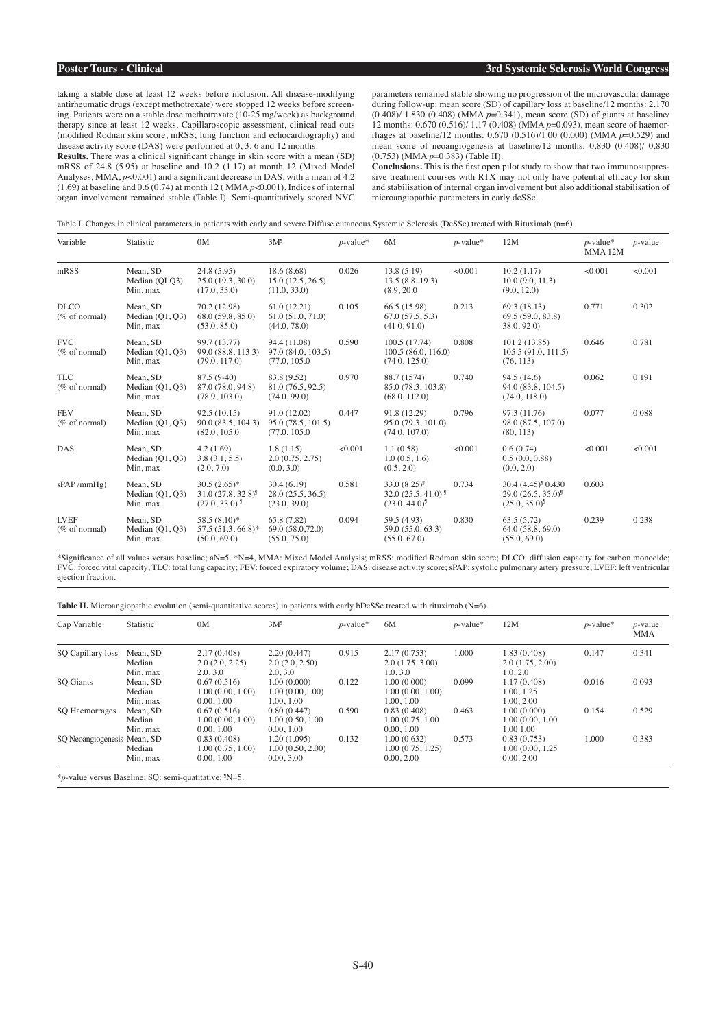taking a stable dose at least 12 weeks before inclusion. All disease-modifying antirheumatic drugs (except methotrexate) were stopped 12 weeks before screening. Patients were on a stable dose methotrexate (10-25 mg/week) as background therapy since at least 12 weeks. Capillaroscopic assessment, clinical read outs (modified Rodnan skin score, mRSS; lung function and echocardiography) and disease activity score (DAS) were performed at 0, 3, 6 and 12 months.

**Results.** There was a clinical significant change in skin score with a mean (SD) mRSS of 24.8 (5.95) at baseline and 10.2 (1.17) at month 12 (Mixed Model Analyses, MMA, $p<0.001$) and a significant decrease in DAS, with a mean of 4.2 (1.69) at baseline and 0.6 (0.74) at month 12 ( MMA $p<0.001$). Indices of internal organ involvement remained stable (Table I). Semi-quantitatively scored NVC parameters remained stable showing no progression of the microvascular damage during follow-up: mean score (SD) of capillary loss at baseline/12 months: 2.170 (0.408)/ 1.830 (0.408) (MMA $p=0.341$), mean score (SD) of giants at baseline/ 12 months: 0.670 (0.516)/ 1.17 (0.408) (MMA $p=0.093$), mean score of haemorrhages at baseline/12 months: 0.670 (0.516)/1.00 (0.000) (MMA $p=0.529$) and mean score of neoangiogenesis at baseline/12 months: 0.830 (0.408)/ 0.830 (0.753) (MMA $p=0.383$) (Table II).

**Conclusions.** This is the first open pilot study to show that two immunosuppressive treatment courses with RTX may not only have potential efficacy for skin and stabilisation of internal organ involvement but also additional stabilisation of microangiopathic parameters in early dcSSc.

Table I. Changes in clinical parameters in patients with early and severe Diffuse cutaneous Systemic Sclerosis (DcSSc) treated with Rituximab (n=6).

| Variable | Statistic | 0M | 3M[¶] | *p*-value* | 6M | *p*-value* | 12M | *p*-value* MMA 12M | *p*-value |
|---|---|---|---|---|---|---|---|---|---|
| mRSS | Mean, SD<br>Median (QLQ3)<br>Min, max | 24.8 (5.95)<br>25.0 (19.3, 30.0)<br>(17.0, 33.0) | 18.6 (8.68)<br>15.0 (12.5, 26.5)<br>(11.0, 33.0) | 0.026 | 13.8 (5.19)<br>13.5 (8.8, 19.3)<br>(8.9, 20.0 | <0.001 | 10.2 (1.17)<br>10.0 (9.0, 11.3)<br>(9.0, 12.0) | <0.001 | <0.001 |
| DLCO (% of normal) | Mean, SD<br>Median (Q1, Q3)<br>Min, max | 70.2 (12.98)<br>68.0 (59.8, 85.0)<br>(53.0, 85.0) | 61.0 (12.21)<br>61.0 (51.0, 71.0)<br>(44.0, 78.0) | 0.105 | 66.5 (15.98)<br>67.0 (57.5, 5,3)<br>(41.0, 91.0) | 0.213 | 69.3 (18.13)<br>69.5 (59.0, 83.8)<br>38.0, 92.0) | 0.771 | 0.302 |
| FVC (% of normal) | Mean, SD<br>Median (Q1, Q3)<br>Min, max | 99.7 (13.77)<br>99.0 (88.8, 113.3)<br>(79.0, 117.0) | 94.4 (11.08)<br>97.0 (84.0, 103.5)<br>(77.0, 105.0 | 0.590 | 100.5 (17.74)<br>100.5 (86.0, 116.0)<br>(74.0, 125.0) | 0.808 | 101.2 (13.85)<br>105.5 (91.0, 111.5)<br>(76, 113) | 0.646 | 0.781 |
| TLC (% of normal) | Mean, SD<br>Median (Q1, Q3)<br>Min, max | 87.5 (9-40)<br>87.0 (78.0, 94.8)<br>(78.9, 103.0) | 83.8 (9.52)<br>81.0 (76.5, 92.5)<br>(74.0, 99.0) | 0.970 | 88.7 (1574)<br>85.0 (78.3, 103.8)<br>(68.0, 112.0) | 0.740 | 94.5 (14.6)<br>94.0 (83.8, 104.5)<br>(74.0, 118.0) | 0.062 | 0.191 |
| FEV (% of normal) | Mean, SD<br>Median (Q1, Q3)<br>Min, max | 92.5 (10.15)<br>90.0 (83.5, 104.3)<br>(82.0, 105.0 | 91.0 (12.02)<br>95.0 (78.5, 101.5)<br>(77.0, 105.0 | 0.447 | 91.8 (12.29)<br>95.0 (79.3, 101.0)<br>(74.0, 107.0) | 0.796 | 97.3 (11.76)<br>98.0 (87.5, 107.0)<br>(80, 113) | 0.077 | 0.088 |
| DAS | Mean, SD<br>Median (Q1, Q3)<br>Min, max | 4.2 (1.69)<br>3.8 (3.1, 5.5)<br>(2.0, 7.0) | 1.8 (1.15)<br>2.0 (0.75, 2.75)<br>(0.0, 3.0) | <0.001 | 1.1 (0.58)<br>1.0 (0.5, 1.6)<br>(0.5, 2.0) | <0.001 | 0.6 (0.74)<br>0.5 (0.0, 0.88)<br>(0.0, 2.0) | <0.001 | <0.001 |
| sPAP /mmHg) | Mean, SD<br>Median (Q1, Q3)<br>Min, max | 30.5 (2.65)*<br>31.0 (27.8, 32.8)[¶]<br>(27.0, 33.0) [¶] | 30.4 (6.19)<br>28.0 (25.5, 36.5)<br>(23.0, 39.0) | 0.581 | 33.0 (8.25)[¶]<br>32.0 (25.5, 41.0) [¶]<br>(23.0, 44.0)[¶] | 0.734 | 30.4 (4.45)[¶] 0.430<br>29.0 (26.5, 35.0)[¶]<br>(25.0, 35.0)[¶] | 0.603 | |
| LVEF (% of normal) | Mean, SD<br>Median (Q1, Q3)<br>Min, max | 58.5 (8.10)*<br>57.5 (51.3, 66.8)*<br>(50.0, 69.0) | 65.8 (7.82)<br>69.0 (58.0,72.0)<br>(55.0, 75.0) | 0.094 | 59.5 (4.93)<br>59.0 (55.0, 63.3)<br>(55.0, 67.0) | 0.830 | 63.5 (5.72)<br>64.0 (58.8, 69.0)<br>(55.0, 69.0) | 0.239 | 0.238 |

*Significance of all values versus baseline; aN=5. *N=4, MMA: Mixed Model Analysis; mRSS: modified Rodman skin score; DLCO: diffusion capacity for carbon monocide; FVC: forced vital capacity; TLC: total lung capacity; FEV: forced expiratory volume; DAS: disease activity score; sPAP: systolic pulmonary artery pressure; LVEF: left ventricular ejection fraction.

**Table II.** Microangiopathic evolution (semi-quantitative scores) in patients with early bDcSSc treated with rituximab (N=6).

| Cap Variable | Statistic | 0M | 3M[¶] | *p*-value* | 6M | *p*-value* | 12M | *p*-value* | *p*-value MMA |
|---|---|---|---|---|---|---|---|---|---|
| SQ Capillary loss | Mean, SD<br>Median<br>Min, max | 2.17 (0.408)<br>2.0 (2.0, 2.25)<br>2.0, 3.0 | 2.20 (0.447)<br>2.0 (2.0, 2.50)<br>2.0, 3.0 | 0.915 | 2.17 (0.753)<br>2.0 (1.75, 3.00)<br>1.0, 3.0 | 1.000 | 1.83 (0.408)<br>2.0 (1.75, 2.00)<br>1.0, 2.0 | 0.147 | 0.341 |
| SQ Giants | Mean, SD<br>Median<br>Min, max | 0.67 (0.516)<br>1.00 (0.00, 1.00)<br>0.00, 1.00 | 1.00 (0.000)<br>1.00 (0.00,1.00)<br>1.00, 1.00 | 0.122 | 1.00 (0.000)<br>1.00 (0.00, 1.00)<br>1.00, 1.00 | 0.099 | 1.17 (0.408)<br>1.00, 1.25<br>1.00, 2.00 | 0.016 | 0.093 |
| SQ Haemorrages | Mean, SD<br>Median<br>Min, max | 0.67 (0.516)<br>1.00 (0.00, 1.00)<br>0.00, 1.00 | 0.80 (0.447)<br>1.00 (0.50, 1.00<br>0.00, 1.00 | 0.590 | 0.83 (0.408)<br>1.00 (0.75, 1.00<br>0.00, 1.00 | 0.463 | 1.00 (0.000)<br>1.00 (0.00, 1.00<br>1.00 1.00 | 0.154 | 0.529 |
| SQ Neoangiogenesis | Mean, SD<br>Median<br>Min, max | 0.83 (0.408)<br>1.00 (0.75, 1.00)<br>0.00, 1.00 | 1.20 (1.095)<br>1.00 (0.50, 2.00)<br>0.00, 3.00 | 0.132 | 1.00 (0.632)<br>1.00 (0.75, 1.25)<br>0.00, 2.00 | 0.573 | 0.83 (0.753)<br>1.00 (0.00, 1.25<br>0.00, 2.00 | 1.000 | 0.383 |

*$p$-value versus Baseline; SQ: semi-quatitative; [¶]N=5.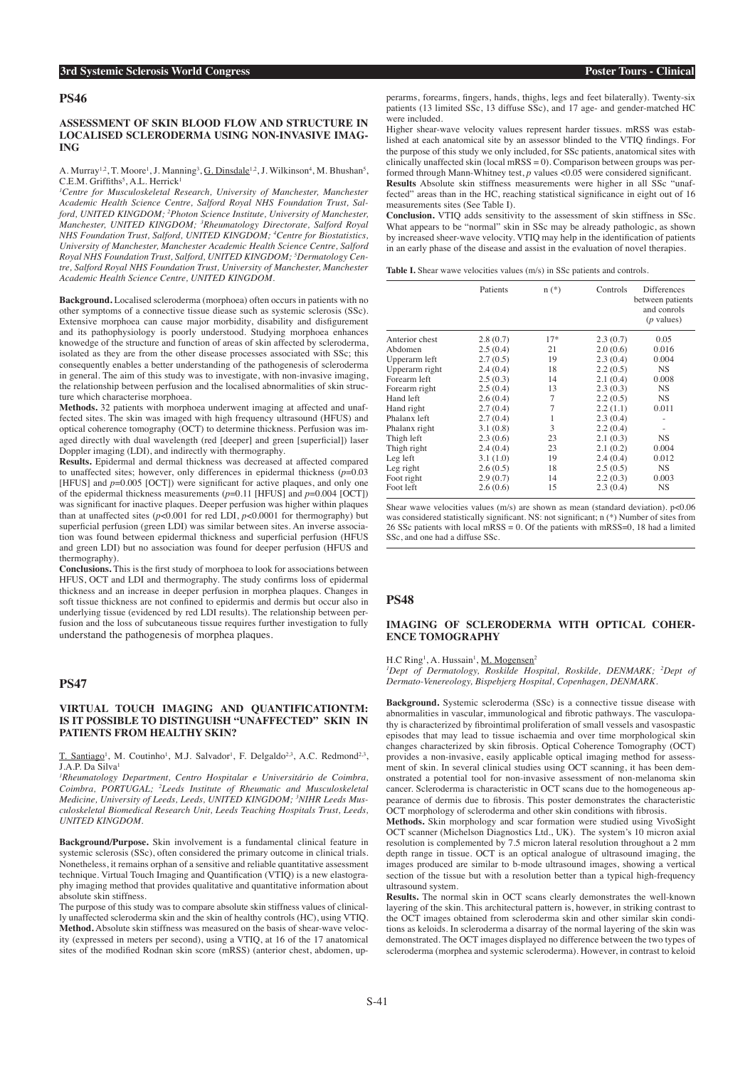## PS46

### ASSESSMENT OF SKIN BLOOD FLOW AND STRUCTURE IN LOCALISED SCLERODERMA USING NON-INVASIVE IMAGING

A. Murray[1,2], T. Moore[1], J. Manning[3], G. Dinsdale[1,2], J. Wilkinson[4], M. Bhushan[5], C.E.M. Griffiths[5], A.L. Herrick[1]

*[1]Centre for Musculoskeletal Research, University of Manchester, Manchester Academic Health Science Centre, Salford Royal NHS Foundation Trust, Salford, UNITED KINGDOM; [2]Photon Science Institute, University of Manchester, Manchester, UNITED KINGDOM; [3]Rheumatology Directorate, Salford Royal NHS Foundation Trust, Salford, UNITED KINGDOM; [4]Centre for Biostatistics, University of Manchester, Manchester Academic Health Science Centre, Salford Royal NHS Foundation Trust, Salford, UNITED KINGDOM; [5]Dermatology Centre, Salford Royal NHS Foundation Trust, University of Manchester, Manchester Academic Health Science Centre, UNITED KINGDOM.*

**Background.** Localised scleroderma (morphoea) often occurs in patients with no other symptoms of a connective tissue diease such as systemic sclerosis (SSc). Extensive morphoea can cause major morbidity, disability and disfigurement and its pathophysiology is poorly understood. Studying morphoea enhances knowedge of the structure and function of areas of skin affected by scleroderma, isolated as they are from the other disease processes associated with SSc; this consequently enables a better understanding of the pathogenesis of scleroderma in general. The aim of this study was to investigate, with non-invasive imaging, the relationship between perfusion and the localised abnormalities of skin structure which characterise morphoea.

**Methods.** 32 patients with morphoea underwent imaging at affected and unaffected sites. The skin was imaged with high frequency ultrasound (HFUS) and optical coherence tomography (OCT) to determine thickness. Perfusion was imaged directly with dual wavelength (red [deeper] and green [superficial]) laser Doppler imaging (LDI), and indirectly with thermography.

**Results.** Epidermal and dermal thickness was decreased at affected compared to unaffected sites; however, only differences in epidermal thickness ($p$=0.03 [HFUS] and $p$=0.005 [OCT]) were significant for active plaques, and only one of the epidermal thickness measurements ($p$=0.11 [HFUS] and $p$=0.004 [OCT]) was significant for inactive plaques. Deeper perfusion was higher within plaques than at unaffected sites ($p$<0.001 for red LDI, $p$<0.0001 for thermography) but superficial perfusion (green LDI) was similar between sites. An inverse association was found between epidermal thickness and superficial perfusion (HFUS and green LDI) but no association was found for deeper perfusion (HFUS and thermography).

**Conclusions.** This is the first study of morphoea to look for associations between HFUS, OCT and LDI and thermography. The study confirms loss of epidermal thickness and an increase in deeper perfusion in morphea plaques. Changes in soft tissue thickness are not confined to epidermis and dermis but occur also in underlying tissue (evidenced by red LDI results). The relationship between perfusion and the loss of subcutaneous tissue requires further investigation to fully understand the pathogenesis of morphea plaques.

## PS47

### VIRTUAL TOUCH IMAGING AND QUANTIFICATIONTM: IS IT POSSIBLE TO DISTINGUISH "UNAFFECTED" SKIN IN PATIENTS FROM HEALTHY SKIN?

T. Santiago[1], M. Coutinho[1], M.J. Salvador[1], F. Delgaldo[2,3], A.C. Redmond[2,3], J.A.P. Da Silva[1]

*[1]Rheumatology Department, Centro Hospitalar e Universitário de Coimbra, Coimbra, PORTUGAL; [2]Leeds Institute of Rheumatic and Musculoskeletal Medicine, University of Leeds, Leeds, UNITED KINGDOM; [3]NIHR Leeds Musculoskeletal Biomedical Research Unit, Leeds Teaching Hospitals Trust, Leeds, UNITED KINGDOM.*

**Background/Purpose.** Skin involvement is a fundamental clinical feature in systemic sclerosis (SSc), often considered the primary outcome in clinical trials. Nonetheless, it remains orphan of a sensitive and reliable quantitative assessment technique. Virtual Touch Imaging and Quantification (VTIQ) is a new elastography imaging method that provides qualitative and quantitative information about absolute skin stiffness.

The purpose of this study was to compare absolute skin stiffness values of clinically unaffected scleroderma skin and the skin of healthy controls (HC), using VTIQ.

**Method.** Absolute skin stiffness was measured on the basis of shear-wave velocity (expressed in meters per second), using a VTIQ, at 16 of the 17 anatomical sites of the modified Rodnan skin score (mRSS) (anterior chest, abdomen, uperarms, forearms, fingers, hands, thighs, legs and feet bilaterally). Twenty-six patients (13 limited SSc, 13 diffuse SSc), and 17 age- and gender-matched HC were included.

Higher shear-wave velocity values represent harder tissues. mRSS was established at each anatomical site by an assessor blinded to the VTIQ findings. For the purpose of this study we only included, for SSc patients, anatomical sites with clinically unaffected skin (local mRSS = 0). Comparison between groups was performed through Mann-Whitney test, $p$ values <0.05 were considered significant.

**Results** Absolute skin stiffness measurements were higher in all SSc "unaffected" areas than in the HC, reaching statistical significance in eight out of 16 measurements sites (See Table I).

**Conclusion.** VTIQ adds sensitivity to the assessment of skin stiffness in SSc. What appears to be "normal" skin in SSc may be already pathologic, as shown by increased sheer-wave velocity. VTIQ may help in the identification of patients in an early phase of the disease and assist in the evaluation of novel therapies.

**Table I.** Shear wawe velocities values (m/s) in SSc patients and controls.

| | Patients | n (*) | Controls | Differences between patients and conrols ($p$ values) |
|---|---|---|---|---|
| Anterior chest | 2.8 (0.7) | 17* | 2.3 (0.7) | 0.05 |
| Abdomen | 2.5 (0.4) | 21 | 2.0 (0.6) | 0.016 |
| Upperarm left | 2.7 (0.5) | 19 | 2.3 (0.4) | 0.004 |
| Upperarm right | 2.4 (0.4) | 18 | 2.2 (0.5) | NS |
| Forearm left | 2.5 (0.3) | 14 | 2.1 (0.4) | 0.008 |
| Forearm right | 2.5 (0.4) | 13 | 2.3 (0.3) | NS |
| Hand left | 2.6 (0.4) | 7 | 2.2 (0.5) | NS |
| Hand right | 2.7 (0.4) | 7 | 2.2 (1.1) | 0.011 |
| Phalanx left | 2.7 (0.4) | 1 | 2.3 (0.4) | - |
| Phalanx right | 3.1 (0.8) | 3 | 2.2 (0.4) | - |
| Thigh left | 2.3 (0.6) | 23 | 2.1 (0.3) | NS |
| Thigh right | 2.4 (0.4) | 23 | 2.1 (0.2) | 0.004 |
| Leg left | 3.1 (1.0) | 19 | 2.4 (0.4) | 0.012 |
| Leg right | 2.6 (0.5) | 18 | 2.5 (0.5) | NS |
| Foot right | 2.9 (0.7) | 14 | 2.2 (0.3) | 0.003 |
| Foot left | 2.6 (0.6) | 15 | 2.3 (0.4) | NS |

Shear wawe velocities values (m/s) are shown as mean (standard deviation). p<0.06 was considered statistically significant. NS: not significant; n (*) Number of sites from 26 SSc patients with local mRSS = 0. Of the patients with mRSS=0, 18 had a limited SSc, and one had a diffuse SSc.

## PS48

### IMAGING OF SCLERODERMA WITH OPTICAL COHERENCE TOMOGRAPHY

H.C Ring[1], A. Hussain[1], M. Mogensen[2]

*[1]Dept of Dermatology, Roskilde Hospital, Roskilde, DENMARK; [2]Dept of Dermato-Venereology, Bispebjerg Hospital, Copenhagen, DENMARK.*

**Background.** Systemic scleroderma (SSc) is a connective tissue disease with abnormalities in vascular, immunological and fibrotic pathways. The vasculopathy is characterized by fibrointimal proliferation of small vessels and vasospastic episodes that may lead to tissue ischaemia and over time morphological skin changes characterized by skin fibrosis. Optical Coherence Tomography (OCT) provides a non-invasive, easily applicable optical imaging method for assessment of skin. In several clinical studies using OCT scanning, it has been demonstrated a potential tool for non-invasive assessment of non-melanoma skin cancer. Scleroderma is characteristic in OCT scans due to the homogeneous appearance of dermis due to fibrosis. This poster demonstrates the characteristic OCT morphology of scleroderma and other skin conditions with fibrosis.

**Methods.** Skin morphology and scar formation were studied using VivoSight OCT scanner (Michelson Diagnostics Ltd., UK). The system's 10 micron axial resolution is complemented by 7.5 micron lateral resolution throughout a 2 mm depth range in tissue. OCT is an optical analogue of ultrasound imaging, the images produced are similar to b-mode ultrasound images, showing a vertical section of the tissue but with a resolution better than a typical high-frequency ultrasound system.

**Results.** The normal skin in OCT scans clearly demonstrates the well-known layering of the skin. This architectural pattern is, however, in striking contrast to the OCT images obtained from scleroderma skin and other similar skin conditions as keloids. In scleroderma a disarray of the normal layering of the skin was demonstrated. The OCT images displayed no difference between the two types of scleroderma (morphea and systemic scleroderma). However, in contrast to keloid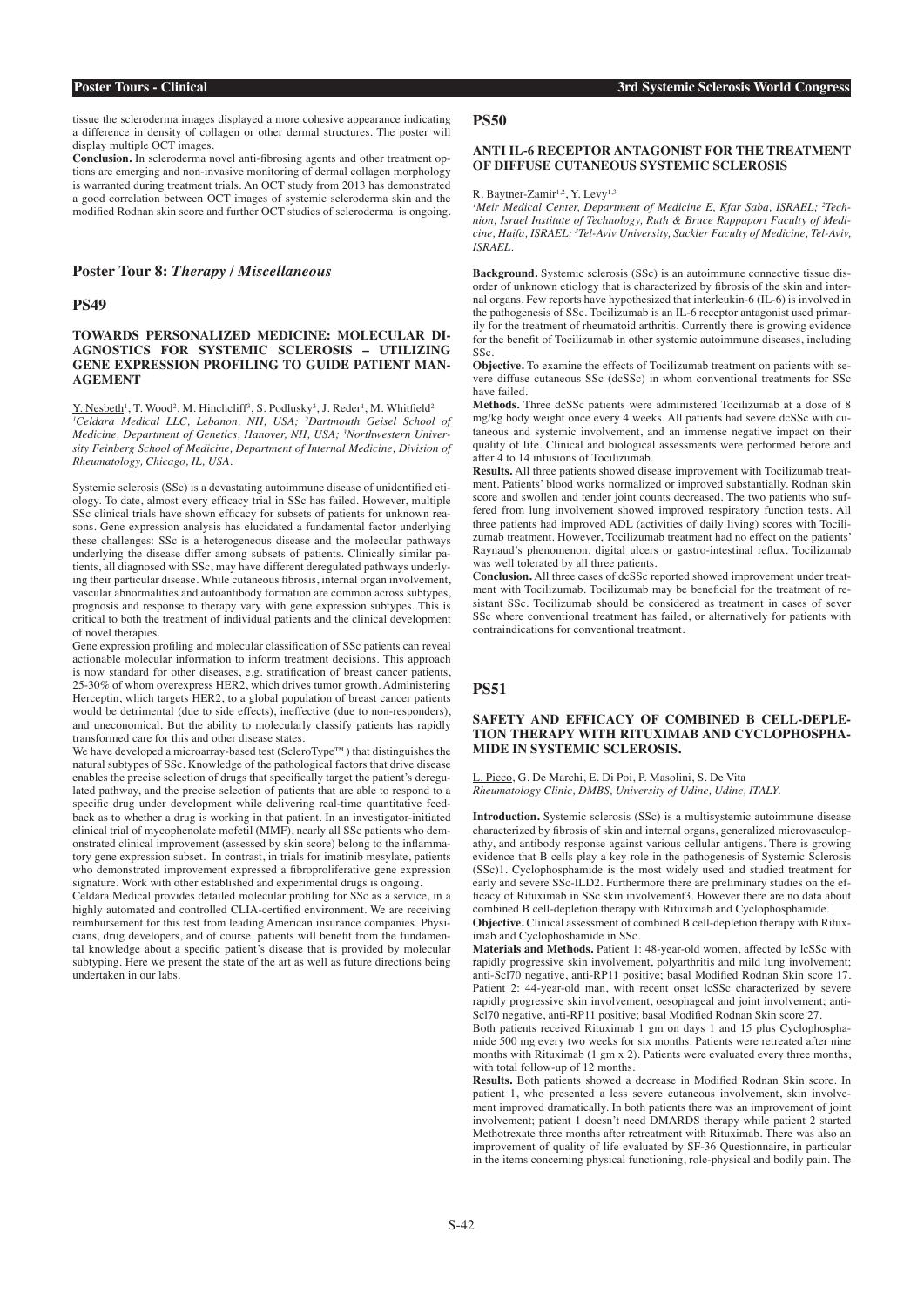tissue the scleroderma images displayed a more cohesive appearance indicating a difference in density of collagen or other dermal structures. The poster will display multiple OCT images.

**Conclusion.** In scleroderma novel anti-fibrosing agents and other treatment options are emerging and non-invasive monitoring of dermal collagen morphology is warranted during treatment trials. An OCT study from 2013 has demonstrated a good correlation between OCT images of systemic scleroderma skin and the modified Rodnan skin score and further OCT studies of scleroderma is ongoing.

## Poster Tour 8: *Therapy / Miscellaneous*

## PS49

### TOWARDS PERSONALIZED MEDICINE: MOLECULAR DIAGNOSTICS FOR SYSTEMIC SCLEROSIS – UTILIZING GENE EXPRESSION PROFILING TO GUIDE PATIENT MANAGEMENT

Y. Nesbeth[1], T. Wood[2], M. Hinchcliff[3], S. Podlusky[3], J. Reder[1], M. Whitfield[2]

*[1]Celdara Medical LLC, Lebanon, NH, USA; [2]Dartmouth Geisel School of Medicine, Department of Genetics, Hanover, NH, USA; [3]Northwestern University Feinberg School of Medicine, Department of Internal Medicine, Division of Rheumatology, Chicago, IL, USA.*

Systemic sclerosis (SSc) is a devastating autoimmune disease of unidentified etiology. To date, almost every efficacy trial in SSc has failed. However, multiple SSc clinical trials have shown efficacy for subsets of patients for unknown reasons. Gene expression analysis has elucidated a fundamental factor underlying these challenges: SSc is a heterogeneous disease and the molecular pathways underlying the disease differ among subsets of patients. Clinically similar patients, all diagnosed with SSc, may have different deregulated pathways underlying their particular disease. While cutaneous fibrosis, internal organ involvement, vascular abnormalities and autoantibody formation are common across subtypes, prognosis and response to therapy vary with gene expression subtypes. This is critical to both the treatment of individual patients and the clinical development of novel therapies.

Gene expression profiling and molecular classification of SSc patients can reveal actionable molecular information to inform treatment decisions. This approach is now standard for other diseases, e.g. stratification of breast cancer patients, 25-30% of whom overexpress HER2, which drives tumor growth. Administering Herceptin, which targets HER2, to a global population of breast cancer patients would be detrimental (due to side effects), ineffective (due to non-responders), and uneconomical. But the ability to molecularly classify patients has rapidly transformed care for this and other disease states.

We have developed a microarray-based test (ScleroType™) that distinguishes the natural subtypes of SSc. Knowledge of the pathological factors that drive disease enables the precise selection of drugs that specifically target the patient's deregulated pathway, and the precise selection of patients that are able to respond to a specific drug under development while delivering real-time quantitative feedback as to whether a drug is working in that patient. In an investigator-initiated clinical trial of mycophenolate mofetil (MMF), nearly all SSc patients who demonstrated clinical improvement (assessed by skin score) belong to the inflammatory gene expression subset. In contrast, in trials for imatinib mesylate, patients who demonstrated improvement expressed a fibroproliferative gene expression signature. Work with other established and experimental drugs is ongoing.

Celdara Medical provides detailed molecular profiling for SSc as a service, in a highly automated and controlled CLIA-certified environment. We are receiving reimbursement for this test from leading American insurance companies. Physicians, drug developers, and of course, patients will benefit from the fundamental knowledge about a specific patient's disease that is provided by molecular subtyping. Here we present the state of the art as well as future directions being undertaken in our labs.

## PS50

### ANTI IL-6 RECEPTOR ANTAGONIST FOR THE TREATMENT OF DIFFUSE CUTANEOUS SYSTEMIC SCLEROSIS

R. Baytner-Zamir[1,2], Y. Levy[1,3]

*[1]Meir Medical Center, Department of Medicine E, Kfar Saba, ISRAEL; [2]Technion, Israel Institute of Technology, Ruth & Bruce Rappaport Faculty of Medicine, Haifa, ISRAEL; [3]Tel-Aviv University, Sackler Faculty of Medicine, Tel-Aviv, ISRAEL.*

**Background.** Systemic sclerosis (SSc) is an autoimmune connective tissue disorder of unknown etiology that is characterized by fibrosis of the skin and internal organs. Few reports have hypothesized that interleukin-6 (IL-6) is involved in the pathogenesis of SSc. Tocilizumab is an IL-6 receptor antagonist used primarily for the treatment of rheumatoid arthritis. Currently there is growing evidence for the benefit of Tocilizumab in other systemic autoimmune diseases, including SSc.

**Objective.** To examine the effects of Tocilizumab treatment on patients with severe diffuse cutaneous SSc (dcSSc) in whom conventional treatments for SSc have failed.

**Methods.** Three dcSSc patients were administered Tocilizumab at a dose of 8 mg/kg body weight once every 4 weeks. All patients had severe dcSSc with cutaneous and systemic involvement, and an immense negative impact on their quality of life. Clinical and biological assessments were performed before and after 4 to 14 infusions of Tocilizumab.

**Results.** All three patients showed disease improvement with Tocilizumab treatment. Patients' blood works normalized or improved substantially. Rodnan skin score and swollen and tender joint counts decreased. The two patients who suffered from lung involvement showed improved respiratory function tests. All three patients had improved ADL (activities of daily living) scores with Tocilizumab treatment. However, Tocilizumab treatment had no effect on the patients' Raynaud's phenomenon, digital ulcers or gastro-intestinal reflux. Tocilizumab was well tolerated by all three patients.

**Conclusion.** All three cases of dcSSc reported showed improvement under treatment with Tocilizumab. Tocilizumab may be beneficial for the treatment of resistant SSc. Tocilizumab should be considered as treatment in cases of sever SSc where conventional treatment has failed, or alternatively for patients with contraindications for conventional treatment.

## PS51

### SAFETY AND EFFICACY OF COMBINED B CELL-DEPLETION THERAPY WITH RITUXIMAB AND CYCLOPHOSPHAMIDE IN SYSTEMIC SCLEROSIS.

L. Picco, G. De Marchi, E. Di Poi, P. Masolini, S. De Vita

*Rheumatology Clinic, DMBS, University of Udine, Udine, ITALY.*

**Introduction.** Systemic sclerosis (SSc) is a multisystemic autoimmune disease characterized by fibrosis of skin and internal organs, generalized microvasculopathy, and antibody response against various cellular antigens. There is growing evidence that B cells play a key role in the pathogenesis of Systemic Sclerosis (SSc)1. Cyclophosphamide is the most widely used and studied treatment for early and severe SSc-ILD2. Furthermore there are preliminary studies on the efficacy of Rituximab in SSc skin involvement3. However there are no data about combined B cell-depletion therapy with Rituximab and Cyclophosphamide.

**Objective.** Clinical assessment of combined B cell-depletion therapy with Rituximab and Cyclophoshamide in SSc.

**Materials and Methods.** Patient 1: 48-year-old women, affected by lcSSc with rapidly progressive skin involvement, polyarthritis and mild lung involvement; anti-Scl70 negative, anti-RP11 positive; basal Modified Rodnan Skin score 17. Patient 2: 44-year-old man, with recent onset lcSSc characterized by severe rapidly progressive skin involvement, oesophageal and joint involvement; anti-Scl70 negative, anti-RP11 positive; basal Modified Rodnan Skin score 27.

Both patients received Rituximab 1 gm on days 1 and 15 plus Cyclophosphamide 500 mg every two weeks for six months. Patients were retreated after nine months with Rituximab (1 gm x 2). Patients were evaluated every three months, with total follow-up of 12 months.

**Results.** Both patients showed a decrease in Modified Rodnan Skin score. In patient 1, who presented a less severe cutaneous involvement, skin involvement improved dramatically. In both patients there was an improvement of joint involvement; patient 1 doesn't need DMARDS therapy while patient 2 started Methotrexate three months after retreatment with Rituximab. There was also an improvement of quality of life evaluated by SF-36 Questionnaire, in particular in the items concerning physical functioning, role-physical and bodily pain. The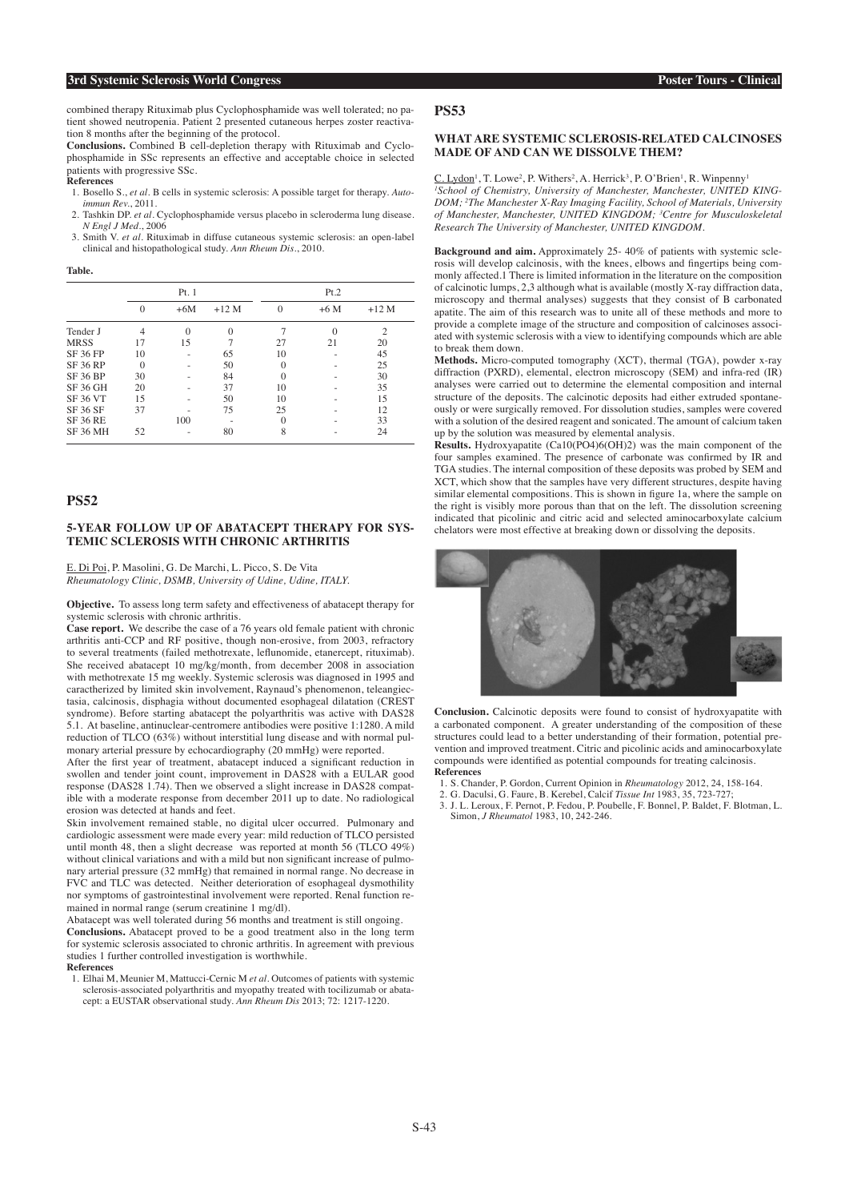combined therapy Rituximab plus Cyclophosphamide was well tolerated; no patient showed neutropenia. Patient 2 presented cutaneous herpes zoster reactivation 8 months after the beginning of the protocol.

**Conclusions.** Combined B cell-depletion therapy with Rituximab and Cyclophosphamide in SSc represents an effective and acceptable choice in selected patients with progressive SSc.

**References**

1. Bosello S., *et al*. B cells in systemic sclerosis: A possible target for therapy. *Autoimmun Rev.*, 2011.
2. Tashkin DP. *et al*. Cyclophosphamide versus placebo in scleroderma lung disease. *N Engl J Med.*, 2006
3. Smith V. *et al*. Rituximab in diffuse cutaneous systemic sclerosis: an open-label clinical and histopathological study. *Ann Rheum Dis.*, 2010.

**Table.**

| | Pt. 1 | | | Pt.2 | | |
|---|---|---|---|---|---|---|
| | 0 | +6M | +12 M | 0 | +6 M | +12 M |
| Tender J | 4 | 0 | 0 | 7 | 0 | 2 |
| MRSS | 17 | 15 | 7 | 27 | 21 | 20 |
| SF 36 FP | 10 | - | 65 | 10 | - | 45 |
| SF 36 RP | 0 | - | 50 | 0 | - | 25 |
| SF 36 BP | 30 | - | 84 | 0 | - | 30 |
| SF 36 GH | 20 | - | 37 | 10 | - | 35 |
| SF 36 VT | 15 | - | 50 | 10 | - | 15 |
| SF 36 SF | 37 | - | 75 | 25 | - | 12 |
| SF 36 RE | | 100 | - | 0 | - | 33 |
| SF 36 MH | 52 | - | 80 | 8 | - | 24 |

## PS52

### 5-YEAR FOLLOW UP OF ABATACEPT THERAPY FOR SYSTEMIC SCLEROSIS WITH CHRONIC ARTHRITIS

E. Di Poi, P. Masolini, G. De Marchi, L. Picco, S. De Vita

*Rheumatology Clinic, DSMB, University of Udine, Udine, ITALY.*

**Objective.** To assess long term safety and effectiveness of abatacept therapy for systemic sclerosis with chronic arthritis.

**Case report.** We describe the case of a 76 years old female patient with chronic arthritis anti-CCP and RF positive, though non-erosive, from 2003, refractory to several treatments (failed methotrexate, leflunomide, etanercept, rituximab). She received abatacept 10 mg/kg/month, from december 2008 in association with methotrexate 15 mg weekly. Systemic sclerosis was diagnosed in 1995 and caractherized by limited skin involvement, Raynaud's phenomenon, teleangiectasia, calcinosis, disphagia without documented esophageal dilatation (CREST syndrome). Before starting abatacept the polyarthritis was active with DAS28 5.1. At baseline, antinuclear-centromere antibodies were positive 1:1280. A mild reduction of TLCO (63%) without interstitial lung disease and with normal pulmonary arterial pressure by echocardiography (20 mmHg) were reported.

After the first year of treatment, abatacept induced a significant reduction in swollen and tender joint count, improvement in DAS28 with a EULAR good response (DAS28 1.74). Then we observed a slight increase in DAS28 compatible with a moderate response from december 2011 up to date. No radiological erosion was detected at hands and feet.

Skin involvement remained stable, no digital ulcer occurred. Pulmonary and cardiologic assessment were made every year: mild reduction of TLCO persisted until month 48, then a slight decrease was reported at month 56 (TLCO 49%) without clinical variations and with a mild but non significant increase of pulmonary arterial pressure (32 mmHg) that remained in normal range. No decrease in FVC and TLC was detected. Neither deterioration of esophageal dysmothility nor symptoms of gastrointestinal involvement were reported. Renal function remained in normal range (serum creatinine 1 mg/dl).

Abatacept was well tolerated during 56 months and treatment is still ongoing.

**Conclusions.** Abatacept proved to be a good treatment also in the long term for systemic sclerosis associated to chronic arthritis. In agreement with previous studies 1 further controlled investigation is worthwhile.

**References**

1. Elhai M, Meunier M, Mattucci-Cernic M *et al*. Outcomes of patients with systemic sclerosis-associated polyarthritis and myopathy treated with tocilizumab or abatacept: a EUSTAR observational study. *Ann Rheum Dis* 2013; 72: 1217-1220.

## PS53

### WHAT ARE SYSTEMIC SCLEROSIS-RELATED CALCINOSES MADE OF AND CAN WE DISSOLVE THEM?

C. Lydon[1], T. Lowe[2], P. Withers[2], A. Herrick[3], P. O'Brien[1], R. Winpenny[1]

*[1]School of Chemistry, University of Manchester, Manchester, UNITED KINGDOM; [2]The Manchester X-Ray Imaging Facility, School of Materials, University of Manchester, Manchester, UNITED KINGDOM; [3]Centre for Musculoskeletal Research The University of Manchester, UNITED KINGDOM.*

**Background and aim.** Approximately 25- 40% of patients with systemic sclerosis will develop calcinosis, with the knees, elbows and fingertips being commonly affected.1 There is limited information in the literature on the composition of calcinotic lumps, 2,3 although what is available (mostly X-ray diffraction data, microscopy and thermal analyses) suggests that they consist of B carbonated apatite. The aim of this research was to unite all of these methods and more to provide a complete image of the structure and composition of calcinoses associated with systemic sclerosis with a view to identifying compounds which are able to break them down.

**Methods.** Micro-computed tomography (XCT), thermal (TGA), powder x-ray diffraction (PXRD), elemental, electron microscopy (SEM) and infra-red (IR) analyses were carried out to determine the elemental composition and internal structure of the deposits. The calcinotic deposits had either extruded spontaneously or were surgically removed. For dissolution studies, samples were covered with a solution of the desired reagent and sonicated. The amount of calcium taken up by the solution was measured by elemental analysis.

**Results.** Hydroxyapatite ($Ca_{10}(PO_4)_6(OH)_2$) was the main component of the four samples examined. The presence of carbonate was confirmed by IR and TGA studies. The internal composition of these deposits was probed by SEM and XCT, which show that the samples have very different structures, despite having similar elemental compositions. This is shown in figure 1a, where the sample on the right is visibly more porous than that on the left. The dissolution screening indicated that picolinic and citric acid and selected aminocarboxylate calcium chelators were most effective at breaking down or dissolving the deposits.

**Conclusion.** Calcinotic deposits were found to consist of hydroxyapatite with a carbonated component. A greater understanding of the composition of these structures could lead to a better understanding of their formation, potential prevention and improved treatment. Citric and picolinic acids and aminocarboxylate compounds were identified as potential compounds for treating calcinosis.

**References**

1. S. Chander, P. Gordon, Current Opinion in *Rheumatology* 2012, 24, 158-164.
2. G. Daculsi, G. Faure, B. Kerebel, Calcif *Tissue Int* 1983, 35, 723-727;
3. J. L. Leroux, F. Pernot, P. Fedou, P. Poubelle, F. Bonnel, P. Baldet, F. Blotman, L. Simon, *J Rheumatol* 1983, 10, 242-246.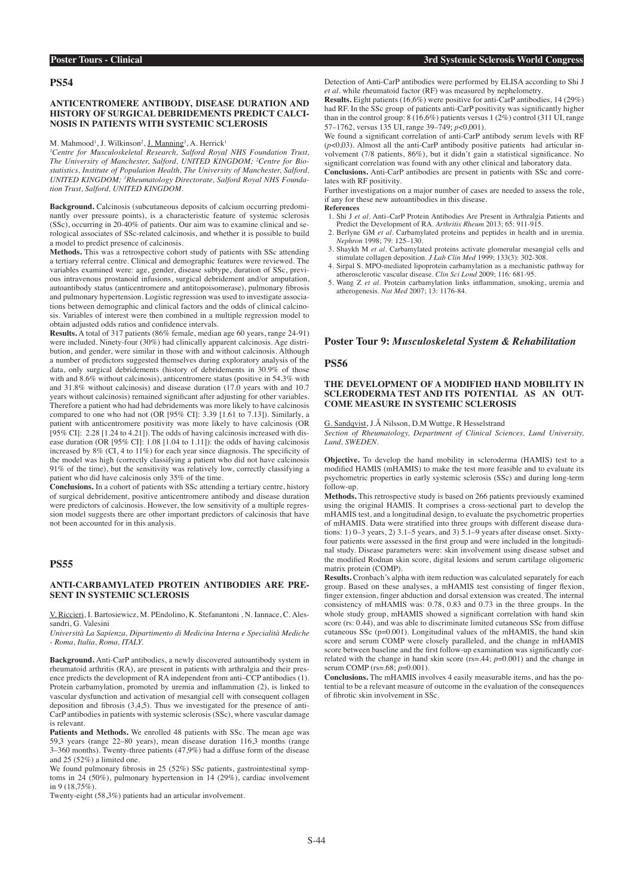## PS54

### ANTICENTROMERE ANTIBODY, DISEASE DURATION AND HISTORY OF SURGICAL DEBRIDEMENTS PREDICT CALCINOSIS IN PATIENTS WITH SYSTEMIC SCLEROSIS

M. Mahmood[1], J. Wilkinson[2], J. Manning[3], A. Herrick[1]

*[1]Centre for Musculoskeletal Research, Salford Royal NHS Foundation Trust, The University of Manchester, Salford, UNITED KINGDOM; [2]Centre for Biostatistics, Institute of Population Health, The University of Manchester, Salford, UNITED KINGDOM; [3]Rheumatology Directorate, Salford Royal NHS Foundation Trust, Salford, UNITED KINGDOM.*

**Background.** Calcinosis (subcutaneous deposits of calcium occurring predominantly over pressure points), is a characteristic feature of systemic sclerosis (SSc), occurring in 20-40% of patients. Our aim was to examine clinical and serological associates of SSc-related calcinosis, and whether it is possible to build a model to predict presence of calcinosis.

**Methods.** This was a retrospective cohort study of patients with SSc attending a tertiary referral centre. Clinical and demographic features were reviewed. The variables examined were: age, gender, disease subtype, duration of SSc, previous intravenous prostanoid infusions, surgical debridement and/or amputation, autoantibody status (anticentromere and antitopoisomerase), pulmonary fibrosis and pulmonary hypertension. Logistic regression was used to investigate associations between demographic and clinical factors and the odds of clinical calcinosis. Variables of interest were then combined in a multiple regression model to obtain adjusted odds ratios and confidence intervals.

**Results.** A total of 317 patients (86% female, median age 60 years, range 24-91) were included. Ninety-four (30%) had clinically apparent calcinosis. Age distribution, and gender, were similar in those with and without calcinosis. Although a number of predictors suggested themselves during exploratory analysis of the data, only surgical debridements (history of debridements in 30.9% of those with and 8.6% without calcinosis), anticentromere status (positive in 54.3% with and 31.8% without calcinosis) and disease duration (17.0 years with and 10.7 years without calcinosis) remained significant after adjusting for other variables. Therefore a patient who had had debridements was more likely to have calcinosis compared to one who had not (OR [95% CI]: 3.39 [1.61 to 7.13]). Similarly, a patient with anticentromere positivity was more likely to have calcinosis (OR [95% CI]: 2.28 [1.24 to 4.21]). The odds of having calcinosis increased with disease duration (OR [95% CI]: 1.08 [1.04 to 1.11]): the odds of having calcinosis increased by 8% (CI, 4 to 11%) for each year since diagnosis. The specificity of the model was high (correctly classifying a patient who did not have calcinosis 91% of the time), but the sensitivity was relatively low, correctly classifying a patient who did have calcinosis only 35% of the time.

**Conclusions.** In a cohort of patients with SSc attending a tertiary centre, history of surgical debridement, positive anticentromere antibody and disease duration were predictors of calcinosis. However, the low sensitivity of a multiple regression model suggests there are other important predictors of calcinosis that have not been accounted for in this analysis.

## PS55

### ANTI-CARBAMYLATED PROTEIN ANTIBODIES ARE PRESENT IN SYSTEMIC SCLEROSIS

V. Riccieri, I. Bartosiewicz, M. PEndolino, K. Stefanantoni , N. Iannace, C. Alessandri, G. Valesini

*Università La Sapienza, Dipartimento di Medicina Interna e Specialità Mediche - Roma, Italia, Roma, ITALY.*

**Background.** Anti-CarP antibodies, a newly discovered autoantibody system in rheumatoid arthritis (RA), are present in patients with arthralgia and their presence predicts the development of RA independent from anti–CCP antibodies (1). Protein carbamylation, promoted by uremia and inflammation (2), is linked to vascular dysfunction and activation of mesangial cell with consequent collagen deposition and fibrosis (3,4,5). Thus we investigated for the presence of anti-CarP antibodies in patients with systemic sclerosis (SSc), where vascular damage is relevant.

**Patients and Methods.** We enrolled 48 patients with SSc. The mean age was 59,3 years (range 22–80 years), mean disease duration 116,3 months (range 3–360 months). Twenty-three patients (47,9%) had a diffuse form of the disease and 25 (52%) a limited one.

We found pulmonary fibrosis in 25 (52%) SSc patients, gastrointestinal symptoms in 24 (50%), pulmonary hypertension in 14 (29%), cardiac involvement in 9 (18,75%).

Twenty-eight (58,3%) patients had an articular involvement.

Detection of Anti-CarP antibodies were performed by ELISA according to Shi J *et al*. while rheumatoid factor (RF) was measured by nephelometry.

**Results.** Eight patients (16,6%) were positive for anti-CarP antibodies, 14 (29%) had RF. In the SSc group of patients anti-CarP positivity was significantly higher than in the control group: 8 (16,6%) patients versus 1 (2%) control (311 UI, range 57–1762, versus 135 UI, range 39–749; $p<0{,}001$).

We found a significant correlation of anti-CarP antibody serum levels with RF ($p<0{,}03$). Almost all the anti-CarP antibody positive patients had articular involvement (7/8 patients, 86%), but it didn't gain a statistical significance. No significant correlation was found with any other clinical and laboratory data.

**Conclusions.** Anti-CarP antibodies are present in patients with SSc and correlates with RF positivity.

Further investigations on a major number of cases are needed to assess the role, if any for these new autoantibodies in this disease.

**References**

1. Shi J *et al*. Anti–CarP Protein Antibodies Are Present in Arthralgia Patients and Predict the Development of RA. *Arthritis Rheum* 2013; 65: 911-915.
2. Berlyne GM *et al*. Carbamylated proteins and peptides in health and in uremia. *Nephron* 1998; 79: 125–130.
3. Shaykh M *et al*. Carbamylated proteins activate glomerular mesangial cells and stimulate collagen deposition. *J Lab Clin Med* 1999; 133(3): 302-308.
4. Sirpal S. MPO-mediated lipoprotein carbamylation as a mechanistic pathway for atherosclerotic vascular disease. *Clin Sci Lond* 2009; 116: 681-95.
5. Wang Z *et al*. Protein carbamylation links inflammation, smoking, uremia and atherogenesis. *Nat Med* 2007; 13: 1176-84.

# Poster Tour 9: *Musculoskeletal System & Rehabilitation*

## PS56

### THE DEVELOPMENT OF A MODIFIED HAND MOBILITY IN SCLERODERMA TEST AND ITS POTENTIAL AS AN OUTCOME MEASURE IN SYSTEMIC SCLEROSIS

G. Sandqvist, J.Å Nilsson, D.M Wuttge, R Hesselstrand

*Section of Rheumatology, Department of Clinical Sciences, Lund University, Lund, SWEDEN.*

**Objective.** To develop the hand mobility in scleroderma (HAMIS) test to a modified HAMIS (mHAMIS) to make the test more feasible and to evaluate its psychometric properties in early systemic sclerosis (SSc) and during long-term follow-up.

**Methods.** This retrospective study is based on 266 patients previously examined using the original HAMIS. It comprises a cross-sectional part to develop the mHAMIS test, and a longitudinal design, to evaluate the psychometric properties of mHAMIS. Data were stratified into three groups with different disease durations: 1) 0–3 years, 2) 3.1–5 years, and 3) 5.1–9 years after disease onset. Sixty-four patients were assessed in the first group and were included in the longitudinal study. Disease parameters were: skin involvement using disease subset and the modified Rodnan skin score, digital lesions and serum cartilage oligomeric matrix protein (COMP).

**Results.** Cronbach's alpha with item reduction was calculated separately for each group. Based on these analyses, a mHAMIS test consisting of finger flexion, finger extension, finger abduction and dorsal extension was created. The internal consistency of mHAMIS was: 0.78, 0.83 and 0.73 in the three groups. In the whole study group, mHAMIS showed a significant correlation with hand skin score (rs: 0.44), and was able to discriminate limited cutaneous SSc from diffuse cutaneous SSc ($p=0.001$). Longitudinal values of the mHAMIS, the hand skin score and serum COMP were closely paralleled, and the change in mHAMIS score between baseline and the first follow-up examination was significantly correlated with the change in hand skin score (rs=.44; $p=0.001$) and the change in serum COMP (rs=.68; $p=0.001$).

**Conclusions.** The mHAMIS involves 4 easily measurable items, and has the potential to be a relevant measure of outcome in the evaluation of the consequences of fibrotic skin involvement in SSc.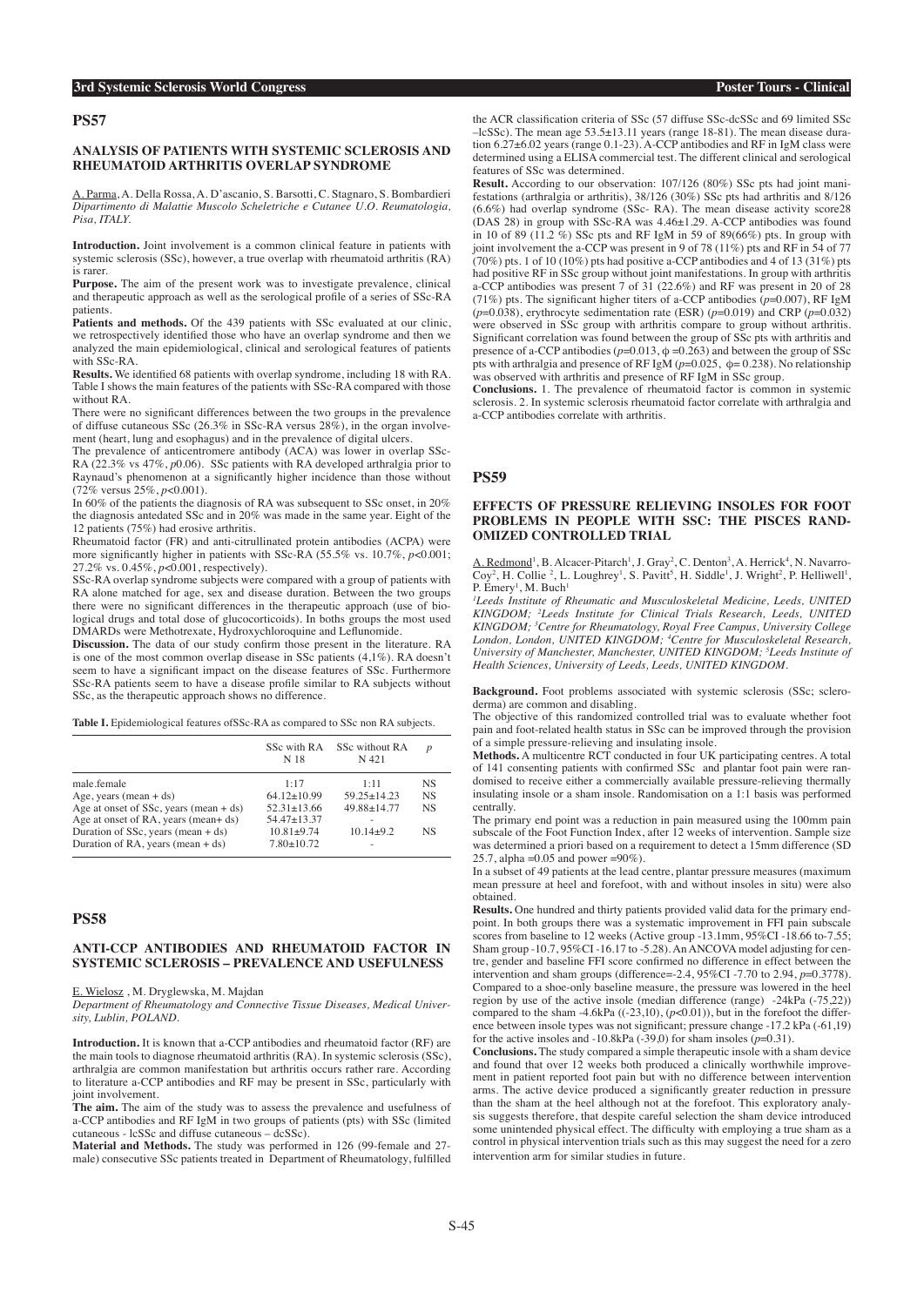## PS57

### ANALYSIS OF PATIENTS WITH SYSTEMIC SCLEROSIS AND RHEUMATOID ARTHRITIS OVERLAP SYNDROME

A. Parma, A. Della Rossa, A. D'ascanio, S. Barsotti, C. Stagnaro, S. Bombardieri
*Dipartimento di Malattie Muscolo Scheletriche e Cutanee U.O. Reumatologia, Pisa, ITALY.*

**Introduction.** Joint involvement is a common clinical feature in patients with systemic sclerosis (SSc), however, a true overlap with rheumatoid arthritis (RA) is rarer.

**Purpose.** The aim of the present work was to investigate prevalence, clinical and therapeutic approach as well as the serological profile of a series of SSc-RA patients.

**Patients and methods.** Of the 439 patients with SSc evaluated at our clinic, we retrospectively identified those who have an overlap syndrome and then we analyzed the main epidemiological, clinical and serological features of patients with SSc-RA.

**Results.** We identified 68 patients with overlap syndrome, including 18 with RA. Table I shows the main features of the patients with SSc-RA compared with those without RA.

There were no significant differences between the two groups in the prevalence of diffuse cutaneous SSc (26.3% in SSc-RA versus 28%), in the organ involvement (heart, lung and esophagus) and in the prevalence of digital ulcers.

The prevalence of anticentromere antibody (ACA) was lower in overlap SSc-RA (22.3% vs 47%, *p*0.06). SSc patients with RA developed arthralgia prior to Raynaud's phenomenon at a significantly higher incidence than those without (72% versus 25%, $p<0.001$).

In 60% of the patients the diagnosis of RA was subsequent to SSc onset, in 20% the diagnosis antedated SSc and in 20% was made in the same year. Eight of the 12 patients (75%) had erosive arthritis.

Rheumatoid factor (FR) and anti-citrullinated protein antibodies (ACPA) were more significantly higher in patients with SSc-RA (55.5% vs. 10.7%, $p<0.001$; 27.2% vs. 0.45%, $p<0.001$, respectively).

SSc-RA overlap syndrome subjects were compared with a group of patients with RA alone matched for age, sex and disease duration. Between the two groups there were no significant differences in the therapeutic approach (use of biological drugs and total dose of glucocorticoids). In boths groups the most used DMARDs were Methotrexate, Hydroxychloroquine and Leflunomide.

**Discussion.** The data of our study confirm those present in the literature. RA is one of the most common overlap disease in SSc patients (4,1%). RA doesn't seem to have a significant impact on the disease features of SSc. Furthermore SSc-RA patients seem to have a disease profile similar to RA subjects without SSc, as the therapeutic approach shows no difference.

**Table I.** Epidemiological features ofSSc-RA as compared to SSc non RA subjects.

| | SSc with RA N 18 | SSc without RA N 421 | *p* |
|---|---|---|---|
| male.female | 1:17 | 1:11 | NS |
| Age, years (mean + ds) | 64.12±10.99 | 59.25±14.23 | NS |
| Age at onset of SSc, years (mean + ds) | 52.31±13.66 | 49.88±14.77 | NS |
| Age at onset of RA, years (mean+ ds) | 54.47±13.37 | - | |
| Duration of SSc, years (mean + ds) | 10.81±9.74 | 10.14±9.2 | NS |
| Duration of RA, years (mean + ds) | 7.80±10.72 | - | |

## PS58

### ANTI-CCP ANTIBODIES AND RHEUMATOID FACTOR IN SYSTEMIC SCLEROSIS – PREVALENCE AND USEFULNESS

E. Wielosz , M. Dryglewska, M. Majdan
*Department of Rheumatology and Connective Tissue Diseases, Medical University, Lublin, POLAND.*

**Introduction.** It is known that a-CCP antibodies and rheumatoid factor (RF) are the main tools to diagnose rheumatoid arthritis (RA). In systemic sclerosis (SSc), arthralgia are common manifestation but arthritis occurs rather rare. According to literature a-CCP antibodies and RF may be present in SSc, particularly with joint involvement.

**The aim.** The aim of the study was to assess the prevalence and usefulness of a-CCP antibodies and RF IgM in two groups of patients (pts) with SSc (limited cutaneous - lcSSc and diffuse cutaneous – dcSSc).

**Material and Methods.** The study was performed in 126 (99-female and 27-male) consecutive SSc patients treated in Department of Rheumatology, fulfilled the ACR classification criteria of SSc (57 diffuse SSc-dcSSc and 69 limited SSc –lcSSc). The mean age 53.5±13.11 years (range 18-81). The mean disease duration 6.27±6.02 years (range 0.1-23). A-CCP antibodies and RF in IgM class were determined using a ELISA commercial test. The different clinical and serological features of SSc was determined.

**Result.** According to our observation: 107/126 (80%) SSc pts had joint manifestations (arthralgia or arthritis), 38/126 (30%) SSc pts had arthritis and 8/126 (6.6%) had overlap syndrome (SSc- RA). The mean disease activity score28 (DAS 28) in group with SSc-RA was 4.46±1.29. A-CCP antibodies was found in 10 of 89 (11.2 %) SSc pts and RF IgM in 59 of 89(66%) pts. In group with joint involvement the a-CCP was present in 9 of 78 (11%) pts and RF in 54 of 77 (70%) pts. 1 of 10 (10%) pts had positive a-CCP antibodies and 4 of 13 (31%) pts had positive RF in SSc group without joint manifestations. In group with arthritis a-CCP antibodies was present 7 of 31 (22.6%) and RF was present in 20 of 28 (71%) pts. The significant higher titers of a-CCP antibodies ($p=0.007$), RF IgM ($p=0.038$), erythrocyte sedimentation rate (ESR) ($p=0.019$) and CRP ($p=0.032$) were observed in SSc group with arthritis compare to group without arthritis. Significant correlation was found between the group of SSc pts with arthritis and presence of a-CCP antibodies ($p=0.013$, $\phi=0.263$) and between the group of SSc pts with arthralgia and presence of RF IgM ($p=0.025$, $\phi=0.238$). No relationship was observed with arthritis and presence of RF IgM in SSc group.

**Conclusions.** 1. The prevalence of rheumatoid factor is common in systemic sclerosis. 2. In systemic sclerosis rheumatoid factor correlate with arthralgia and a-CCP antibodies correlate with arthritis.

## PS59

### EFFECTS OF PRESSURE RELIEVING INSOLES FOR FOOT PROBLEMS IN PEOPLE WITH SSC: THE PISCES RANDOMIZED CONTROLLED TRIAL

A. Redmond[1], B. Alcacer-Pitarch[1], J. Gray[2], C. Denton[3], A. Herrick[4], N. Navarro-Coy[2], H. Collie [2], L. Loughrey[1], S. Pavitt[5], H. Siddle[1], J. Wright[2], P. Helliwell[1], P. Emery[1], M. Buch[1]

*[1]Leeds Institute of Rheumatic and Musculoskeletal Medicine, Leeds, UNITED KINGDOM; [2]Leeds Institute for Clinical Trials Research, Leeds, UNITED KINGDOM; [3]Centre for Rheumatology, Royal Free Campus, University College London, London, UNITED KINGDOM; [4]Centre for Musculoskeletal Research, University of Manchester, Manchester, UNITED KINGDOM; [5]Leeds Institute of Health Sciences, University of Leeds, Leeds, UNITED KINGDOM.*

**Background.** Foot problems associated with systemic sclerosis (SSc; scleroderma) are common and disabling.

The objective of this randomized controlled trial was to evaluate whether foot pain and foot-related health status in SSc can be improved through the provision of a simple pressure-relieving and insulating insole.

**Methods.** A multicentre RCT conducted in four UK participating centres. A total of 141 consenting patients with confirmed SSc and plantar foot pain were randomised to receive either a commercially available pressure-relieving thermally insulating insole or a sham insole. Randomisation on a 1:1 basis was performed centrally.

The primary end point was a reduction in pain measured using the 100mm pain subscale of the Foot Function Index, after 12 weeks of intervention. Sample size was determined a priori based on a requirement to detect a 15mm difference (SD 25.7, alpha =0.05 and power =90%).

In a subset of 49 patients at the lead centre, plantar pressure measures (maximum mean pressure at heel and forefoot, with and without insoles in situ) were also obtained.

**Results.** One hundred and thirty patients provided valid data for the primary endpoint. In both groups there was a systematic improvement in FFI pain subscale scores from baseline to 12 weeks (Active group -13.1mm, 95%CI -18.66 to-7.55; Sham group -10.7, 95%CI -16.17 to -5.28). An ANCOVA model adjusting for centre, gender and baseline FFI score confirmed no difference in effect between the intervention and sham groups (difference=-2.4, 95%CI -7.70 to 2.94, $p=0.3778$). Compared to a shoe-only baseline measure, the pressure was lowered in the heel region by use of the active insole (median difference (range) -24kPa (-75,22)) compared to the sham -4.6kPa ((-23,10), ($p<0.01$)), but in the forefoot the difference between insole types was not significant; pressure change -17.2 kPa (-61,19) for the active insoles and -10.8kPa (-39,0) for sham insoles ($p=0.31$).

**Conclusions.** The study compared a simple therapeutic insole with a sham device and found that over 12 weeks both produced a clinically worthwhile improvement in patient reported foot pain but with no difference between intervention arms. The active device produced a significantly greater reduction in pressure than the sham at the heel although not at the forefoot. This exploratory analysis suggests therefore, that despite careful selection the sham device introduced some unintended physical effect. The difficulty with employing a true sham as a control in physical intervention trials such as this may suggest the need for a zero intervention arm for similar studies in future.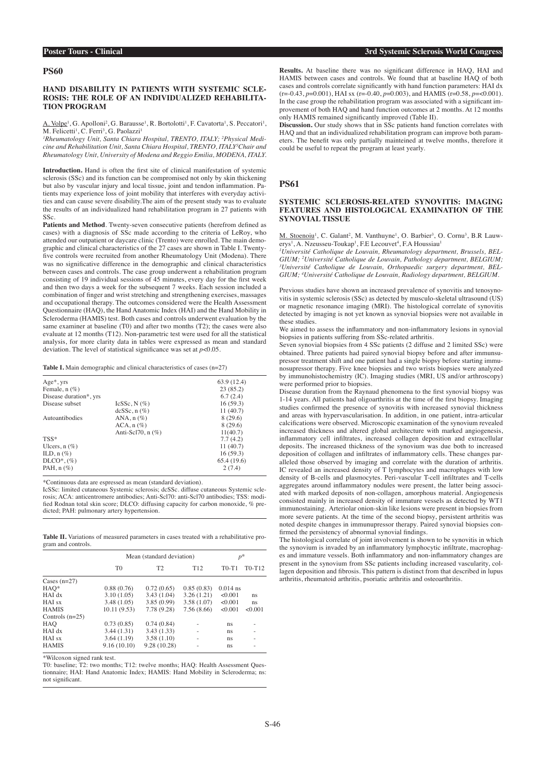## PS60

### HAND DISABILITY IN PATIENTS WITH SYSTEMIC SCLEROSIS: THE ROLE OF AN INDIVIDUALIZED REHABILITATION PROGRAM

A. Volpe[1], G. Apolloni[2], G. Barausse[1], R. Bortolotti[1], F. Cavatorta[1], S. Peccatori[1], M. Felicetti[1], C. Ferri[3], G. Paolazzi[1]

*[1]Rheumatology Unit, Santa Chiara Hospital, TRENTO, ITALY; [2]Physical Medicine and Rehabilitation Unit, Santa Chiara Hospital, TRENTO, ITALY[3]Chair and Rheumatology Unit, University of Modena and Reggio Emilia, MODENA, ITALY.*

**Introduction.** Hand is often the first site of clinical manifestation of systemic sclerosis (SSc) and its function can be compromised not only by skin thickening but also by vascular injury and local tissue, joint and tendon inflammation. Patients may experience loss of joint mobility that interferes with everyday activities and can cause severe disability.The aim of the present study was to evaluate the results of an individualized hand rehabilitation program in 27 patients with SSc.

**Patients and Method**. Twenty-seven consecutive patients (herefrom defined as cases) with a diagnosis of SSc made according to the criteria of LeRoy, who attended our outpatient or daycare clinic (Trento) were enrolled. The main demographic and clinical characteristics of the 27 cases are shown in Table I. Twenty-five controls were recruited from another Rheumatology Unit (Modena). There was no significant difference in the demographic and clinical characteristics between cases and controls. The case group underwent a rehabilitation program consisting of 19 individual sessions of 45 minutes, every day for the first week and then two days a week for the subsequent 7 weeks. Each session included a combination of finger and wrist stretching and strengthening exercises, massages and occupational therapy. The outcomes considered were the Health Assessment Questionnaire (HAQ), the Hand Anatomic Index (HAI) and the Hand Mobility in Scleroderma (HAMIS) test. Both cases and controls underwent evaluation by the same examiner at baseline (T0) and after two months (T2); the cases were also evaluate at 12 months (T12). Non-parametric test were used for all the statistical analysis, for more clarity data in tables were expressed as mean and standard deviation. The level of statistical significance was set at $p<0.05$.

**Table I.** Main demographic and clinical characteristics of cases (n=27)

| | | |
|---|---|---|
| Age*, yrs | | 63.9 (12.4) |
| Female, n (%) | | 23 (85.2) |
| Disease duration*, yrs | | 6.7 (2.4) |
| Disease subset | lcSSc, N (%) | 16 (59.3) |
| | dcSSc, n (%) | 11 (40.7) |
| Autoantibodies | ANA, n (%) | 8 (29.6) |
| | ACA, n (%) | 8 (29.6) |
| | Anti-Scl70, n (%) | 11(40.7) |
| TSS* | | 7.7 (4.2) |
| Ulcers, n (%) | | 11 (40.7) |
| ILD, n (%) | | 16 (59.3) |
| DLCO*, (%) | | 65.4 (19.6) |
| PAH, n (%) | | 2 (7.4) |

*Continuous data are espressed as mean (standard deviation).
lcSSc: limited cutaneous Systemic sclerosis; dcSSc. diffuse cutaneous Systemic sclerosis; ACA: anticentromere antibodies; Anti-Scl70: anti-Scl70 antibodies; TSS: modified Rodnan total skin score; DLCO: diffusing capacity for carbon monoxide, % predicted; PAH: pulmonary artery hypertension.

**Table II.** Variations of measured parameters in cases treated with a rehabilitative program and controls.

| | Mean (standard deviation) | | | $p$* | |
|---|---|---|---|---|---|
| | T0 | T2 | T12 | T0-T1 | T0-T12 |
| Cases (n=27) | | | | | |
| HAQ* | 0.88 (0.76) | 0.72 (0.65) | 0.85 (0.83) | 0.014 ns | |
| HAI dx | 3.10 (1.05) | 3.43 (1.04) | 3.26 (1.21) | <0.001 | ns |
| HAI sx | 3.48 (1.05) | 3.85 (0.99) | 3.58 (1.07) | <0.001 | ns |
| HAMIS | 10.11 (9.53) | 7.78 (9.28) | 7.56 (8.66) | <0.001 | <0.001 |
| Controls (n=25) | | | | | |
| HAQ | 0.73 (0.85) | 0.74 (0.84) | - | ns | - |
| HAI dx | 3.44 (1.31) | 3.43 (1.33) | - | ns | - |
| HAI sx | 3.64 (1.19) | 3.58 (1.10) | - | ns | - |
| HAMIS | 9.16 (10.10) | 9.28 (10.28) | - | ns | - |

*Wilcoxon signed rank test.
T0: baseline; T2: two months; T12: twelve months; HAQ: Health Assessment Questionnaire; HAI: Hand Anatomic Index; HAMIS: Hand Mobility in Scleroderma; ns: not significant.

**Results.** At baseline there was no significant difference in HAQ, HAI and HAMIS between cases and controls. We found that at baseline HAQ of both cases and controls correlate significantly with hand function parameters: HAI dx ($r=-0.43$, $p=0.001$), HAI sx ($r=-0.40$, $p=0.003$), and HAMIS ($r=0.58$, $p=<0.001$). In the case group the rehabilitation program was associated with a significant improvement of both HAQ and hand function outcomes at 2 months. At 12 months only HAMIS remained significantly improved (Table II).

**Discussion.** Our study shows that in SSc patients hand function correlates with HAQ and that an individualized rehabilitation program can improve both parameters. The benefit was only partially mainteined at twelve months, therefore it could be useful to repeat the program at least yearly.

## PS61

### SYSTEMIC SCLEROSIS-RELATED SYNOVITIS: IMAGING FEATURES AND HISTOLOGICAL EXAMINATION OF THE SYNOVIAL TISSUE

M. Stoenoiu[1], C. Galant[2], M. Vanthuyne[1], O. Barbier[3], O. Cornu[3], B.R Lauwerys[1], A. Nzeusseu-Toukap[1], F.E Lecouvet[4], F.A Houssiau[1]

*[1]Université Catholique de Louvain, Rheumatology department, Brussels, BELGIUM; [2]Université Catholique de Louvain, Pathology department, BELGIUM; [3]Université Catholique de Louvain, Orthopaedic surgery department, BELGIUM; [4]Université Catholique de Louvain, Radiology department, BELGIUM.*

Previous studies have shown an increased prevalence of synovitis and tenosynovitis in systemic sclerosis (SSc) as detected by musculo-skeletal ultrasound (US) or magnetic resonance imaging (MRI). The histological correlate of synovitis detected by imaging is not yet known as synovial biopsies were not available in these studies.

We aimed to assess the inflammatory and non-inflammatory lesions in synovial biopsies in patients suffering from SSc-related arthritis.

Seven synovial biopsies from 4 SSc patients (2 diffuse and 2 limited SSc) were obtained. Three patients had paired synovial biopsy before and after immunsupressor treatment shift and one patient had a single biopsy before starting immunosupressor therapy. Five knee biopsies and two wrists biopsies were analyzed by immunohistochemistry (IC). Imaging studies (MRI, US and/or arthroscopy) were performed prior to biopsies.

Disease duration from the Raynaud phenomena to the first synovial biopsy was 1-14 years. All patients had oligoarthritis at the time of the first biopsy. Imaging studies confirmed the presence of synovitis with increased synovial thickness and areas with hypervascularisation. In addition, in one patient, intra-articular calcifications were observed. Microscopic examination of the synovium revealed increased thickness and altered global architecture with marked angiogenesis, inflammatory cell infiltrates, increased collagen deposition and extracellular deposits. The increased thickness of the synovium was due both to increased deposition of collagen and infiltrates of inflammatory cells. These changes paralleled those observed by imaging and correlate with the duration of arthritis. IC revealed an increased density of T lymphocytes and macrophages with low density of B-cells and plasmocytes. Peri-vascular T-cell infiltrates and T-cells aggregates around inflammatory nodules were present, the latter being associated with marked deposits of non-collagen, amorphous material. Angiogenesis consisted mainly in increased density of immature vessels as detected by WT1 immunostaining. Arteriolar onion-skin like lesions were present in biopsies from more severe patients. At the time of the second biopsy, persistent arthritis was noted despite changes in immunupressor therapy. Paired synovial biopsies confirmed the persistency of abnormal synovial findings.

The histological correlate of joint involvement is shown to be synovitis in which the synovium is invaded by an inflammatory lymphocytic infiltrate, macrophages and immature vessels. Both inflammatory and non-inflammatory changes are present in the synovium from SSc patients including increased vascularity, collagen deposition and fibrosis. This pattern is distinct from that described in lupus arthritis, rheumatoid arthritis, psoriatic arthritis and osteoarthritis.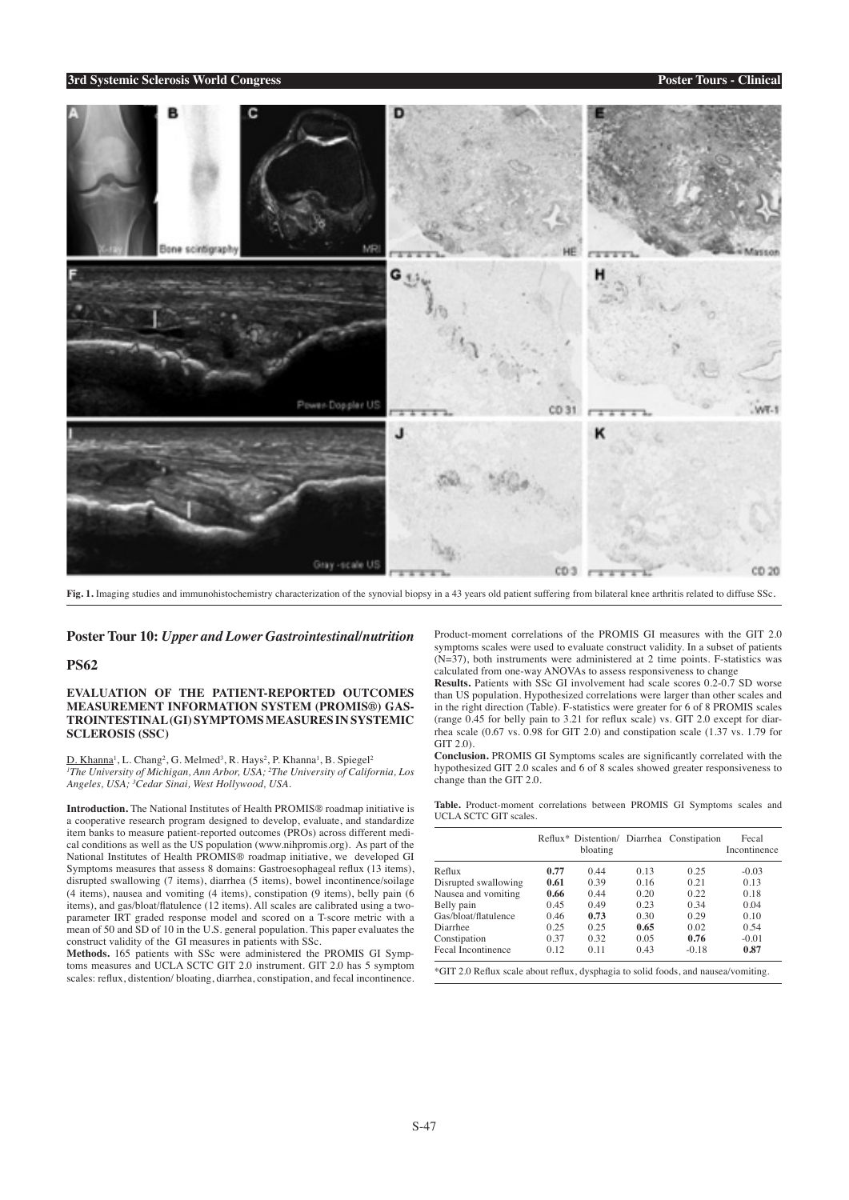Fig. 1. Imaging studies and immunohistochemistry characterization of the synovial biopsy in a 43 years old patient suffering from bilateral knee arthritis related to diffuse SSc.

## Poster Tour 10: *Upper and Lower Gastrointestinal/nutrition*

## PS62

### EVALUATION OF THE PATIENT-REPORTED OUTCOMES MEASUREMENT INFORMATION SYSTEM (PROMIS®) GASTROINTESTINAL (GI) SYMPTOMS MEASURES IN SYSTEMIC SCLEROSIS (SSC)

D. Khanna[1], L. Chang[2], G. Melmed[3], R. Hays[2], P. Khanna[1], B. Spiegel[2]
[1]The University of Michigan, Ann Arbor, USA; [2]The University of California, Los Angeles, USA; [3]Cedar Sinai, West Hollywood, USA.

**Introduction.** The National Institutes of Health PROMIS® roadmap initiative is a cooperative research program designed to develop, evaluate, and standardize item banks to measure patient-reported outcomes (PROs) across different medical conditions as well as the US population (www.nihpromis.org). As part of the National Institutes of Health PROMIS® roadmap initiative, we developed GI Symptoms measures that assess 8 domains: Gastroesophageal reflux (13 items), disrupted swallowing (7 items), diarrhea (5 items), bowel incontinence/soilage (4 items), nausea and vomiting (4 items), constipation (9 items), belly pain (6 items), and gas/bloat/flatulence (12 items). All scales are calibrated using a two-parameter IRT graded response model and scored on a T-score metric with a mean of 50 and SD of 10 in the U.S. general population. This paper evaluates the construct validity of the GI measures in patients with SSc.

**Methods.** 165 patients with SSc were administered the PROMIS GI Symptoms measures and UCLA SCTC GIT 2.0 instrument. GIT 2.0 has 5 symptom scales: reflux, distention/ bloating, diarrhea, constipation, and fecal incontinence. Product-moment correlations of the PROMIS GI measures with the GIT 2.0 symptoms scales were used to evaluate construct validity. In a subset of patients (N=37), both instruments were administered at 2 time points. F-statistics was calculated from one-way ANOVAs to assess responsiveness to change

**Results.** Patients with SSc GI involvement had scale scores 0.2-0.7 SD worse than US population. Hypothesized correlations were larger than other scales and in the right direction (Table). F-statistics were greater for 6 of 8 PROMIS scales (range 0.45 for belly pain to 3.21 for reflux scale) vs. GIT 2.0 except for diarrhea scale (0.67 vs. 0.98 for GIT 2.0) and constipation scale (1.37 vs. 1.79 for GIT 2.0).

**Conclusion.** PROMIS GI Symptoms scales are significantly correlated with the hypothesized GIT 2.0 scales and 6 of 8 scales showed greater responsiveness to change than the GIT 2.0.

**Table.** Product-moment correlations between PROMIS GI Symptoms scales and UCLA SCTC GIT scales.

| | Reflux* | Distention/ bloating | Diarrhea | Constipation | Fecal Incontinence |
|---|---|---|---|---|---|
| Reflux | **0.77** | 0.44 | 0.13 | 0.25 | -0.03 |
| Disrupted swallowing | **0.61** | 0.39 | 0.16 | 0.21 | 0.13 |
| Nausea and vomiting | **0.66** | 0.44 | 0.20 | 0.22 | 0.18 |
| Belly pain | 0.45 | 0.49 | 0.23 | 0.34 | 0.04 |
| Gas/bloat/flatulence | 0.46 | **0.73** | 0.30 | 0.29 | 0.10 |
| Diarrhee | 0.25 | 0.25 | **0.65** | 0.02 | 0.54 |
| Constipation | 0.37 | 0.32 | 0.05 | **0.76** | -0.01 |
| Fecal Incontinence | 0.12 | 0.11 | 0.43 | -0.18 | **0.87** |

*GIT 2.0 Reflux scale about reflux, dysphagia to solid foods, and nausea/vomiting.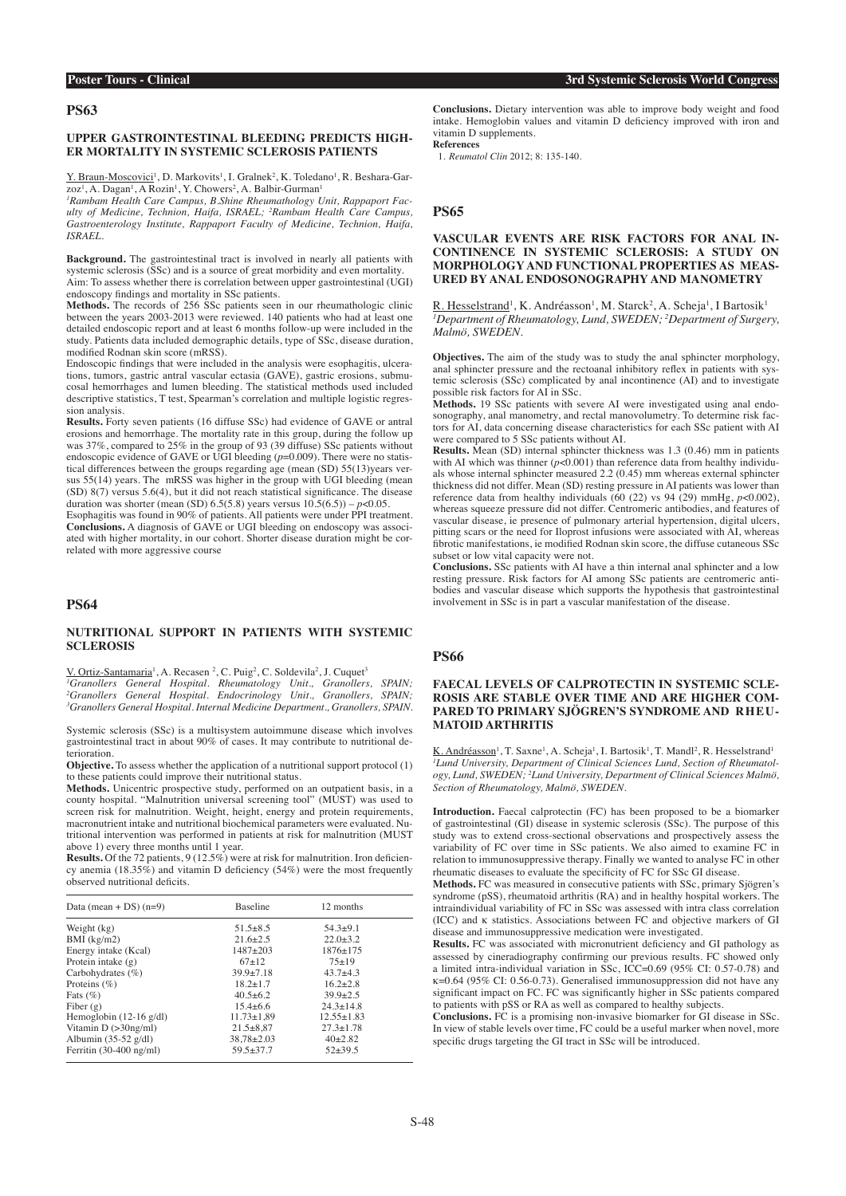## PS63

### UPPER GASTROINTESTINAL BLEEDING PREDICTS HIGHER MORTALITY IN SYSTEMIC SCLEROSIS PATIENTS

Y. Braun-Moscovici[1], D. Markovits[1], I. Gralnek[2], K. Toledano[1], R. Beshara-Garzoz[1], A. Dagan[1], A Rozin[1], Y. Chowers[2], A. Balbir-Gurman[1]

*[1]Rambam Health Care Campus, B.Shine Rheumathology Unit, Rappaport Faculty of Medicine, Technion, Haifa, ISRAEL; [2]Rambam Health Care Campus, Gastroenterology Institute, Rappaport Faculty of Medicine, Technion, Haifa, ISRAEL.*

**Background.** The gastrointestinal tract is involved in nearly all patients with systemic sclerosis (SSc) and is a source of great morbidity and even mortality. Aim: To assess whether there is correlation between upper gastrointestinal (UGI) endoscopy findings and mortality in SSc patients.

**Methods.** The records of 256 SSc patients seen in our rheumathologic clinic between the years 2003-2013 were reviewed. 140 patients who had at least one detailed endoscopic report and at least 6 months follow-up were included in the study. Patients data included demographic details, type of SSc, disease duration, modified Rodnan skin score (mRSS).

Endoscopic findings that were included in the analysis were esophagitis, ulcerations, tumors, gastric antral vascular ectasia (GAVE), gastric erosions, submucosal hemorrhages and lumen bleeding. The statistical methods used included descriptive statistics, T test, Spearman's correlation and multiple logistic regression analysis.

**Results.** Forty seven patients (16 diffuse SSc) had evidence of GAVE or antral erosions and hemorrhage. The mortality rate in this group, during the follow up was 37%, compared to 25% in the group of 93 (39 diffuse) SSc patients without endoscopic evidence of GAVE or UGI bleeding ($p$=0.009). There were no statistical differences between the groups regarding age (mean (SD) 55(13)years versus 55(14) years. The mRSS was higher in the group with UGI bleeding (mean (SD) 8(7) versus 5.6(4), but it did not reach statistical significance. The disease duration was shorter (mean (SD) 6.5(5.8) years versus 10.5(6.5)) – $p$<0.05.

Esophagitis was found in 90% of patients. All patients were under PPI treatment.

**Conclusions.** A diagnosis of GAVE or UGI bleeding on endoscopy was associated with higher mortality, in our cohort. Shorter disease duration might be correlated with more aggressive course

## PS64

### NUTRITIONAL SUPPORT IN PATIENTS WITH SYSTEMIC SCLEROSIS

V. Ortiz-Santamaria[1], A. Recasen [2], C. Puig[2], C. Soldevila[2], J. Cuquet[3]

*[1]Granollers General Hospital. Rheumatology Unit., Granollers, SPAIN; [2]Granollers General Hospital. Endocrinology Unit., Granollers, SPAIN; [3]Granollers General Hospital. Internal Medicine Department., Granollers, SPAIN.*

Systemic sclerosis (SSc) is a multisystem autoimmune disease which involves gastrointestinal tract in about 90% of cases. It may contribute to nutritional deterioration.

**Objective.** To assess whether the application of a nutritional support protocol (1) to these patients could improve their nutritional status.

**Methods.** Unicentric prospective study, performed on an outpatient basis, in a county hospital. "Malnutrition universal screening tool" (MUST) was used to screen risk for malnutrition. Weight, height, energy and protein requirements, macronutrient intake and nutritional biochemical parameters were evaluated. Nutritional intervention was performed in patients at risk for malnutrition (MUST above 1) every three months until 1 year.

**Results.** Of the 72 patients, 9 (12.5%) were at risk for malnutrition. Iron deficiency anemia (18.35%) and vitamin D deficiency (54%) were the most frequently observed nutritional deficits.

| Data (mean + DS) (n=9) | Baseline | 12 months |
|---|---|---|
| Weight (kg) | 51.5±8.5 | 54.3±9.1 |
| BMI (kg/m2) | 21.6±2.5 | 22.0±3.2 |
| Energy intake (Kcal) | 1487±203 | 1876±175 |
| Protein intake (g) | 67±12 | 75±19 |
| Carbohydrates (%) | 39.9±7.18 | 43.7±4.3 |
| Proteins (%) | 18.2±1.7 | 16.2±2.8 |
| Fats (%) | 40.5±6.2 | 39.9±2.5 |
| Fiber (g) | 15.4±6.6 | 24.3±14.8 |
| Hemoglobin (12-16 g/dl) | 11.73±1,89 | 12.55±1.83 |
| Vitamin D (>30ng/ml) | 21.5±8,87 | 27.3±1.78 |
| Albumin (35-52 g/dl) | 38,78±2.03 | 40±2.82 |
| Ferritin (30-400 ng/ml) | 59.5±37.7 | 52±39.5 |

**Conclusions.** Dietary intervention was able to improve body weight and food intake. Hemoglobin values and vitamin D deficiency improved with iron and vitamin D supplements.

**References**

1. *Reumatol Clin* 2012; 8: 135-140.

## PS65

### VASCULAR EVENTS ARE RISK FACTORS FOR ANAL INCONTINENCE IN SYSTEMIC SCLEROSIS: A STUDY ON MORPHOLOGY AND FUNCTIONAL PROPERTIES AS MEASURED BY ANAL ENDOSONOGRAPHY AND MANOMETRY

R. Hesselstrand[1], K. Andréasson[1], M. Starck[2], A. Scheja[1], I Bartosik[1]

*[1]Department of Rheumatology, Lund, SWEDEN; [2]Department of Surgery, Malmö, SWEDEN.*

**Objectives.** The aim of the study was to study the anal sphincter morphology, anal sphincter pressure and the rectoanal inhibitory reflex in patients with systemic sclerosis (SSc) complicated by anal incontinence (AI) and to investigate possible risk factors for AI in SSc.

**Methods.** 19 SSc patients with severe AI were investigated using anal endosonography, anal manometry, and rectal manovolumetry. To determine risk factors for AI, data concerning disease characteristics for each SSc patient with AI were compared to 5 SSc patients without AI.

**Results.** Mean (SD) internal sphincter thickness was 1.3 (0.46) mm in patients with AI which was thinner ($p$<0.001) than reference data from healthy individuals whose internal sphincter measured 2.2 (0.45) mm whereas external sphincter thickness did not differ. Mean (SD) resting pressure in AI patients was lower than reference data from healthy individuals (60 (22) vs 94 (29) mmHg, $p$<0.002), whereas squeeze pressure did not differ. Centromeric antibodies, and features of vascular disease, ie presence of pulmonary arterial hypertension, digital ulcers, pitting scars or the need for Iloprost infusions were associated with AI, whereas fibrotic manifestations, ie modified Rodnan skin score, the diffuse cutaneous SSc subset or low vital capacity were not.

**Conclusions.** SSc patients with AI have a thin internal anal sphincter and a low resting pressure. Risk factors for AI among SSc patients are centromeric antibodies and vascular disease which supports the hypothesis that gastrointestinal involvement in SSc is in part a vascular manifestation of the disease.

## PS66

### FAECAL LEVELS OF CALPROTECTIN IN SYSTEMIC SCLEROSIS ARE STABLE OVER TIME AND ARE HIGHER COMPARED TO PRIMARY SJÖGREN'S SYNDROME AND RHEUMATOID ARTHRITIS

K. Andréasson[1], T. Saxne[1], A. Scheja[1], I. Bartosik[1], T. Mandl[2], R. Hesselstrand[1]

*[1]Lund University, Department of Clinical Sciences Lund, Section of Rheumatology, Lund, SWEDEN; [2]Lund University, Department of Clinical Sciences Malmö, Section of Rheumatology, Malmö, SWEDEN.*

**Introduction.** Faecal calprotectin (FC) has been proposed to be a biomarker of gastrointestinal (GI) disease in systemic sclerosis (SSc). The purpose of this study was to extend cross-sectional observations and prospectively assess the variability of FC over time in SSc patients. We also aimed to examine FC in relation to immunosuppressive therapy. Finally we wanted to analyse FC in other rheumatic diseases to evaluate the specificity of FC for SSc GI disease.

**Methods.** FC was measured in consecutive patients with SSc, primary Sjögren's syndrome (pSS), rheumatoid arthritis (RA) and in healthy hospital workers. The intraindividual variability of FC in SSc was assessed with intra class correlation (ICC) and κ statistics. Associations between FC and objective markers of GI disease and immunosuppressive medication were investigated.

**Results.** FC was associated with micronutrient deficiency and GI pathology as assessed by cineradiography confirming our previous results. FC showed only a limited intra-individual variation in SSc, ICC=0.69 (95% CI: 0.57-0.78) and κ=0.64 (95% CI: 0.56-0.73). Generalised immunosuppression did not have any significant impact on FC. FC was significantly higher in SSc patients compared to patients with pSS or RA as well as compared to healthy subjects.

**Conclusions.** FC is a promising non-invasive biomarker for GI disease in SSc. In view of stable levels over time, FC could be a useful marker when novel, more specific drugs targeting the GI tract in SSc will be introduced.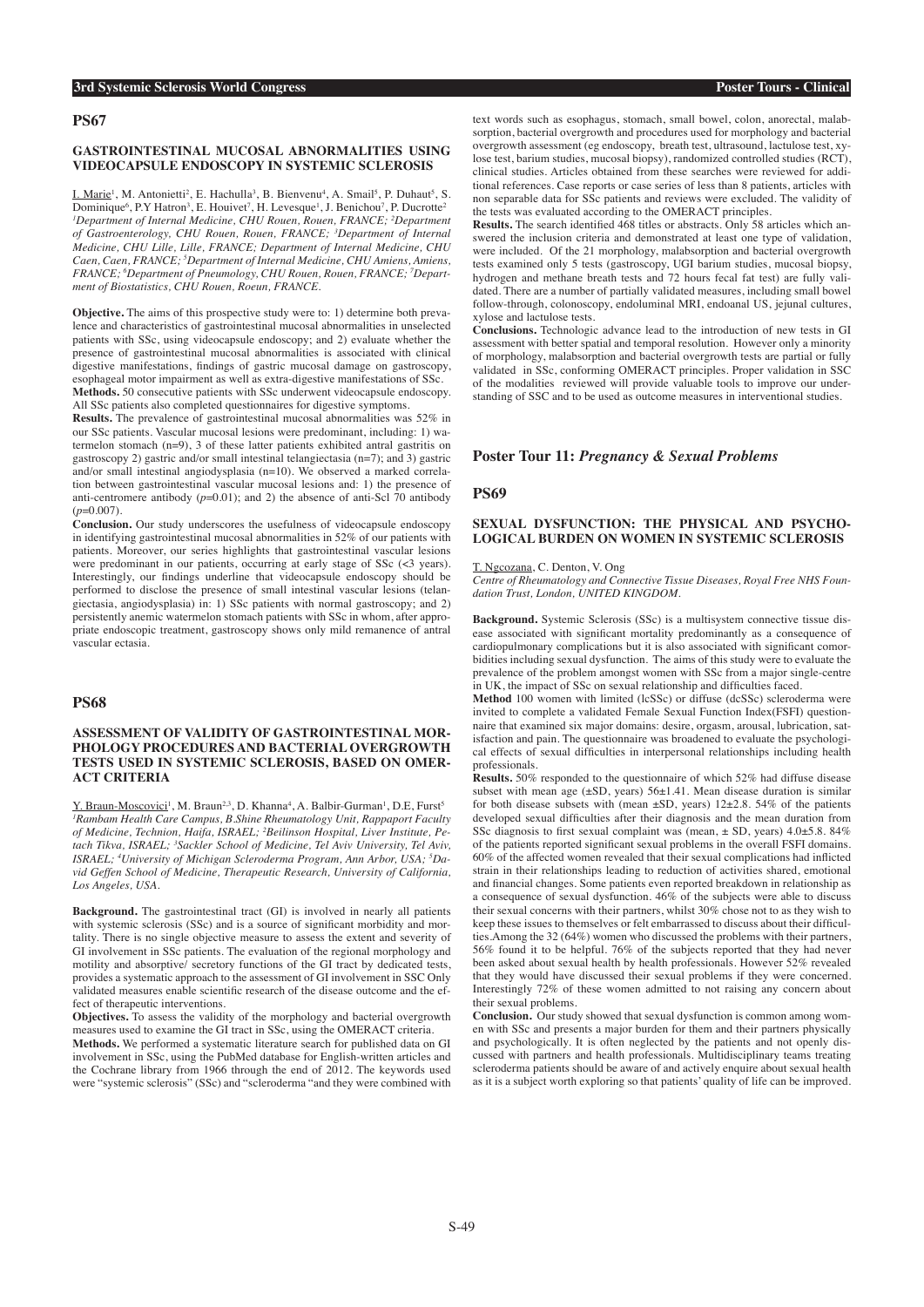## PS67

### GASTROINTESTINAL MUCOSAL ABNORMALITIES USING VIDEOCAPSULE ENDOSCOPY IN SYSTEMIC SCLEROSIS

I. Marie[1], M. Antonietti[2], E. Hachulla[3], B. Bienvenu[4], A. Smail[5], P. Duhaut[5], S. Dominique[6], P.Y Hatron[3], E. Houivet[7], H. Levesque[1], J. Benichou[7], P. Ducrotte[2]
[1]*Department of Internal Medicine, CHU Rouen, Rouen, FRANCE;* [2]*Department of Gastroenterology, CHU Rouen, Rouen, FRANCE;* [3]*Department of Internal Medicine, CHU Lille, Lille, FRANCE; Department of Internal Medicine, CHU Caen, Caen, FRANCE;* [5]*Department of Internal Medicine, CHU Amiens, Amiens, FRANCE;* [6]*Department of Pneumology, CHU Rouen, Rouen, FRANCE;* [7]*Department of Biostatistics, CHU Rouen, Roeun, FRANCE.*

**Objective.** The aims of this prospective study were to: 1) determine both prevalence and characteristics of gastrointestinal mucosal abnormalities in unselected patients with SSc, using videocapsule endoscopy; and 2) evaluate whether the presence of gastrointestinal mucosal abnormalities is associated with clinical digestive manifestations, findings of gastric mucosal damage on gastroscopy, esophageal motor impairment as well as extra-digestive manifestations of SSc.

**Methods.** 50 consecutive patients with SSc underwent videocapsule endoscopy. All SSc patients also completed questionnaires for digestive symptoms.

**Results.** The prevalence of gastrointestinal mucosal abnormalities was 52% in our SSc patients. Vascular mucosal lesions were predominant, including: 1) watermelon stomach (n=9), 3 of these latter patients exhibited antral gastritis on gastroscopy 2) gastric and/or small intestinal telangiectasia (n=7); and 3) gastric and/or small intestinal angiodysplasia (n=10). We observed a marked correlation between gastrointestinal vascular mucosal lesions and: 1) the presence of anti-centromere antibody ($p$=0.01); and 2) the absence of anti-Scl 70 antibody ($p$=0.007).

**Conclusion.** Our study underscores the usefulness of videocapsule endoscopy in identifying gastrointestinal mucosal abnormalities in 52% of our patients with patients. Moreover, our series highlights that gastrointestinal vascular lesions were predominant in our patients, occurring at early stage of SSc (<3 years). Interestingly, our findings underline that videocapsule endoscopy should be performed to disclose the presence of small intestinal vascular lesions (telangiectasia, angiodysplasia) in: 1) SSc patients with normal gastroscopy; and 2) persistently anemic watermelon stomach patients with SSc in whom, after appropriate endoscopic treatment, gastroscopy shows only mild remanence of antral vascular ectasia.

## PS68

### ASSESSMENT OF VALIDITY OF GASTROINTESTINAL MORPHOLOGY PROCEDURES AND BACTERIAL OVERGROWTH TESTS USED IN SYSTEMIC SCLEROSIS, BASED ON OMERACT CRITERIA

Y. Braun-Moscovici[1], M. Braun[2,3], D. Khanna[4], A. Balbir-Gurman[1], D.E, Furst[5]
[1]*Rambam Health Care Campus, B.Shine Rheumatology Unit, Rappaport Faculty of Medicine, Technion, Haifa, ISRAEL;* [2]*Beilinson Hospital, Liver Institute, Petach Tikva, ISRAEL;* [3]*Sackler School of Medicine, Tel Aviv University, Tel Aviv, ISRAEL;* [4]*University of Michigan Scleroderma Program, Ann Arbor, USA;* [5]*David Geffen School of Medicine, Therapeutic Research, University of California, Los Angeles, USA.*

**Background.** The gastrointestinal tract (GI) is involved in nearly all patients with systemic sclerosis (SSc) and is a source of significant morbidity and mortality. There is no single objective measure to assess the extent and severity of GI involvement in SSc patients. The evaluation of the regional morphology and motility and absorptive/ secretory functions of the GI tract by dedicated tests, provides a systematic approach to the assessment of GI involvement in SSC Only validated measures enable scientific research of the disease outcome and the effect of therapeutic interventions.

**Objectives.** To assess the validity of the morphology and bacterial overgrowth measures used to examine the GI tract in SSc, using the OMERACT criteria.

**Methods.** We performed a systematic literature search for published data on GI involvement in SSc, using the PubMed database for English-written articles and the Cochrane library from 1966 through the end of 2012. The keywords used were "systemic sclerosis" (SSc) and "scleroderma "and they were combined with text words such as esophagus, stomach, small bowel, colon, anorectal, malabsorption, bacterial overgrowth and procedures used for morphology and bacterial overgrowth assessment (eg endoscopy, breath test, ultrasound, lactulose test, xylose test, barium studies, mucosal biopsy), randomized controlled studies (RCT), clinical studies. Articles obtained from these searches were reviewed for additional references. Case reports or case series of less than 8 patients, articles with non separable data for SSc patients and reviews were excluded. The validity of the tests was evaluated according to the OMERACT principles.

**Results.** The search identified 468 titles or abstracts. Only 58 articles which answered the inclusion criteria and demonstrated at least one type of validation, were included. Of the 21 morphology, malabsorption and bacterial overgrowth tests examined only 5 tests (gastroscopy, UGI barium studies, mucosal biopsy, hydrogen and methane breath tests and 72 hours fecal fat test) are fully validated. There are a number of partially validated measures, including small bowel follow-through, colonoscopy, endoluminal MRI, endoanal US, jejunal cultures, xylose and lactulose tests.

**Conclusions.** Technologic advance lead to the introduction of new tests in GI assessment with better spatial and temporal resolution. However only a minority of morphology, malabsorption and bacterial overgrowth tests are partial or fully validated in SSc, conforming OMERACT principles. Proper validation in SSC of the modalities reviewed will provide valuable tools to improve our understanding of SSC and to be used as outcome measures in interventional studies.

# Poster Tour 11: *Pregnancy & Sexual Problems*

## PS69

### SEXUAL DYSFUNCTION: THE PHYSICAL AND PSYCHOLOGICAL BURDEN ON WOMEN IN SYSTEMIC SCLEROSIS

T. Ngcozana, C. Denton, V. Ong
*Centre of Rheumatology and Connective Tissue Diseases, Royal Free NHS Foundation Trust, London, UNITED KINGDOM.*

**Background.** Systemic Sclerosis (SSc) is a multisystem connective tissue disease associated with significant mortality predominantly as a consequence of cardiopulmonary complications but it is also associated with significant comorbidities including sexual dysfunction. The aims of this study were to evaluate the prevalence of the problem amongst women with SSc from a major single-centre in UK, the impact of SSc on sexual relationship and difficulties faced.

**Method** 100 women with limited (lcSSc) or diffuse (dcSSc) scleroderma were invited to complete a validated Female Sexual Function Index(FSFI) questionnaire that examined six major domains: desire, orgasm, arousal, lubrication, satisfaction and pain. The questionnaire was broadened to evaluate the psychological effects of sexual difficulties in interpersonal relationships including health professionals.

**Results.** 50% responded to the questionnaire of which 52% had diffuse disease subset with mean age (±SD, years) 56±1.41. Mean disease duration is similar for both disease subsets with (mean ±SD, years) 12±2.8. 54% of the patients developed sexual difficulties after their diagnosis and the mean duration from SSc diagnosis to first sexual complaint was (mean, ± SD, years) 4.0±5.8. 84% of the patients reported significant sexual problems in the overall FSFI domains. 60% of the affected women revealed that their sexual complications had inflicted strain in their relationships leading to reduction of activities shared, emotional and financial changes. Some patients even reported breakdown in relationship as a consequence of sexual dysfunction. 46% of the subjects were able to discuss their sexual concerns with their partners, whilst 30% chose not to as they wish to keep these issues to themselves or felt embarrassed to discuss about their difficulties.Among the 32 (64%) women who discussed the problems with their partners, 56% found it to be helpful. 76% of the subjects reported that they had never been asked about sexual health by health professionals. However 52% revealed that they would have discussed their sexual problems if they were concerned. Interestingly 72% of these women admitted to not raising any concern about their sexual problems.

**Conclusion.** Our study showed that sexual dysfunction is common among women with SSc and presents a major burden for them and their partners physically and psychologically. It is often neglected by the patients and not openly discussed with partners and health professionals. Multidisciplinary teams treating scleroderma patients should be aware of and actively enquire about sexual health as it is a subject worth exploring so that patients' quality of life can be improved.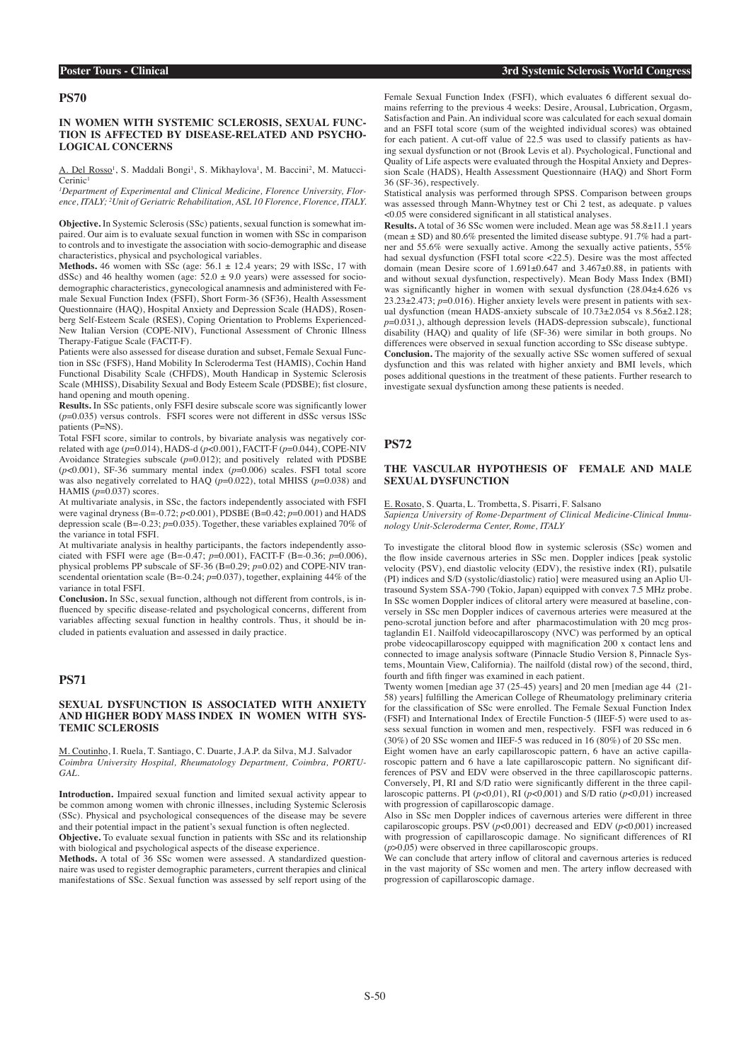## PS70

### IN WOMEN WITH SYSTEMIC SCLEROSIS, SEXUAL FUNCTION IS AFFECTED BY DISEASE-RELATED AND PSYCHOLOGICAL CONCERNS

A. Del Rosso[1], S. Maddali Bongi[1], S. Mikhaylova[1], M. Baccini[2], M. Matucci-Cerinic[1]

*[1]Department of Experimental and Clinical Medicine, Florence University, Florence, ITALY; [2]Unit of Geriatric Rehabilitation, ASL 10 Florence, Florence, ITALY.*

**Objective.** In Systemic Sclerosis (SSc) patients, sexual function is somewhat impaired. Our aim is to evaluate sexual function in women with SSc in comparison to controls and to investigate the association with socio-demographic and disease characteristics, physical and psychological variables.

**Methods.** 46 women with SSc (age: 56.1 ± 12.4 years; 29 with lSSc, 17 with dSSc) and 46 healthy women (age: 52.0 ± 9.0 years) were assessed for sociodemographic characteristics, gynecological anamnesis and administered with Female Sexual Function Index (FSFI), Short Form-36 (SF36), Health Assessment Questionnaire (HAQ), Hospital Anxiety and Depression Scale (HADS), Rosenberg Self-Esteem Scale (RSES), Coping Orientation to Problems Experienced-New Italian Version (COPE-NIV), Functional Assessment of Chronic Illness Therapy-Fatigue Scale (FACIT-F).

Patients were also assessed for disease duration and subset, Female Sexual Function in SSc (FSFS), Hand Mobility In Scleroderma Test (HAMIS), Cochin Hand Functional Disability Scale (CHFDS), Mouth Handicap in Systemic Sclerosis Scale (MHISS), Disability Sexual and Body Esteem Scale (PDSBE); fist closure, hand opening and mouth opening.

**Results.** In SSc patients, only FSFI desire subscale score was significantly lower ($p$=0.035) versus controls. FSFI scores were not different in dSSc versus lSSc patients (P=NS).

Total FSFI score, similar to controls, by bivariate analysis was negatively correlated with age ($p$=0.014), HADS-d ($p$<0.001), FACIT-F ($p$=0.044), COPE-NIV Avoidance Strategies subscale ($p$=0.012); and positively related with PDSBE ($p$<0.001), SF-36 summary mental index ($p$=0.006) scales. FSFI total score was also negatively correlated to HAQ ($p$=0.022), total MHISS ($p$=0.038) and HAMIS ($p$=0.037) scores.

At multivariate analysis, in SSc, the factors independently associated with FSFI were vaginal dryness (B=-0.72; $p$<0.001), PDSBE (B=0.42; $p$=0.001) and HADS depression scale (B=-0.23; $p$=0.035). Together, these variables explained 70% of the variance in total FSFI.

At multivariate analysis in healthy participants, the factors independently associated with FSFI were age (B=-0.47; $p$=0.001), FACIT-F (B=-0.36; $p$=0.006), physical problems PP subscale of SF-36 (B=0.29; $p$=0.02) and COPE-NIV transcendental orientation scale (B=-0.24; $p$=0.037), explaining 44% of the variance in total FSFI.

**Conclusion.** In SSc, sexual function, although not different from controls, is influenced by specific disease-related and psychological concerns, different from variables affecting sexual function in healthy controls. Thus, it should be included in patients evaluation and assessed in daily practice.

## PS71

### SEXUAL DYSFUNCTION IS ASSOCIATED WITH ANXIETY AND HIGHER BODY MASS INDEX IN WOMEN WITH SYSTEMIC SCLEROSIS

M. Coutinho, I. Ruela, T. Santiago, C. Duarte, J.A.P. da Silva, M.J. Salvador

*Coimbra University Hospital, Rheumatology Department, Coimbra, PORTUGAL.*

**Introduction.** Impaired sexual function and limited sexual activity appear to be common among women with chronic illnesses, including Systemic Sclerosis (SSc). Physical and psychological consequences of the disease may be severe and their potential impact in the patient's sexual function is often neglected.

**Objective.** To evaluate sexual function in patients with SSc and its relationship with biological and psychological aspects of the disease experience.

**Methods.** A total of 36 SSc women were assessed. A standardized questionnaire was used to register demographic parameters, current therapies and clinical manifestations of SSc. Sexual function was assessed by self report using of the Female Sexual Function Index (FSFI), which evaluates 6 different sexual domains referring to the previous 4 weeks: Desire, Arousal, Lubrication, Orgasm, Satisfaction and Pain. An individual score was calculated for each sexual domain and an FSFI total score (sum of the weighted individual scores) was obtained for each patient. A cut-off value of 22.5 was used to classify patients as having sexual dysfunction or not (Brook Levis et al). Psychological, Functional and Quality of Life aspects were evaluated through the Hospital Anxiety and Depression Scale (HADS), Health Assessment Questionnaire (HAQ) and Short Form 36 (SF-36), respectively.

Statistical analysis was performed through SPSS. Comparison between groups was assessed through Mann-Whytney test or Chi 2 test, as adequate. p values <0.05 were considered significant in all statistical analyses.

**Results.** A total of 36 SSc women were included. Mean age was 58.8±11.1 years (mean ± SD) and 80.6% presented the limited disease subtype. 91.7% had a partner and 55.6% were sexually active. Among the sexually active patients, 55% had sexual dysfunction (FSFI total score <22.5). Desire was the most affected domain (mean Desire score of 1.691±0.647 and 3.467±0.88, in patients with and without sexual dysfunction, respectively). Mean Body Mass Index (BMI) was significantly higher in women with sexual dysfunction (28.04±4.626 vs 23.23±2.473; $p$=0.016). Higher anxiety levels were present in patients with sexual dysfunction (mean HADS-anxiety subscale of 10.73±2.054 vs 8.56±2.128; $p$=0.031,), although depression levels (HADS-depression subscale), functional disability (HAQ) and quality of life (SF-36) were similar in both groups. No differences were observed in sexual function according to SSc disease subtype.

**Conclusion.** The majority of the sexually active SSc women suffered of sexual dysfunction and this was related with higher anxiety and BMI levels, which poses additional questions in the treatment of these patients. Further research to investigate sexual dysfunction among these patients is needed.

## PS72

### THE VASCULAR HYPOTHESIS OF FEMALE AND MALE SEXUAL DYSFUNCTION

E. Rosato, S. Quarta, L. Trombetta, S. Pisarri, F. Salsano

*Sapienza University of Rome-Department of Clinical Medicine-Clinical Immunology Unit-Scleroderma Center, Rome, ITALY*

To investigate the clitoral blood flow in systemic sclerosis (SSc) women and the flow inside cavernous arteries in SSc men. Doppler indices [peak systolic velocity (PSV), end diastolic velocity (EDV), the resistive index (RI), pulsatile (PI) indices and S/D (systolic/diastolic) ratio] were measured using an Aplio Ultrasound System SSA-790 (Tokio, Japan) equipped with convex 7.5 MHz probe. In SSc women Doppler indices of clitoral artery were measured at baseline, conversely in SSc men Doppler indices of cavernous arteries were measured at the peno-scrotal junction before and after pharmacostimulation with 20 mcg prostaglandin E1. Nailfold videocapillaroscopy (NVC) was performed by an optical probe videocapillaroscopy equipped with magnification 200 x contact lens and connected to image analysis software (Pinnacle Studio Version 8, Pinnacle Systems, Mountain View, California). The nailfold (distal row) of the second, third, fourth and fifth finger was examined in each patient.

Twenty women [median age 37 (25-45) years] and 20 men [median age 44 (21-58) years] fulfilling the American College of Rheumatology preliminary criteria for the classification of SSc were enrolled. The Female Sexual Function Index (FSFI) and International Index of Erectile Function-5 (IIEF-5) were used to assess sexual function in women and men, respectively. FSFI was reduced in 6 (30%) of 20 SSc women and IIEF-5 was reduced in 16 (80%) of 20 SSc men.

Eight women have an early capillaroscopic pattern, 6 have an active capillaroscopic pattern and 6 have a late capillaroscopic pattern. No significant differences of PSV and EDV were observed in the three capillaroscopic patterns. Conversely, PI, RI and S/D ratio were significantly different in the three capillaroscopic patterns. PI ($p$<0,01), RI ($p$<0,001) and S/D ratio ($p$<0,01) increased with progression of capillaroscopic damage.

Also in SSc men Doppler indices of cavernous arteries were different in three capilaroscopic groups. PSV ($p$<0,001) decreased and EDV ($p$<0,001) increased with progression of capillaroscopic damage. No significant differences of RI ($p$>0,05) were observed in three capillaroscopic groups.

We can conclude that artery inflow of clitoral and cavernous arteries is reduced in the vast majority of SSc women and men. The artery inflow decreased with progression of capillaroscopic damage.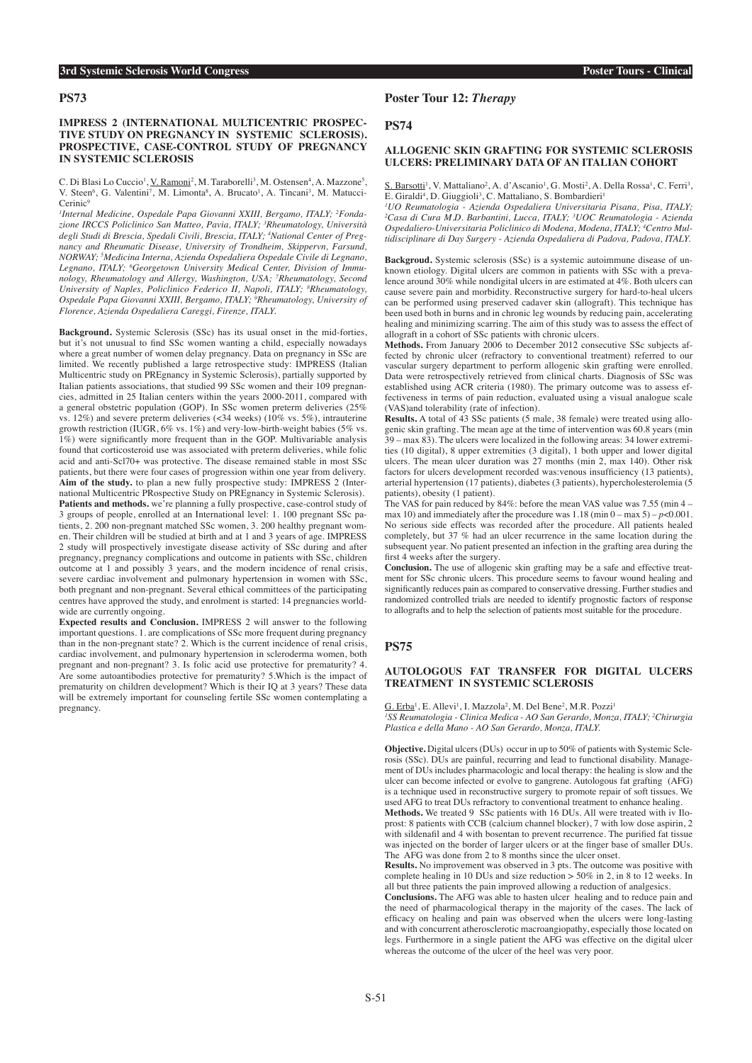## PS73

### IMPRESS 2 (INTERNATIONAL MULTICENTRIC PROSPECTIVE STUDY ON PREGNANCY IN SYSTEMIC SCLEROSIS). PROSPECTIVE, CASE-CONTROL STUDY OF PREGNANCY IN SYSTEMIC SCLEROSIS

C. Di Blasi Lo Cuccio[1], V. Ramoni[2], M. Taraborelli[3], M. Ostensen[4], A. Mazzone[5], V. Steen[6], G. Valentini[7], M. Limonta[8], A. Brucato[1], A. Tincani[3], M. Matucci-Cerinic[9]

*[1]Internal Medicine, Ospedale Papa Giovanni XXIII, Bergamo, ITALY; [2]Fondazione IRCCS Policlinico San Matteo, Pavia, ITALY; [3]Rheumatology, Università degli Studi di Brescia, Spedali Civili, Brescia, ITALY; [4]National Center of Pregnancy and Rheumatic Disease, University of Trondheim, Skippervn, Farsund, NORWAY; [5]Medicina Interna, Azienda Ospedaliera Ospedale Civile di Legnano, Legnano, ITALY; [6]Georgetown University Medical Center, Division of Immunology, Rheumatology and Allergy, Washington, USA; [7]Rheumatology, Second University of Naples, Policlinico Federico II, Napoli, ITALY; [8]Rheumatology, Ospedale Papa Giovanni XXIII, Bergamo, ITALY; [9]Rheumatology, University of Florence, Azienda Ospedaliera Careggi, Firenze, ITALY.*

**Background.** Systemic Sclerosis (SSc) has its usual onset in the mid-forties, but it's not unusual to find SSc women wanting a child, especially nowadays where a great number of women delay pregnancy. Data on pregnancy in SSc are limited. We recently published a large retrospective study: IMPRESS (Italian Multicentric study on PREgnancy in Systemic Sclerosis), partially supported by Italian patients associations, that studied 99 SSc women and their 109 pregnancies, admitted in 25 Italian centers within the years 2000-2011, compared with a general obstetric population (GOP). In SSc women preterm deliveries (25% vs. 12%) and severe preterm deliveries (<34 weeks) (10% vs. 5%), intrauterine growth restriction (IUGR, 6% vs. 1%) and very-low-birth-weight babies (5% vs. 1%) were significantly more frequent than in the GOP. Multivariable analysis found that corticosteroid use was associated with preterm deliveries, while folic acid and anti-Scl70+ was protective. The disease remained stable in most SSc patients, but there were four cases of progression within one year from delivery.
**Aim of the study.** to plan a new fully prospective study: IMPRESS 2 (International Multicentric PRospective Study on PREgnancy in Systemic Sclerosis).
**Patients and methods.** we're planning a fully prospective, case-control study of 3 groups of people, enrolled at an International level: 1. 100 pregnant SSc patients, 2. 200 non-pregnant matched SSc women, 3. 200 healthy pregnant women. Their children will be studied at birth and at 1 and 3 years of age. IMPRESS 2 study will prospectively investigate disease activity of SSc during and after pregnancy, pregnancy complications and outcome in patients with SSc, children outcome at 1 and possibly 3 years, and the modern incidence of renal crisis, severe cardiac involvement and pulmonary hypertension in women with SSc, both pregnant and non-pregnant. Several ethical committees of the participating centres have approved the study, and enrolment is started: 14 pregnancies worldwide are currently ongoing.
**Expected results and Conclusion.** IMPRESS 2 will answer to the following important questions. 1. are complications of SSc more frequent during pregnancy than in the non-pregnant state? 2. Which is the current incidence of renal crisis, cardiac involvement, and pulmonary hypertension in scleroderma women, both pregnant and non-pregnant? 3. Is folic acid use protective for prematurity? 4. Are some autoantibodies protective for prematurity? 5.Which is the impact of prematurity on children development? Which is their IQ at 3 years? These data will be extremely important for counseling fertile SSc women contemplating a pregnancy.

## Poster Tour 12: *Therapy*

## PS74

### ALLOGENIC SKIN GRAFTING FOR SYSTEMIC SCLEROSIS ULCERS: PRELIMINARY DATA OF AN ITALIAN COHORT

S. Barsotti[1], V. Mattaliano[2], A. d'Ascanio[1], G. Mosti[2], A. Della Rossa[1], C. Ferri[3], E. Giraldi[4], D. Giuggioli[3], C. Mattaliano, S. Bombardieri[1]

*[1]UO Reumatologia - Azienda Ospedaliera Universitaria Pisana, Pisa, ITALY; [2]Casa di Cura M.D. Barbantini, Lucca, ITALY; [3]UOC Reumatologia - Azienda Ospedaliero-Universitaria Policlinico di Modena, Modena, ITALY; [4]Centro Multidisciplinare di Day Surgery - Azienda Ospedaliera di Padova, Padova, ITALY.*

**Backgroud.** Systemic sclerosis (SSc) is a systemic autoimmune disease of unknown etiology. Digital ulcers are common in patients with SSc with a prevalence around 30% while nondigital ulcers in are estimated at 4%. Both ulcers can cause severe pain and morbidity. Reconstructive surgery for hard-to-heal ulcers can be performed using preserved cadaver skin (allograft). This technique has been used both in burns and in chronic leg wounds by reducing pain, accelerating healing and minimizing scarring. The aim of this study was to assess the effect of allograft in a cohort of SSc patients with chronic ulcers.
**Methods.** From January 2006 to December 2012 consecutive SSc subjects affected by chronic ulcer (refractory to conventional treatment) referred to our vascular surgery department to perform allogenic skin grafting were enrolled. Data were retrospectively retrieved from clinical charts. Diagnosis of SSc was established using ACR criteria (1980). The primary outcome was to assess effectiveness in terms of pain reduction, evaluated using a visual analogue scale (VAS)and tolerability (rate of infection).
**Results.** A total of 43 SSc patients (5 male, 38 female) were treated using allogenic skin grafting. The mean age at the time of intervention was 60.8 years (min 39 – max 83). The ulcers were localized in the following areas: 34 lower extremities (10 digital), 8 upper extremities (3 digital), 1 both upper and lower digital ulcers. The mean ulcer duration was 27 months (min 2, max 140). Other risk factors for ulcers development recorded was:venous insufficiency (13 patients), arterial hypertension (17 patients), diabetes (3 patients), hypercholesterolemia (5 patients), obesity (1 patient).
The VAS for pain reduced by 84%: before the mean VAS value was 7.55 (min 4 – max 10) and immediately after the procedure was 1.18 (min 0 – max 5) – $p$<0.001. No serious side effects was recorded after the procedure. All patients healed completely, but 37 % had an ulcer recurrence in the same location during the subsequent year. No patient presented an infection in the grafting area during the first 4 weeks after the surgery.
**Conclusion.** The use of allogenic skin grafting may be a safe and effective treatment for SSc chronic ulcers. This procedure seems to favour wound healing and significantly reduces pain as compared to conservative dressing. Further studies and randomized controlled trials are needed to identify prognostic factors of response to allografts and to help the selection of patients most suitable for the procedure.

## PS75

### AUTOLOGOUS FAT TRANSFER FOR DIGITAL ULCERS TREATMENT IN SYSTEMIC SCLEROSIS

G. Erba[1], E. Allevi[1], I. Mazzola[2], M. Del Bene[2], M.R. Pozzi[1]

*[1]SS Reumatologia - Clinica Medica - AO San Gerardo, Monza, ITALY; [2]Chirurgia Plastica e della Mano - AO San Gerardo, Monza, ITALY.*

**Objective.** Digital ulcers (DUs) occur in up to 50% of patients with Systemic Sclerosis (SSc). DUs are painful, recurring and lead to functional disability. Management of DUs includes pharmacologic and local therapy: the healing is slow and the ulcer can become infected or evolve to gangrene. Autologous fat grafting (AFG) is a technique used in reconstructive surgery to promote repair of soft tissues. We used AFG to treat DUs refractory to conventional treatment to enhance healing.
**Methods.** We treated 9 SSc patients with 16 DUs. All were treated with iv Iloprost: 8 patients with CCB (calcium channel blocker), 7 with low dose aspirin, 2 with sildenafil and 4 with bosentan to prevent recurrence. The purified fat tissue was injected on the border of larger ulcers or at the finger base of smaller DUs. The AFG was done from 2 to 8 months since the ulcer onset.
**Results.** No improvement was observed in 3 pts. The outcome was positive with complete healing in 10 DUs and size reduction > 50% in 2, in 8 to 12 weeks. In all but three patients the pain improved allowing a reduction of analgesics.
**Conclusions.** The AFG was able to hasten ulcer healing and to reduce pain and the need of pharmacological therapy in the majority of the cases. The lack of efficacy on healing and pain was observed when the ulcers were long-lasting and with concurrent atherosclerotic macroangiopathy, especially those located on legs. Furthermore in a single patient the AFG was effective on the digital ulcer whereas the outcome of the ulcer of the heel was very poor.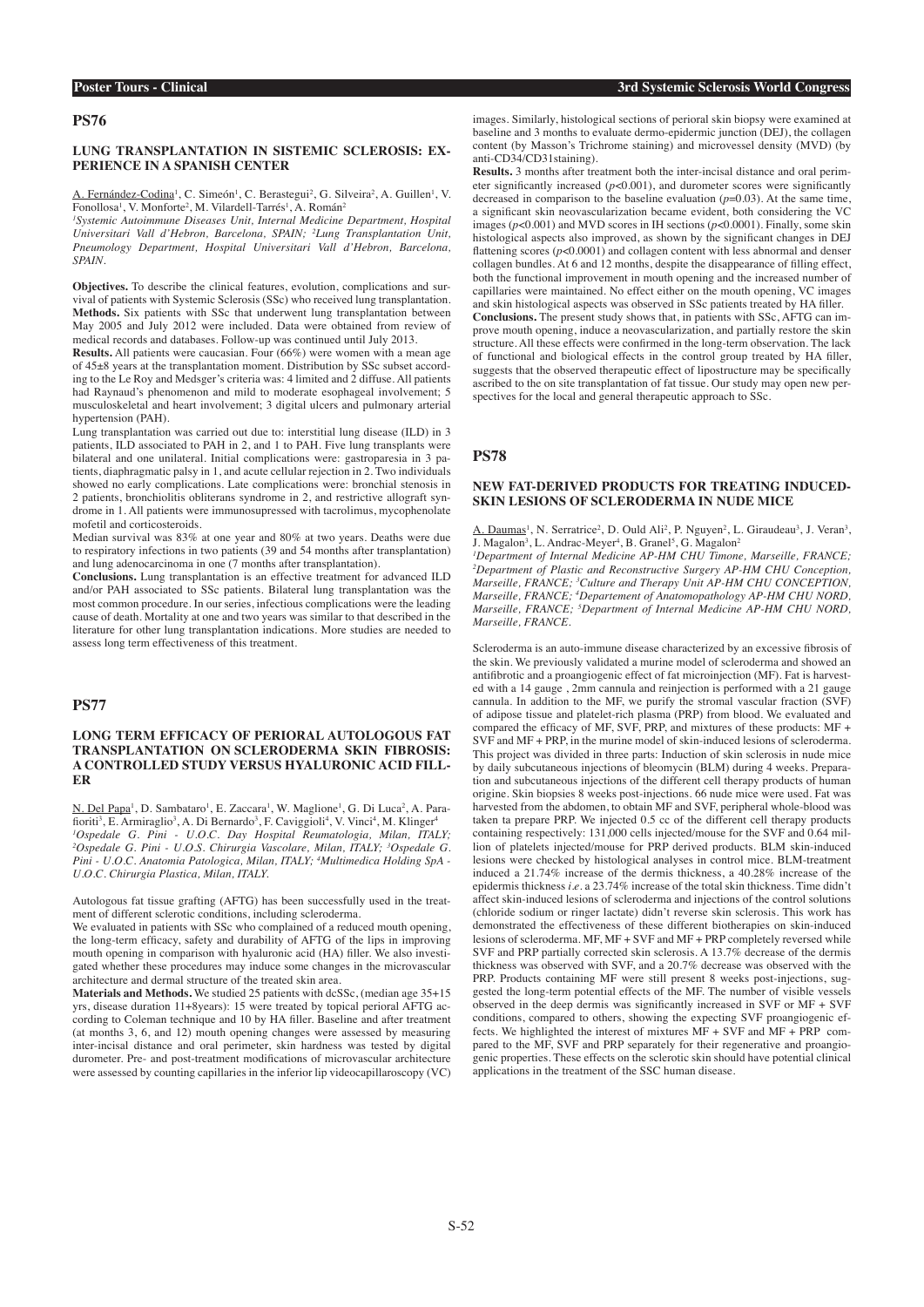## PS76

### LUNG TRANSPLANTATION IN SISTEMIC SCLEROSIS: EXPERIENCE IN A SPANISH CENTER

A. Fernández-Codina[1], C. Simeón[1], C. Berastegui[2], G. Silveira[2], A. Guillen[1], V. Fonollosa[1], V. Monforte[2], M. Vilardell-Tarrés[1], A. Román[2]

*[1]Systemic Autoimmune Diseases Unit, Internal Medicine Department, Hospital Universitari Vall d'Hebron, Barcelona, SPAIN; [2]Lung Transplantation Unit, Pneumology Department, Hospital Universitari Vall d'Hebron, Barcelona, SPAIN.*

**Objectives.** To describe the clinical features, evolution, complications and survival of patients with Systemic Sclerosis (SSc) who received lung transplantation.

**Methods.** Six patients with SSc that underwent lung transplantation between May 2005 and July 2012 were included. Data were obtained from review of medical records and databases. Follow-up was continued until July 2013.

**Results.** All patients were caucasian. Four (66%) were women with a mean age of 45±8 years at the transplantation moment. Distribution by SSc subset according to the Le Roy and Medsger's criteria was: 4 limited and 2 diffuse. All patients had Raynaud's phenomenon and mild to moderate esophageal involvement; 5 musculoskeletal and heart involvement; 3 digital ulcers and pulmonary arterial hypertension (PAH).

Lung transplantation was carried out due to: interstitial lung disease (ILD) in 3 patients, ILD associated to PAH in 2, and 1 to PAH. Five lung transplants were bilateral and one unilateral. Initial complications were: gastroparesia in 3 patients, diaphragmatic palsy in 1, and acute cellular rejection in 2. Two individuals showed no early complications. Late complications were: bronchial stenosis in 2 patients, bronchiolitis obliterans syndrome in 2, and restrictive allograft syndrome in 1. All patients were immunosupressed with tacrolimus, mycophenolate mofetil and corticosteroids.

Median survival was 83% at one year and 80% at two years. Deaths were due to respiratory infections in two patients (39 and 54 months after transplantation) and lung adenocarcinoma in one (7 months after transplantation).

**Conclusions.** Lung transplantation is an effective treatment for advanced ILD and/or PAH associated to SSc patients. Bilateral lung transplantation was the most common procedure. In our series, infectious complications were the leading cause of death. Mortality at one and two years was similar to that described in the literature for other lung transplantation indications. More studies are needed to assess long term effectiveness of this treatment.

## PS77

### LONG TERM EFFICACY OF PERIORAL AUTOLOGOUS FAT TRANSPLANTATION ON SCLERODERMA SKIN FIBROSIS: A CONTROLLED STUDY VERSUS HYALURONIC ACID FILLER

N. Del Papa[1], D. Sambataro[1], E. Zaccara[1], W. Maglione[1], G. Di Luca[2], A. Parafioriti[3], E. Armiraglio[3], A. Di Bernardo[3], F. Caviggioli[4], V. Vinci[4], M. Klinger[4]

*[1]Ospedale G. Pini - U.O.C. Day Hospital Reumatologia, Milan, ITALY; [2]Ospedale G. Pini - U.O.S. Chirurgia Vascolare, Milan, ITALY; [3]Ospedale G. Pini - U.O.C. Anatomia Patologica, Milan, ITALY; [4]Multimedica Holding SpA - U.O.C. Chirurgia Plastica, Milan, ITALY.*

Autologous fat tissue grafting (AFTG) has been successfully used in the treatment of different sclerotic conditions, including scleroderma.

We evaluated in patients with SSc who complained of a reduced mouth opening, the long-term efficacy, safety and durability of AFTG of the lips in improving mouth opening in comparison with hyaluronic acid (HA) filler. We also investigated whether these procedures may induce some changes in the microvascular architecture and dermal structure of the treated skin area.

**Materials and Methods.** We studied 25 patients with dcSSc, (median age 35+15 yrs, disease duration 11+8years): 15 were treated by topical perioral AFTG according to Coleman technique and 10 by HA filler. Baseline and after treatment (at months 3, 6, and 12) mouth opening changes were assessed by measuring inter-incisal distance and oral perimeter, skin hardness was tested by digital durometer. Pre- and post-treatment modifications of microvascular architecture were assessed by counting capillaries in the inferior lip videocapillaroscopy (VC) images. Similarly, histological sections of perioral skin biopsy were examined at baseline and 3 months to evaluate dermo-epidermic junction (DEJ), the collagen content (by Masson's Trichrome staining) and microvessel density (MVD) (by anti-CD34/CD31staining).

**Results.** 3 months after treatment both the inter-incisal distance and oral perimeter significantly increased ($p$<0.001), and durometer scores were significantly decreased in comparison to the baseline evaluation ($p$=0.03). At the same time, a significant skin neovascularization became evident, both considering the VC images ($p$<0.001) and MVD scores in IH sections ($p$<0.0001). Finally, some skin histological aspects also improved, as shown by the significant changes in DEJ flattening scores ($p$<0.0001) and collagen content with less abnormal and denser collagen bundles. At 6 and 12 months, despite the disappearance of filling effect, both the functional improvement in mouth opening and the increased number of capillaries were maintained. No effect either on the mouth opening, VC images and skin histological aspects was observed in SSc patients treated by HA filler.

**Conclusions.** The present study shows that, in patients with SSc, AFTG can improve mouth opening, induce a neovascularization, and partially restore the skin structure. All these effects were confirmed in the long-term observation. The lack of functional and biological effects in the control group treated by HA filler, suggests that the observed therapeutic effect of lipostructure may be specifically ascribed to the on site transplantation of fat tissue. Our study may open new perspectives for the local and general therapeutic approach to SSc.

## PS78

### NEW FAT-DERIVED PRODUCTS FOR TREATING INDUCED-SKIN LESIONS OF SCLERODERMA IN NUDE MICE

A. Daumas[1], N. Serratrice[2], D. Ould Ali[2], P. Nguyen[2], L. Giraudeau[3], J. Veran[3], J. Magalon[3], L. Andrac-Meyer[4], B. Granel[5], G. Magalon[2]

*[1]Department of Internal Medicine AP-HM CHU Timone, Marseille, FRANCE; [2]Department of Plastic and Reconstructive Surgery AP-HM CHU Conception, Marseille, FRANCE; [3]Culture and Therapy Unit AP-HM CHU CONCEPTION, Marseille, FRANCE; [4]Departement of Anatomopathology AP-HM CHU NORD, Marseille, FRANCE; [5]Department of Internal Medicine AP-HM CHU NORD, Marseille, FRANCE.*

Scleroderma is an auto-immune disease characterized by an excessive fibrosis of the skin. We previously validated a murine model of scleroderma and showed an antifibrotic and a proangiogenic effect of fat microinjection (MF). Fat is harvested with a 14 gauge , 2mm cannula and reinjection is performed with a 21 gauge cannula. In addition to the MF, we purify the stromal vascular fraction (SVF) of adipose tissue and platelet-rich plasma (PRP) from blood. We evaluated and compared the efficacy of MF, SVF, PRP, and mixtures of these products: MF + SVF and MF + PRP, in the murine model of skin-induced lesions of scleroderma. This project was divided in three parts: Induction of skin sclerosis in nude mice by daily subcutaneous injections of bleomycin (BLM) during 4 weeks. Preparation and subcutaneous injections of the different cell therapy products of human origine. Skin biopsies 8 weeks post-injections. 66 nude mice were used. Fat was harvested from the abdomen, to obtain MF and SVF, peripheral whole-blood was taken ta prepare PRP. We injected 0.5 cc of the different cell therapy products containing respectively: 131,000 cells injected/mouse for the SVF and 0.64 million of platelets injected/mouse for PRP derived products. BLM skin-induced lesions were checked by histological analyses in control mice. BLM-treatment induced a 21.74% increase of the dermis thickness, a 40.28% increase of the epidermis thickness *i.e*. a 23.74% increase of the total skin thickness. Time didn't affect skin-induced lesions of scleroderma and injections of the control solutions (chloride sodium or ringer lactate) didn't reverse skin sclerosis. This work has demonstrated the effectiveness of these different biotherapies on skin-induced lesions of scleroderma. MF, MF + SVF and MF + PRP completely reversed while SVF and PRP partially corrected skin sclerosis. A 13.7% decrease of the dermis thickness was observed with SVF, and a 20.7% decrease was observed with the PRP. Products containing MF were still present 8 weeks post-injections, suggested the long-term potential effects of the MF. The number of visible vessels observed in the deep dermis was significantly increased in SVF or MF + SVF conditions, compared to others, showing the expecting SVF proangiogenic effects. We highlighted the interest of mixtures MF + SVF and MF + PRP compared to the MF, SVF and PRP separately for their regenerative and proangiogenic properties. These effects on the sclerotic skin should have potential clinical applications in the treatment of the SSC human disease.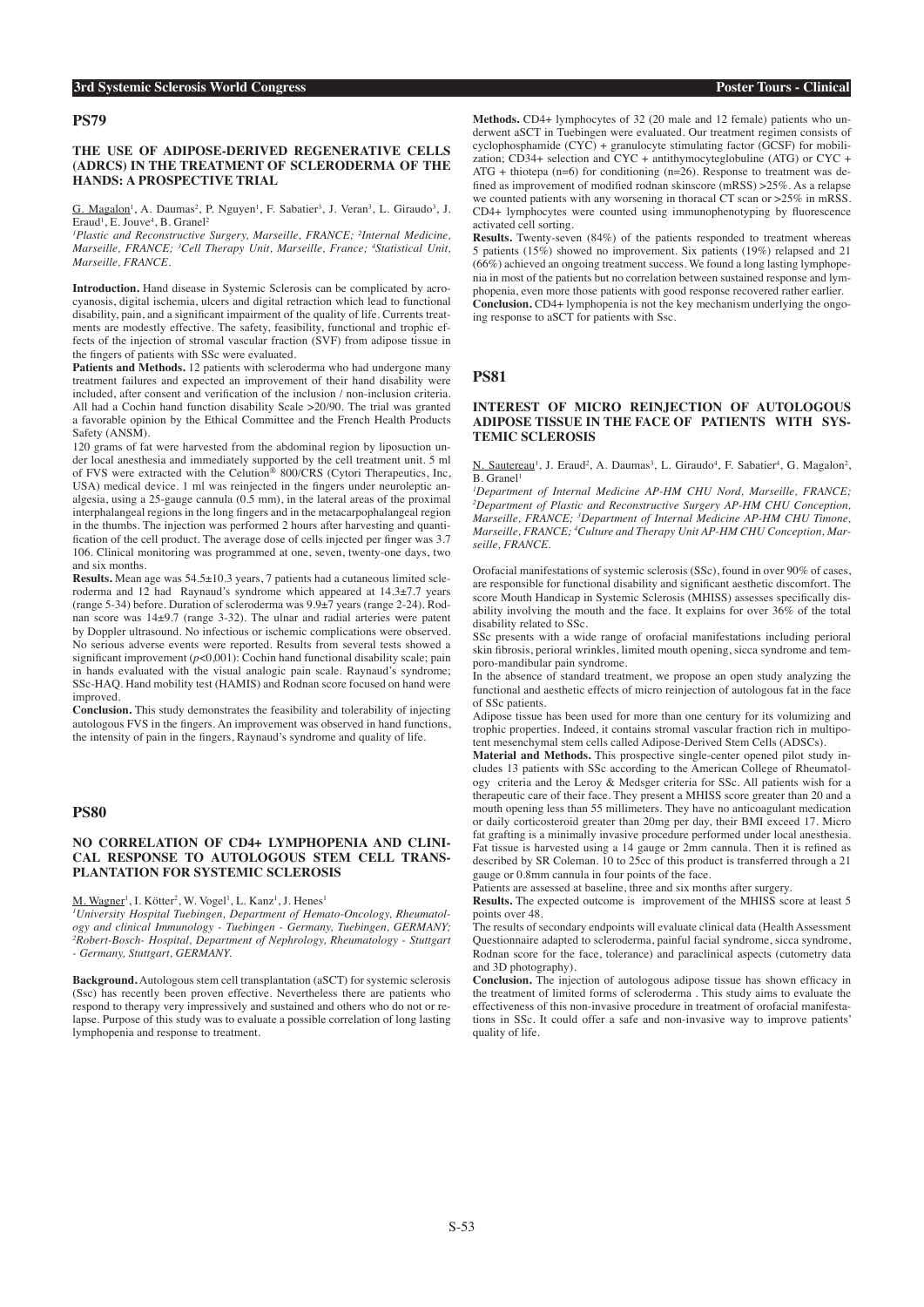## PS79

### THE USE OF ADIPOSE-DERIVED REGENERATIVE CELLS (ADRCS) IN THE TREATMENT OF SCLERODERMA OF THE HANDS: A PROSPECTIVE TRIAL

G. Magalon[1], A. Daumas[2], P. Nguyen[1], F. Sabatier[3], J. Veran[3], L. Giraudo[3], J. Eraud[1], E. Jouve[4], B. Granel[2]

*[1]Plastic and Reconstructive Surgery, Marseille, FRANCE; [2]Internal Medicine, Marseille, FRANCE; [3]Cell Therapy Unit, Marseille, France; [4]Statistical Unit, Marseille, FRANCE.*

**Introduction.** Hand disease in Systemic Sclerosis can be complicated by acrocyanosis, digital ischemia, ulcers and digital retraction which lead to functional disability, pain, and a significant impairment of the quality of life. Currents treatments are modestly effective. The safety, feasibility, functional and trophic effects of the injection of stromal vascular fraction (SVF) from adipose tissue in the fingers of patients with SSc were evaluated.

**Patients and Methods.** 12 patients with scleroderma who had undergone many treatment failures and expected an improvement of their hand disability were included, after consent and verification of the inclusion / non-inclusion criteria. All had a Cochin hand function disability Scale >20/90. The trial was granted a favorable opinion by the Ethical Committee and the French Health Products Safety (ANSM).

120 grams of fat were harvested from the abdominal region by liposuction under local anesthesia and immediately supported by the cell treatment unit. 5 ml of FVS were extracted with the Celution® 800/CRS (Cytori Therapeutics, Inc, USA) medical device. 1 ml was reinjected in the fingers under neuroleptic analgesia, using a 25-gauge cannula (0.5 mm), in the lateral areas of the proximal interphalangeal regions in the long fingers and in the metacarpophalangeal region in the thumbs. The injection was performed 2 hours after harvesting and quantification of the cell product. The average dose of cells injected per finger was 3.7 106. Clinical monitoring was programmed at one, seven, twenty-one days, two and six months.

**Results.** Mean age was 54.5±10.3 years, 7 patients had a cutaneous limited scleroderma and 12 had Raynaud's syndrome which appeared at 14.3±7.7 years (range 5-34) before. Duration of scleroderma was 9.9±7 years (range 2-24). Rodnan score was 14±9.7 (range 3-32). The ulnar and radial arteries were patent by Doppler ultrasound. No infectious or ischemic complications were observed. No serious adverse events were reported. Results from several tests showed a significant improvement ($p$<0,001): Cochin hand functional disability scale; pain in hands evaluated with the visual analogic pain scale. Raynaud's syndrome; SSc-HAQ. Hand mobility test (HAMIS) and Rodnan score focused on hand were improved.

**Conclusion.** This study demonstrates the feasibility and tolerability of injecting autologous FVS in the fingers. An improvement was observed in hand functions, the intensity of pain in the fingers, Raynaud's syndrome and quality of life.

## PS80

### NO CORRELATION OF CD4+ LYMPHOPENIA AND CLINICAL RESPONSE TO AUTOLOGOUS STEM CELL TRANSPLANTATION FOR SYSTEMIC SCLEROSIS

M. Wagner[1], I. Kötter[2], W. Vogel[1], L. Kanz[1], J. Henes[1]

*[1]University Hospital Tuebingen, Department of Hemato-Oncology, Rheumatology and clinical Immunology - Tuebingen - Germany, Tuebingen, GERMANY; [2]Robert-Bosch- Hospital, Department of Nephrology, Rheumatology - Stuttgart - Germany, Stuttgart, GERMANY.*

**Background.** Autologous stem cell transplantation (aSCT) for systemic sclerosis (Ssc) has recently been proven effective. Nevertheless there are patients who respond to therapy very impressively and sustained and others who do not or relapse. Purpose of this study was to evaluate a possible correlation of long lasting lymphopenia and response to treatment.

**Methods.** CD4+ lymphocytes of 32 (20 male and 12 female) patients who underwent aSCT in Tuebingen were evaluated. Our treatment regimen consists of cyclophosphamide (CYC) + granulocyte stimulating factor (GCSF) for mobilization; CD34+ selection and CYC + antithymocyteglobuline (ATG) or CYC + ATG + thiotepa (n=6) for conditioning (n=26). Response to treatment was defined as improvement of modified rodnan skinscore (mRSS) >25%. As a relapse we counted patients with any worsening in thoracal CT scan or >25% in mRSS. CD4+ lymphocytes were counted using immunophenotyping by fluorescence activated cell sorting.

**Results.** Twenty-seven (84%) of the patients responded to treatment whereas 5 patients (15%) showed no improvement. Six patients (19%) relapsed and 21 (66%) achieved an ongoing treatment success. We found a long lasting lymphopenia in most of the patients but no correlation between sustained response and lymphopenia, even more those patients with good response recovered rather earlier.

**Conclusion.** CD4+ lymphopenia is not the key mechanism underlying the ongoing response to aSCT for patients with Ssc.

## PS81

### INTEREST OF MICRO REINJECTION OF AUTOLOGOUS ADIPOSE TISSUE IN THE FACE OF PATIENTS WITH SYSTEMIC SCLEROSIS

N. Sautereau[1], J. Eraud[2], A. Daumas[3], L. Giraudo[4], F. Sabatier[4], G. Magalon[2], B. Granel[1]

*[1]Department of Internal Medicine AP-HM CHU Nord, Marseille, FRANCE; [2]Department of Plastic and Reconstructive Surgery AP-HM CHU Conception, Marseille, FRANCE; [3]Department of Internal Medicine AP-HM CHU Timone, Marseille, FRANCE; [4]Culture and Therapy Unit AP-HM CHU Conception, Marseille, FRANCE.*

Orofacial manifestations of systemic sclerosis (SSc), found in over 90% of cases, are responsible for functional disability and significant aesthetic discomfort. The score Mouth Handicap in Systemic Sclerosis (MHISS) assesses specifically disability involving the mouth and the face. It explains for over 36% of the total disability related to SSc.

SSc presents with a wide range of orofacial manifestations including perioral skin fibrosis, perioral wrinkles, limited mouth opening, sicca syndrome and temporo-mandibular pain syndrome.

In the absence of standard treatment, we propose an open study analyzing the functional and aesthetic effects of micro reinjection of autologous fat in the face of SSc patients.

Adipose tissue has been used for more than one century for its volumizing and trophic properties. Indeed, it contains stromal vascular fraction rich in multipotent mesenchymal stem cells called Adipose-Derived Stem Cells (ADSCs).

**Material and Methods.** This prospective single-center opened pilot study includes 13 patients with SSc according to the American College of Rheumatology criteria and the Leroy & Medsger criteria for SSc. All patients wish for a therapeutic care of their face. They present a MHISS score greater than 20 and a mouth opening less than 55 millimeters. They have no anticoagulant medication or daily corticosteroid greater than 20mg per day, their BMI exceed 17. Micro fat grafting is a minimally invasive procedure performed under local anesthesia. Fat tissue is harvested using a 14 gauge or 2mm cannula. Then it is refined as described by SR Coleman. 10 to 25cc of this product is transferred through a 21 gauge or 0.8mm cannula in four points of the face.

Patients are assessed at baseline, three and six months after surgery.

**Results.** The expected outcome is improvement of the MHISS score at least 5 points over 48.

The results of secondary endpoints will evaluate clinical data (Health Assessment Questionnaire adapted to scleroderma, painful facial syndrome, sicca syndrome, Rodnan score for the face, tolerance) and paraclinical aspects (cutometry data and 3D photography).

**Conclusion.** The injection of autologous adipose tissue has shown efficacy in the treatment of limited forms of scleroderma . This study aims to evaluate the effectiveness of this non-invasive procedure in treatment of orofacial manifestations in SSc. It could offer a safe and non-invasive way to improve patients' quality of life.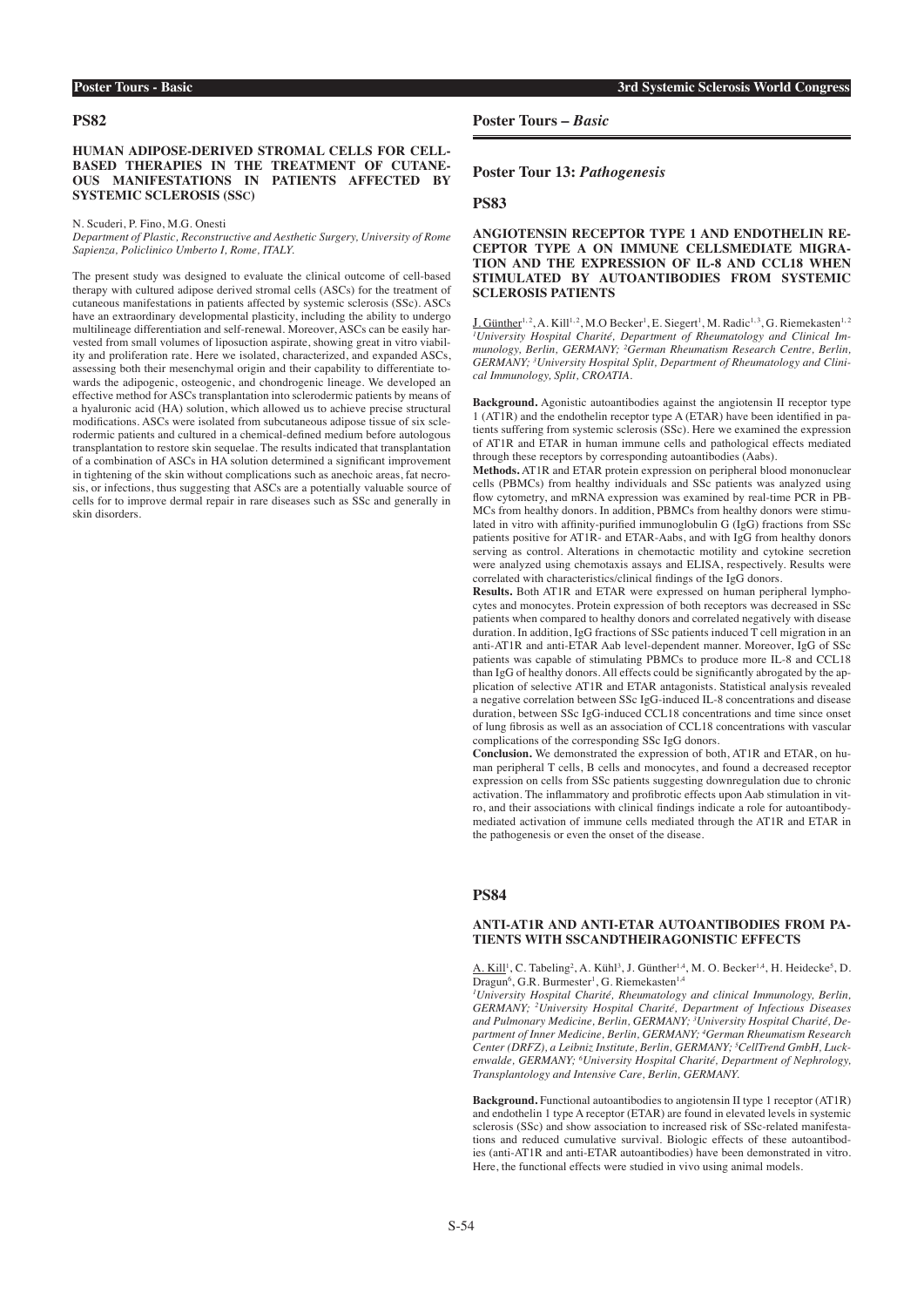## PS82

### HUMAN ADIPOSE-DERIVED STROMAL CELLS FOR CELL-BASED THERAPIES IN THE TREATMENT OF CUTANEOUS MANIFESTATIONS IN PATIENTS AFFECTED BY SYSTEMIC SCLEROSIS (SSC)

N. Scuderi, P. Fino, M.G. Onesti

*Department of Plastic, Reconstructive and Aesthetic Surgery, University of Rome Sapienza, Policlinico Umberto I, Rome, ITALY.*

The present study was designed to evaluate the clinical outcome of cell-based therapy with cultured adipose derived stromal cells (ASCs) for the treatment of cutaneous manifestations in patients affected by systemic sclerosis (SSc). ASCs have an extraordinary developmental plasticity, including the ability to undergo multilineage differentiation and self-renewal. Moreover, ASCs can be easily harvested from small volumes of liposuction aspirate, showing great in vitro viability and proliferation rate. Here we isolated, characterized, and expanded ASCs, assessing both their mesenchymal origin and their capability to differentiate towards the adipogenic, osteogenic, and chondrogenic lineage. We developed an effective method for ASCs transplantation into sclerodermic patients by means of a hyaluronic acid (HA) solution, which allowed us to achieve precise structural modifications. ASCs were isolated from subcutaneous adipose tissue of six sclerodermic patients and cultured in a chemical-defined medium before autologous transplantation to restore skin sequelae. The results indicated that transplantation of a combination of ASCs in HA solution determined a significant improvement in tightening of the skin without complications such as anechoic areas, fat necrosis, or infections, thus suggesting that ASCs are a potentially valuable source of cells for to improve dermal repair in rare diseases such as SSc and generally in skin disorders.

# Poster Tours – *Basic*

## Poster Tour 13: *Pathogenesis*

## PS83

### ANGIOTENSIN RECEPTOR TYPE 1 AND ENDOTHELIN RECEPTOR TYPE A ON IMMUNE CELLSMEDIATE MIGRATION AND THE EXPRESSION OF IL-8 AND CCL18 WHEN STIMULATED BY AUTOANTIBODIES FROM SYSTEMIC SCLEROSIS PATIENTS

J. Günther[1,2], A. Kill[1,2], M.O Becker[1], E. Siegert[1], M. Radic[1,3], G. Riemekasten[1,2]

*[1]University Hospital Charité, Department of Rheumatology and Clinical Immunology, Berlin, GERMANY; [2]German Rheumatism Research Centre, Berlin, GERMANY; [3]University Hospital Split, Department of Rheumatology and Clinical Immunology, Split, CROATIA.*

**Background.** Agonistic autoantibodies against the angiotensin II receptor type 1 (AT1R) and the endothelin receptor type A (ETAR) have been identified in patients suffering from systemic sclerosis (SSc). Here we examined the expression of AT1R and ETAR in human immune cells and pathological effects mediated through these receptors by corresponding autoantibodies (Aabs).

**Methods.** AT1R and ETAR protein expression on peripheral blood mononuclear cells (PBMCs) from healthy individuals and SSc patients was analyzed using flow cytometry, and mRNA expression was examined by real-time PCR in PBMCs from healthy donors. In addition, PBMCs from healthy donors were stimulated in vitro with affinity-purified immunoglobulin G (IgG) fractions from SSc patients positive for AT1R- and ETAR-Aabs, and with IgG from healthy donors serving as control. Alterations in chemotactic motility and cytokine secretion were analyzed using chemotaxis assays and ELISA, respectively. Results were correlated with characteristics/clinical findings of the IgG donors.

**Results.** Both AT1R and ETAR were expressed on human peripheral lymphocytes and monocytes. Protein expression of both receptors was decreased in SSc patients when compared to healthy donors and correlated negatively with disease duration. In addition, IgG fractions of SSc patients induced T cell migration in an anti-AT1R and anti-ETAR Aab level-dependent manner. Moreover, IgG of SSc patients was capable of stimulating PBMCs to produce more IL-8 and CCL18 than IgG of healthy donors. All effects could be significantly abrogated by the application of selective AT1R and ETAR antagonists. Statistical analysis revealed a negative correlation between SSc IgG-induced IL-8 concentrations and disease duration, between SSc IgG-induced CCL18 concentrations and time since onset of lung fibrosis as well as an association of CCL18 concentrations with vascular complications of the corresponding SSc IgG donors.

**Conclusion.** We demonstrated the expression of both, AT1R and ETAR, on human peripheral T cells, B cells and monocytes, and found a decreased receptor expression on cells from SSc patients suggesting downregulation due to chronic activation. The inflammatory and profibrotic effects upon Aab stimulation in vitro, and their associations with clinical findings indicate a role for autoantibody-mediated activation of immune cells mediated through the AT1R and ETAR in the pathogenesis or even the onset of the disease.

## PS84

### ANTI-AT1R AND ANTI-ETAR AUTOANTIBODIES FROM PATIENTS WITH SSCANDTHEIRAGONISTIC EFFECTS

A. Kill[1], C. Tabeling[2], A. Kühl[3], J. Günther[1,4], M. O. Becker[1,4], H. Heidecke[5], D. Dragun[6], G.R. Burmester[1], G. Riemekasten[1,4]

*[1]University Hospital Charité, Rheumatology and clinical Immunology, Berlin, GERMANY; [2]University Hospital Charité, Department of Infectious Diseases and Pulmonary Medicine, Berlin, GERMANY; [3]University Hospital Charité, Department of Inner Medicine, Berlin, GERMANY; [4]German Rheumatism Research Center (DRFZ), a Leibniz Institute, Berlin, GERMANY; [5]CellTrend GmbH, Luckenwalde, GERMANY; [6]University Hospital Charité, Department of Nephrology, Transplantology and Intensive Care, Berlin, GERMANY.*

**Background.** Functional autoantibodies to angiotensin II type 1 receptor (AT1R) and endothelin 1 type A receptor (ETAR) are found in elevated levels in systemic sclerosis (SSc) and show association to increased risk of SSc-related manifestations and reduced cumulative survival. Biologic effects of these autoantibodies (anti-AT1R and anti-ETAR autoantibodies) have been demonstrated in vitro. Here, the functional effects were studied in vivo using animal models.